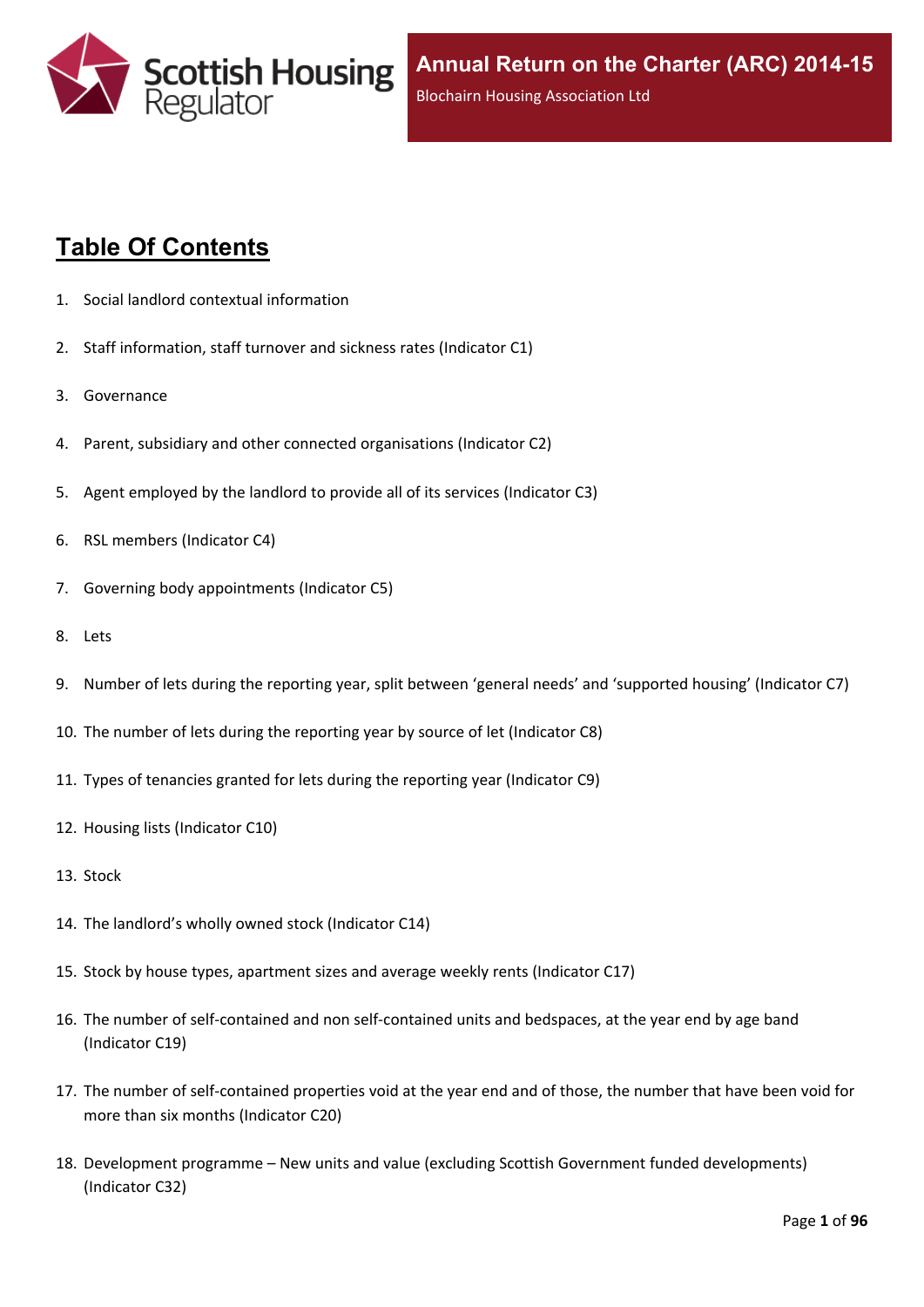# Annual Return on the Charter (ARC) 2014-15

Blochairn Housing Association Ltd

## Table Of Contents

1. Social landlord contextual information
2. Staff information, staff turnover and sickness rates (Indicator C1)
3. Governance
4. Parent, subsidiary and other connected organisations (Indicator C2)
5. Agent employed by the landlord to provide all of its services (Indicator C3)
6. RSL members (Indicator C4)
7. Governing body appointments (Indicator C5)
8. Lets
9. Number of lets during the reporting year, split between 'general needs' and 'supported housing' (Indicator C7)
10. The number of lets during the reporting year by source of let (Indicator C8)
11. Types of tenancies granted for lets during the reporting year (Indicator C9)
12. Housing lists (Indicator C10)
13. Stock
14. The landlord's wholly owned stock (Indicator C14)
15. Stock by house types, apartment sizes and average weekly rents (Indicator C17)
16. The number of self-contained and non self-contained units and bedspaces, at the year end by age band (Indicator C19)
17. The number of self-contained properties void at the year end and of those, the number that have been void for more than six months (Indicator C20)
18. Development programme – New units and value (excluding Scottish Government funded developments) (Indicator C32)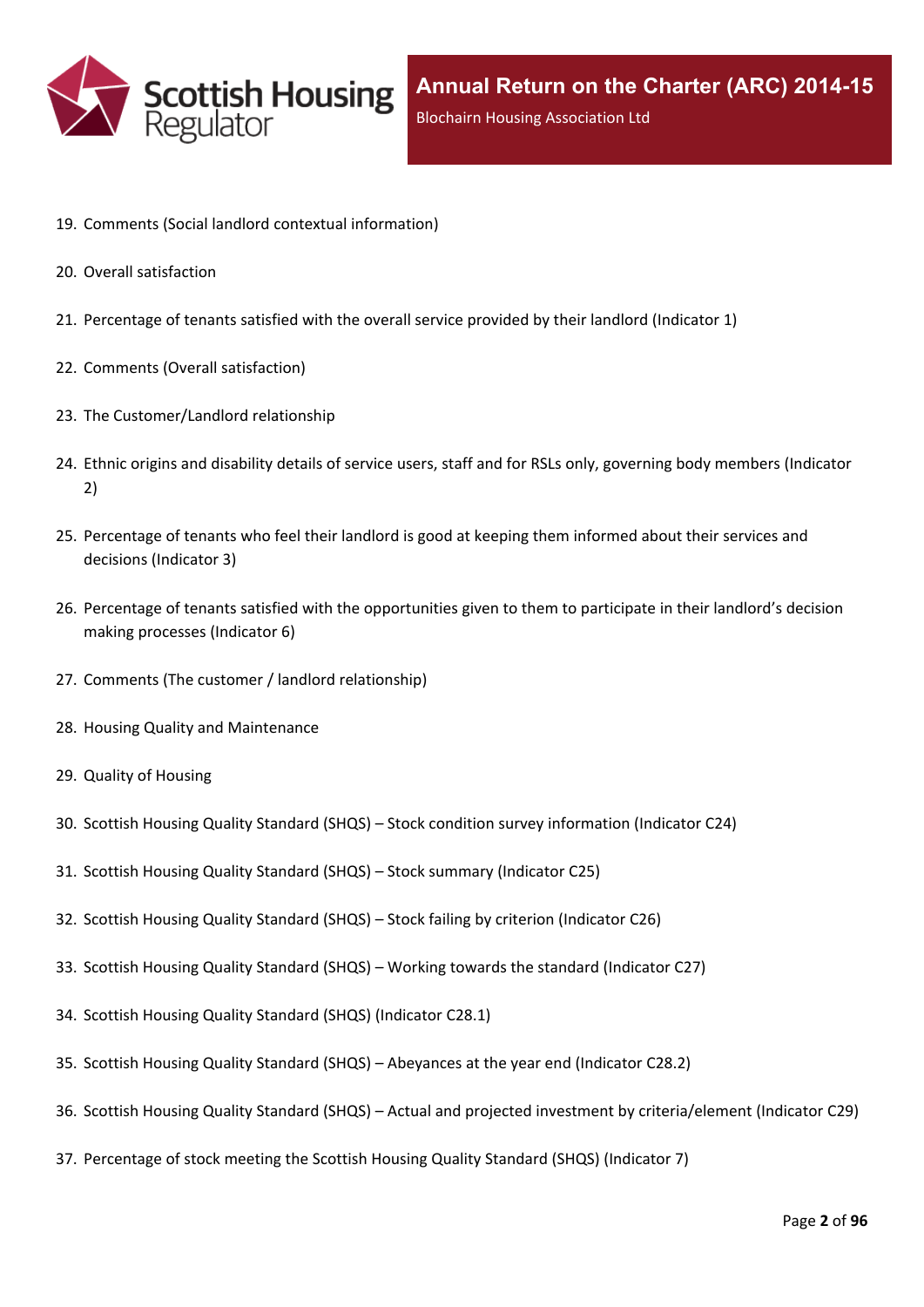19. Comments (Social landlord contextual information)
20. Overall satisfaction
21. Percentage of tenants satisfied with the overall service provided by their landlord (Indicator 1)
22. Comments (Overall satisfaction)
23. The Customer/Landlord relationship
24. Ethnic origins and disability details of service users, staff and for RSLs only, governing body members (Indicator 2)
25. Percentage of tenants who feel their landlord is good at keeping them informed about their services and decisions (Indicator 3)
26. Percentage of tenants satisfied with the opportunities given to them to participate in their landlord's decision making processes (Indicator 6)
27. Comments (The customer / landlord relationship)
28. Housing Quality and Maintenance
29. Quality of Housing
30. Scottish Housing Quality Standard (SHQS) – Stock condition survey information (Indicator C24)
31. Scottish Housing Quality Standard (SHQS) – Stock summary (Indicator C25)
32. Scottish Housing Quality Standard (SHQS) – Stock failing by criterion (Indicator C26)
33. Scottish Housing Quality Standard (SHQS) – Working towards the standard (Indicator C27)
34. Scottish Housing Quality Standard (SHQS) (Indicator C28.1)
35. Scottish Housing Quality Standard (SHQS) – Abeyances at the year end (Indicator C28.2)
36. Scottish Housing Quality Standard (SHQS) – Actual and projected investment by criteria/element (Indicator C29)
37. Percentage of stock meeting the Scottish Housing Quality Standard (SHQS) (Indicator 7)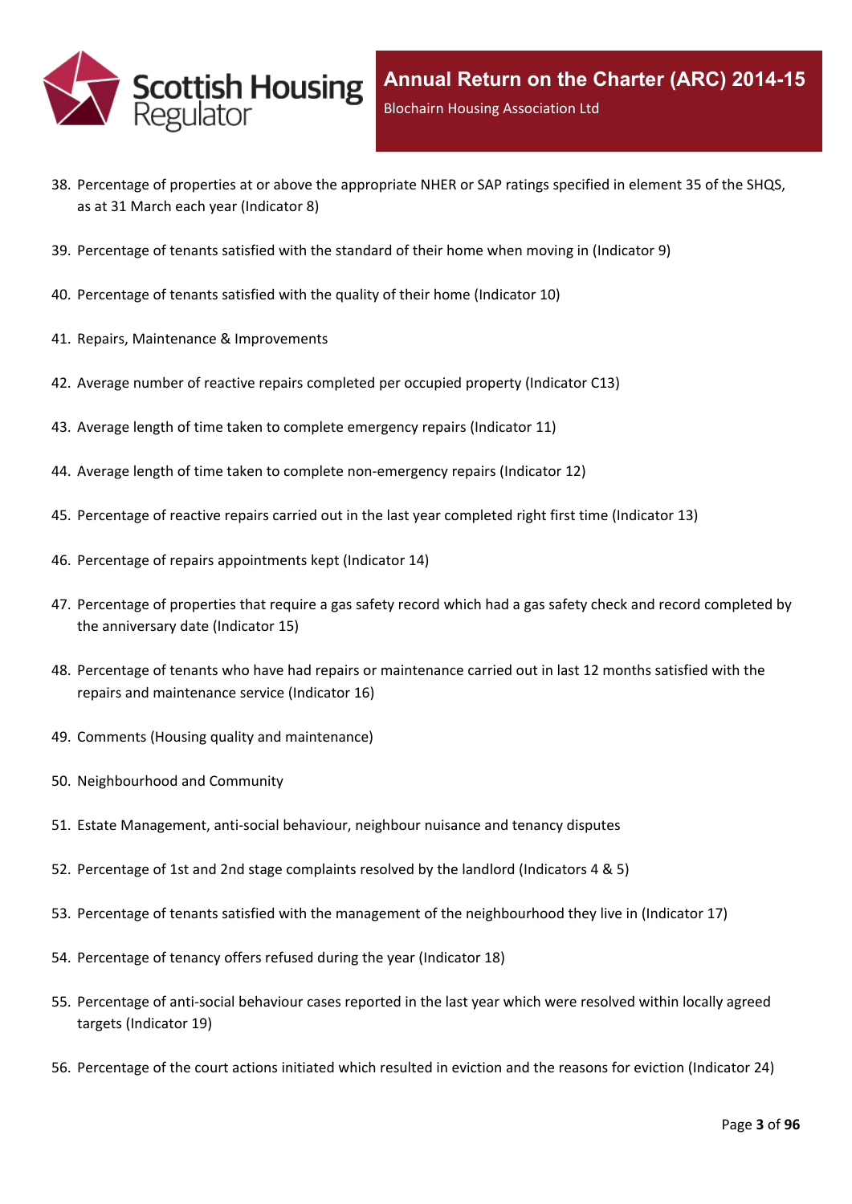38. Percentage of properties at or above the appropriate NHER or SAP ratings specified in element 35 of the SHQS, as at 31 March each year (Indicator 8)
39. Percentage of tenants satisfied with the standard of their home when moving in (Indicator 9)
40. Percentage of tenants satisfied with the quality of their home (Indicator 10)
41. Repairs, Maintenance & Improvements
42. Average number of reactive repairs completed per occupied property (Indicator C13)
43. Average length of time taken to complete emergency repairs (Indicator 11)
44. Average length of time taken to complete non-emergency repairs (Indicator 12)
45. Percentage of reactive repairs carried out in the last year completed right first time (Indicator 13)
46. Percentage of repairs appointments kept (Indicator 14)
47. Percentage of properties that require a gas safety record which had a gas safety check and record completed by the anniversary date (Indicator 15)
48. Percentage of tenants who have had repairs or maintenance carried out in last 12 months satisfied with the repairs and maintenance service (Indicator 16)
49. Comments (Housing quality and maintenance)
50. Neighbourhood and Community
51. Estate Management, anti-social behaviour, neighbour nuisance and tenancy disputes
52. Percentage of 1st and 2nd stage complaints resolved by the landlord (Indicators 4 & 5)
53. Percentage of tenants satisfied with the management of the neighbourhood they live in (Indicator 17)
54. Percentage of tenancy offers refused during the year (Indicator 18)
55. Percentage of anti-social behaviour cases reported in the last year which were resolved within locally agreed targets (Indicator 19)
56. Percentage of the court actions initiated which resulted in eviction and the reasons for eviction (Indicator 24)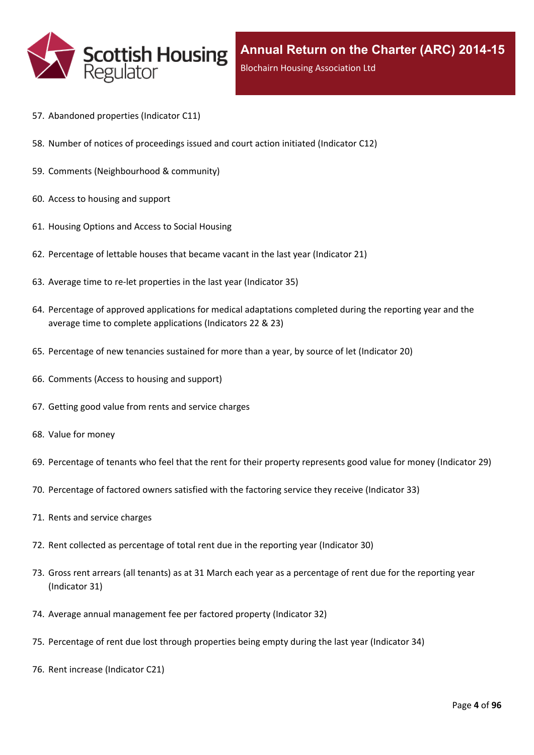57. Abandoned properties (Indicator C11)

58. Number of notices of proceedings issued and court action initiated (Indicator C12)

59. Comments (Neighbourhood & community)

60. Access to housing and support

61. Housing Options and Access to Social Housing

62. Percentage of lettable houses that became vacant in the last year (Indicator 21)

63. Average time to re-let properties in the last year (Indicator 35)

64. Percentage of approved applications for medical adaptations completed during the reporting year and the average time to complete applications (Indicators 22 & 23)

65. Percentage of new tenancies sustained for more than a year, by source of let (Indicator 20)

66. Comments (Access to housing and support)

67. Getting good value from rents and service charges

68. Value for money

69. Percentage of tenants who feel that the rent for their property represents good value for money (Indicator 29)

70. Percentage of factored owners satisfied with the factoring service they receive (Indicator 33)

71. Rents and service charges

72. Rent collected as percentage of total rent due in the reporting year (Indicator 30)

73. Gross rent arrears (all tenants) as at 31 March each year as a percentage of rent due for the reporting year (Indicator 31)

74. Average annual management fee per factored property (Indicator 32)

75. Percentage of rent due lost through properties being empty during the last year (Indicator 34)

76. Rent increase (Indicator C21)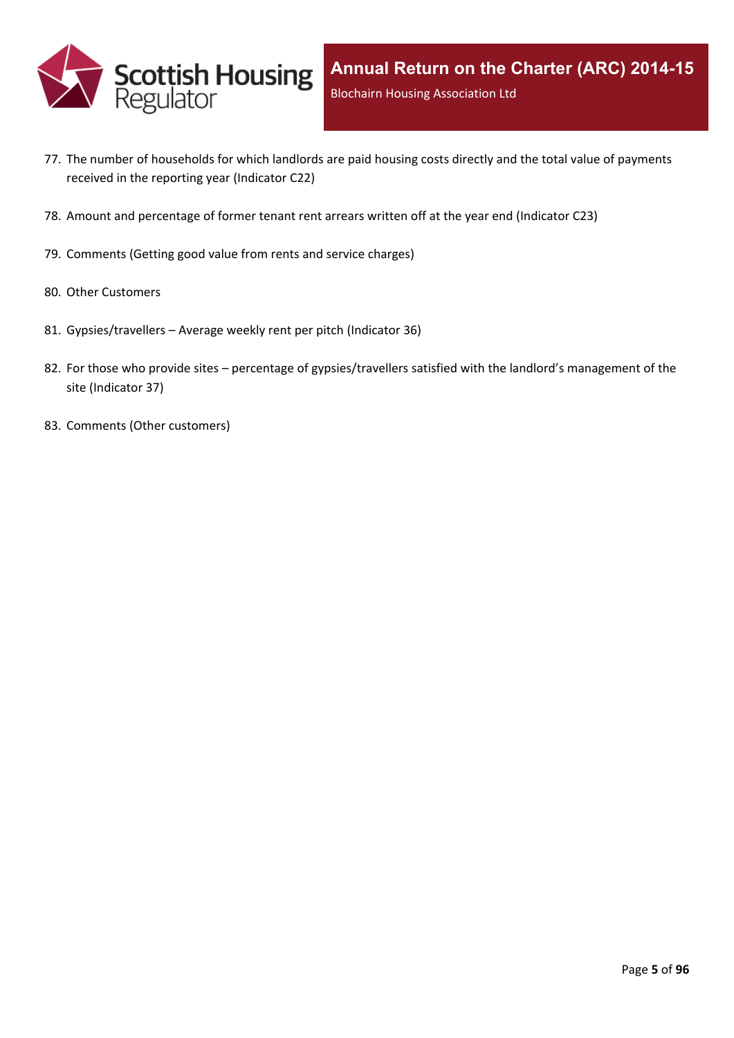77. The number of households for which landlords are paid housing costs directly and the total value of payments received in the reporting year (Indicator C22)
78. Amount and percentage of former tenant rent arrears written off at the year end (Indicator C23)
79. Comments (Getting good value from rents and service charges)
80. Other Customers
81. Gypsies/travellers – Average weekly rent per pitch (Indicator 36)
82. For those who provide sites – percentage of gypsies/travellers satisfied with the landlord's management of the site (Indicator 37)
83. Comments (Other customers)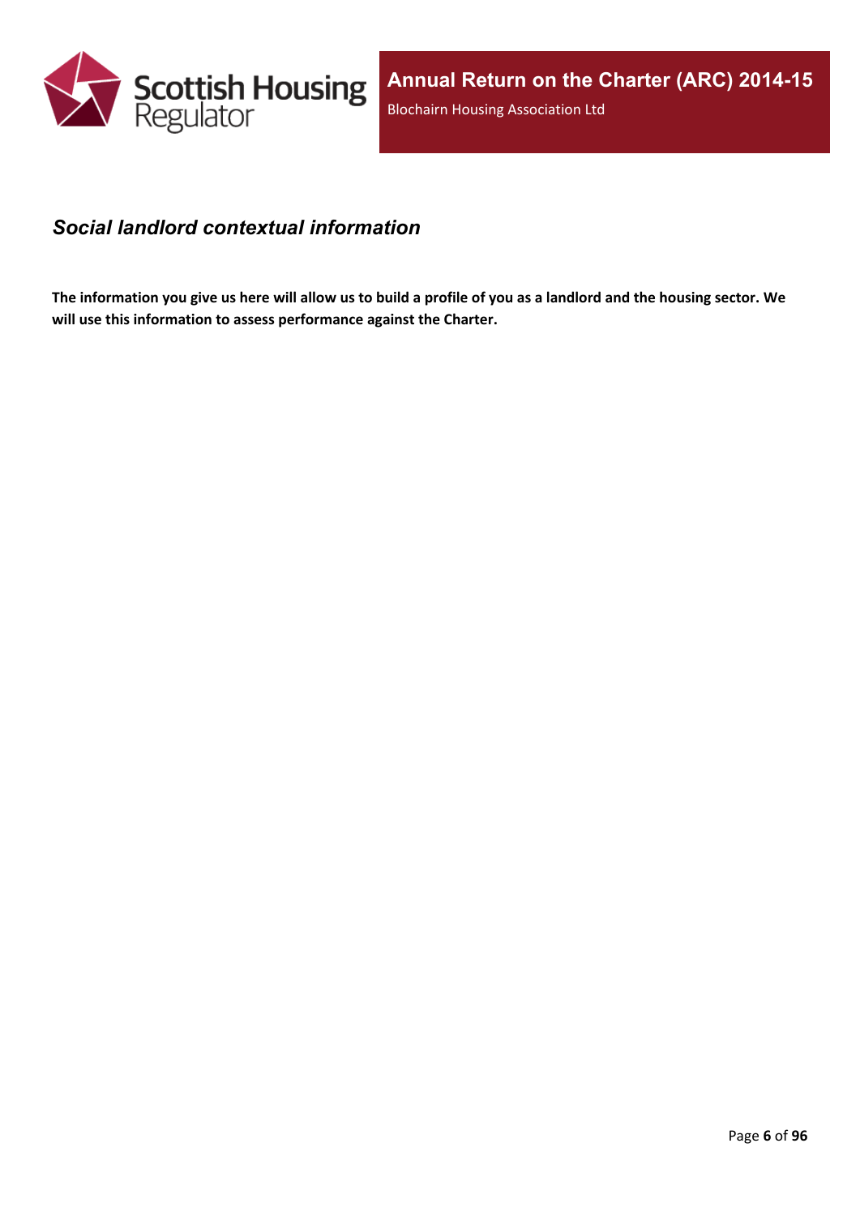## *Social landlord contextual information*

**The information you give us here will allow us to build a profile of you as a landlord and the housing sector. We will use this information to assess performance against the Charter.**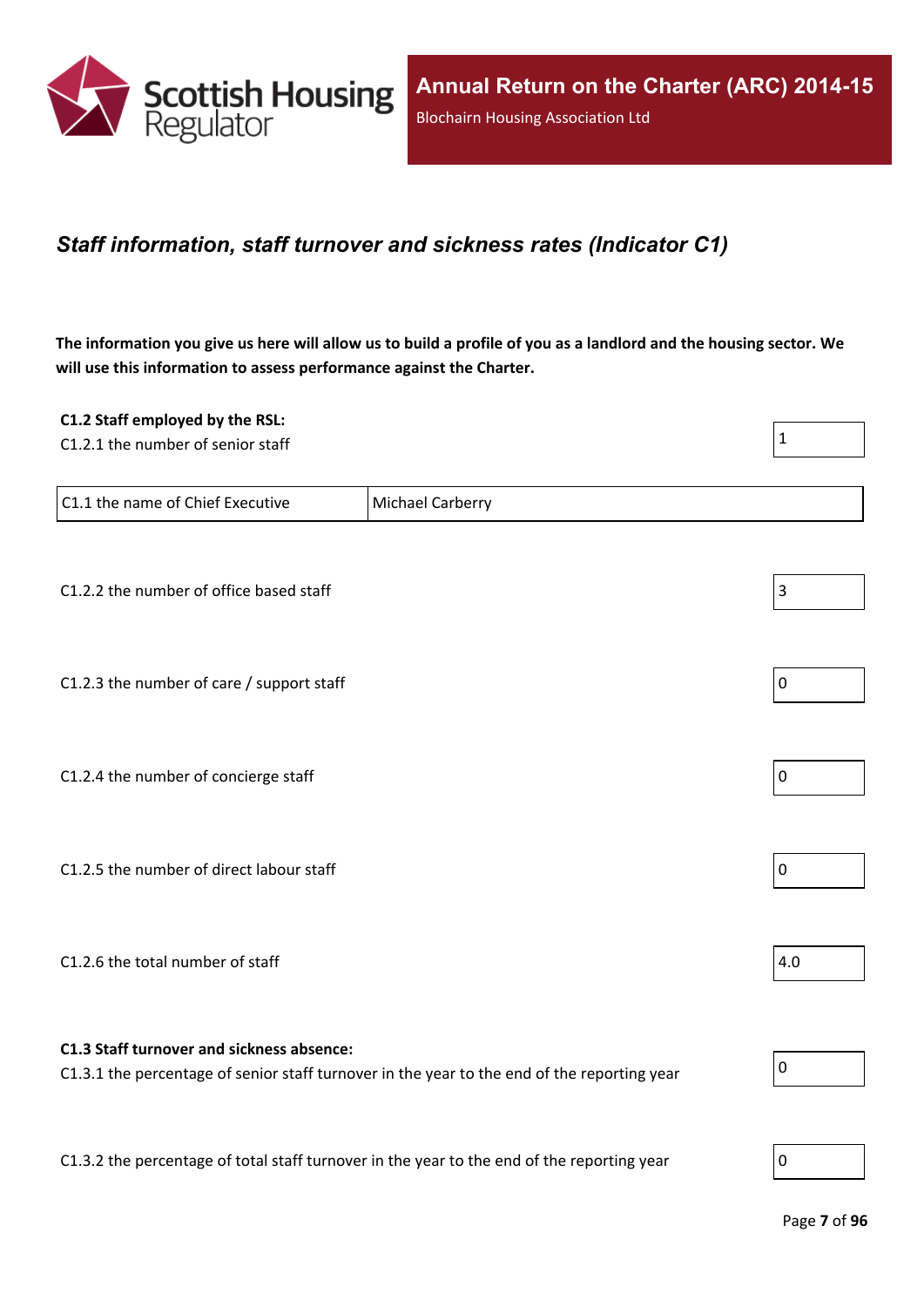## *Staff information, staff turnover and sickness rates (Indicator C1)*

**The information you give us here will allow us to build a profile of you as a landlord and the housing sector. We will use this information to assess performance against the Charter.**

**C1.2 Staff employed by the RSL:**

C1.2.1 the number of senior staff: 1

| C1.1 the name of Chief Executive | Michael Carberry |
| --- | --- |

C1.2.2 the number of office based staff: 3

C1.2.3 the number of care / support staff: 0

C1.2.4 the number of concierge staff: 0

C1.2.5 the number of direct labour staff: 0

C1.2.6 the total number of staff: 4.0

**C1.3 Staff turnover and sickness absence:**

C1.3.1 the percentage of senior staff turnover in the year to the end of the reporting year: 0

C1.3.2 the percentage of total staff turnover in the year to the end of the reporting year: 0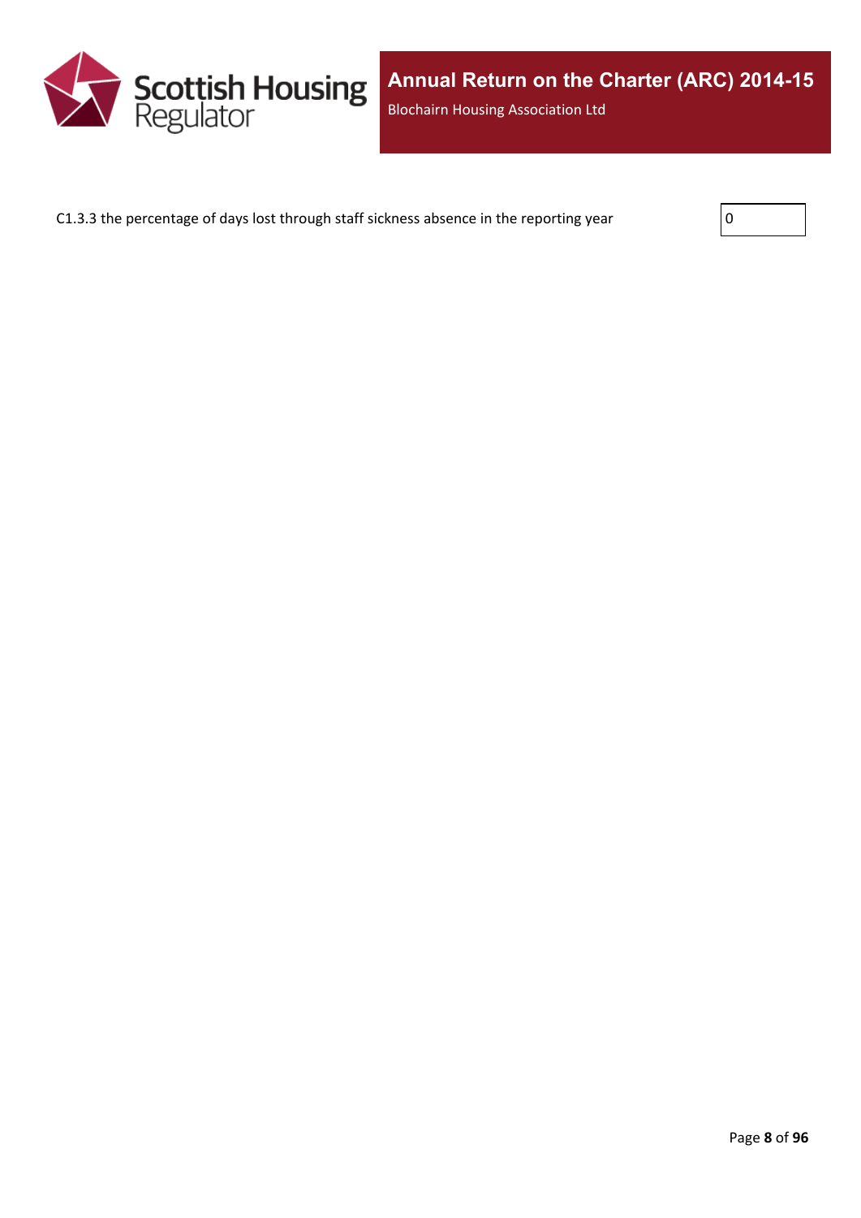C1.3.3 the percentage of days lost through staff sickness absence in the reporting year

| 0 |
|---|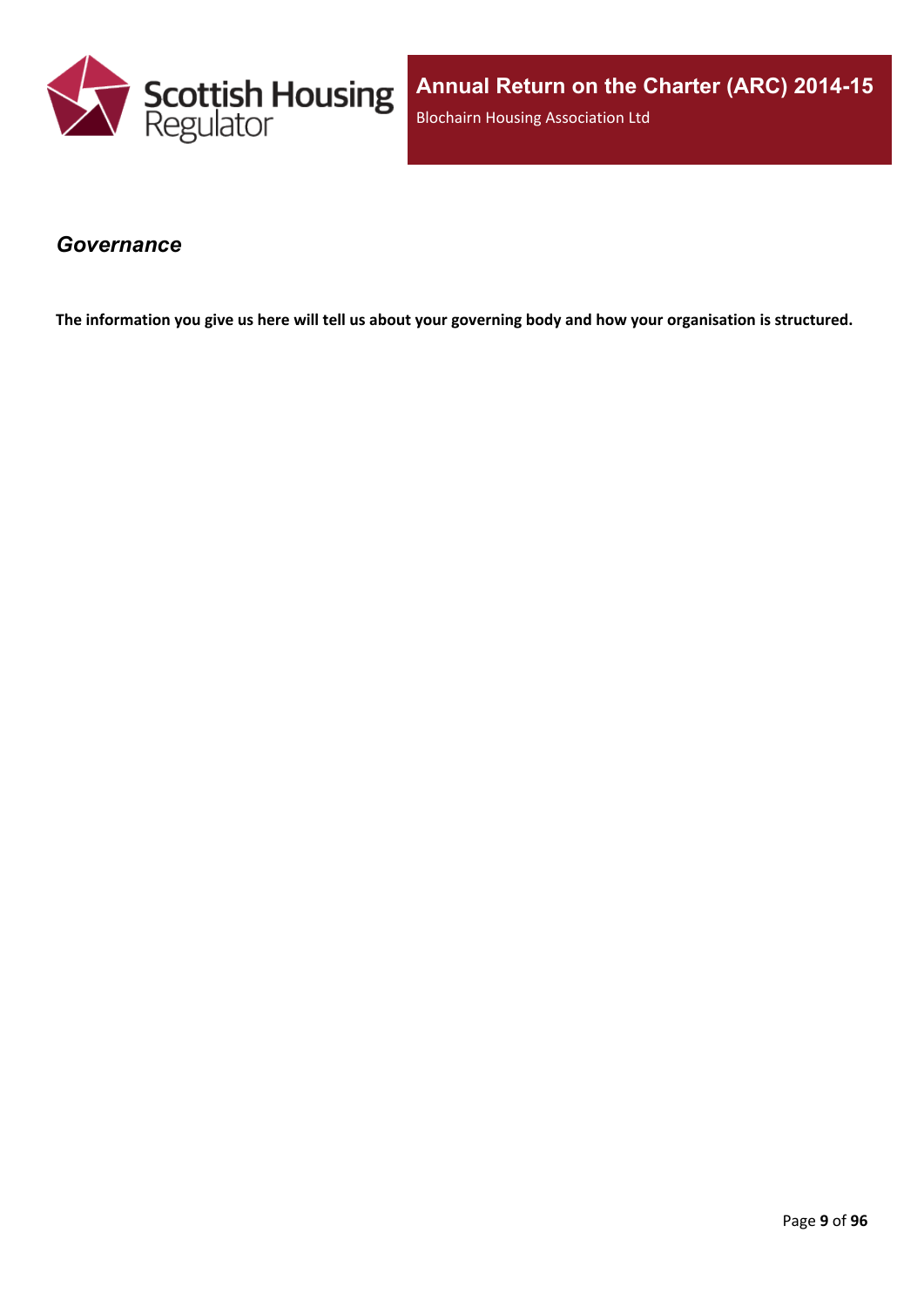## *Governance*

**The information you give us here will tell us about your governing body and how your organisation is structured.**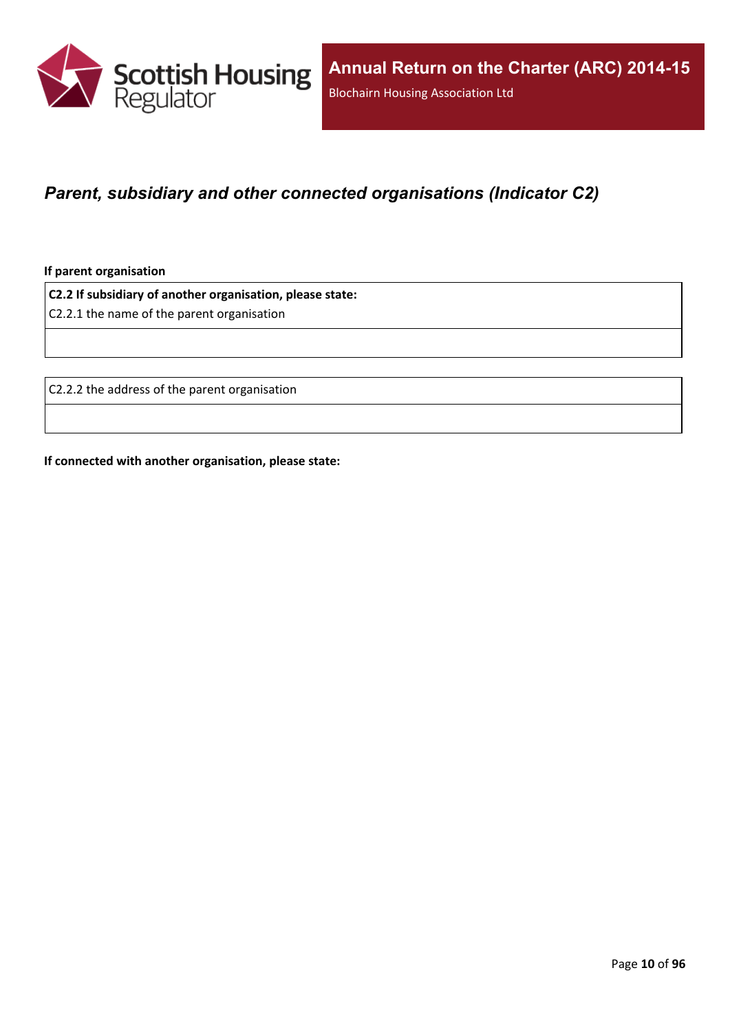## *Parent, subsidiary and other connected organisations (Indicator C2)*

**If parent organisation**

| **C2.2 If subsidiary of another organisation, please state:**<br>C2.2.1 the name of the parent organisation |
| --- |
| |

| C2.2.2 the address of the parent organisation |
| --- |
| |

**If connected with another organisation, please state:**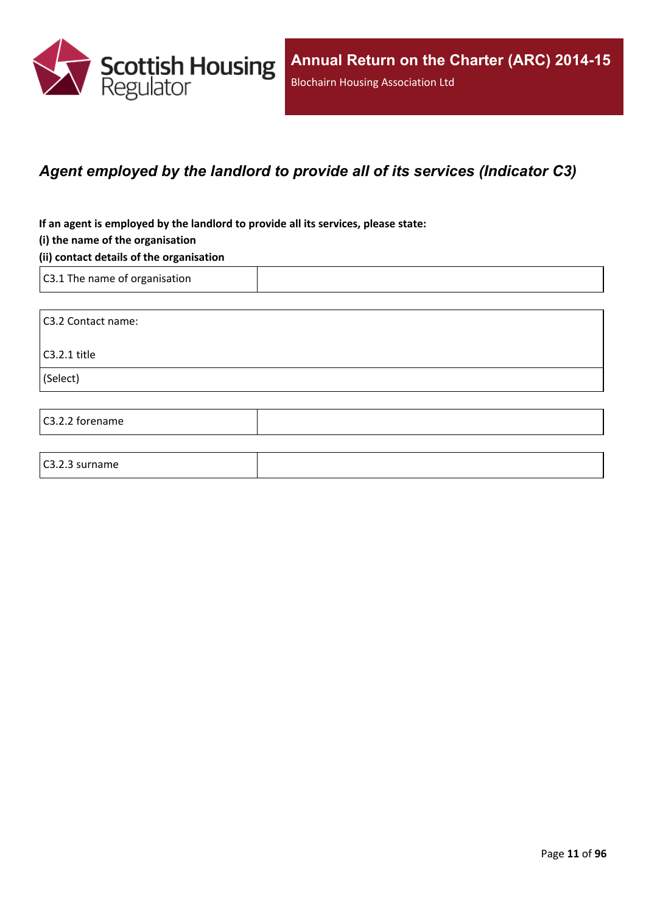## *Agent employed by the landlord to provide all of its services (Indicator C3)*

**If an agent is employed by the landlord to provide all its services, please state:**
**(i) the name of the organisation**
**(ii) contact details of the organisation**

| C3.1 The name of organisation | |
|---|---|

| C3.2 Contact name: C3.2.1 title |
|---|
| (Select) |

| C3.2.2 forename | |
|---|---|

| C3.2.3 surname | |
|---|---|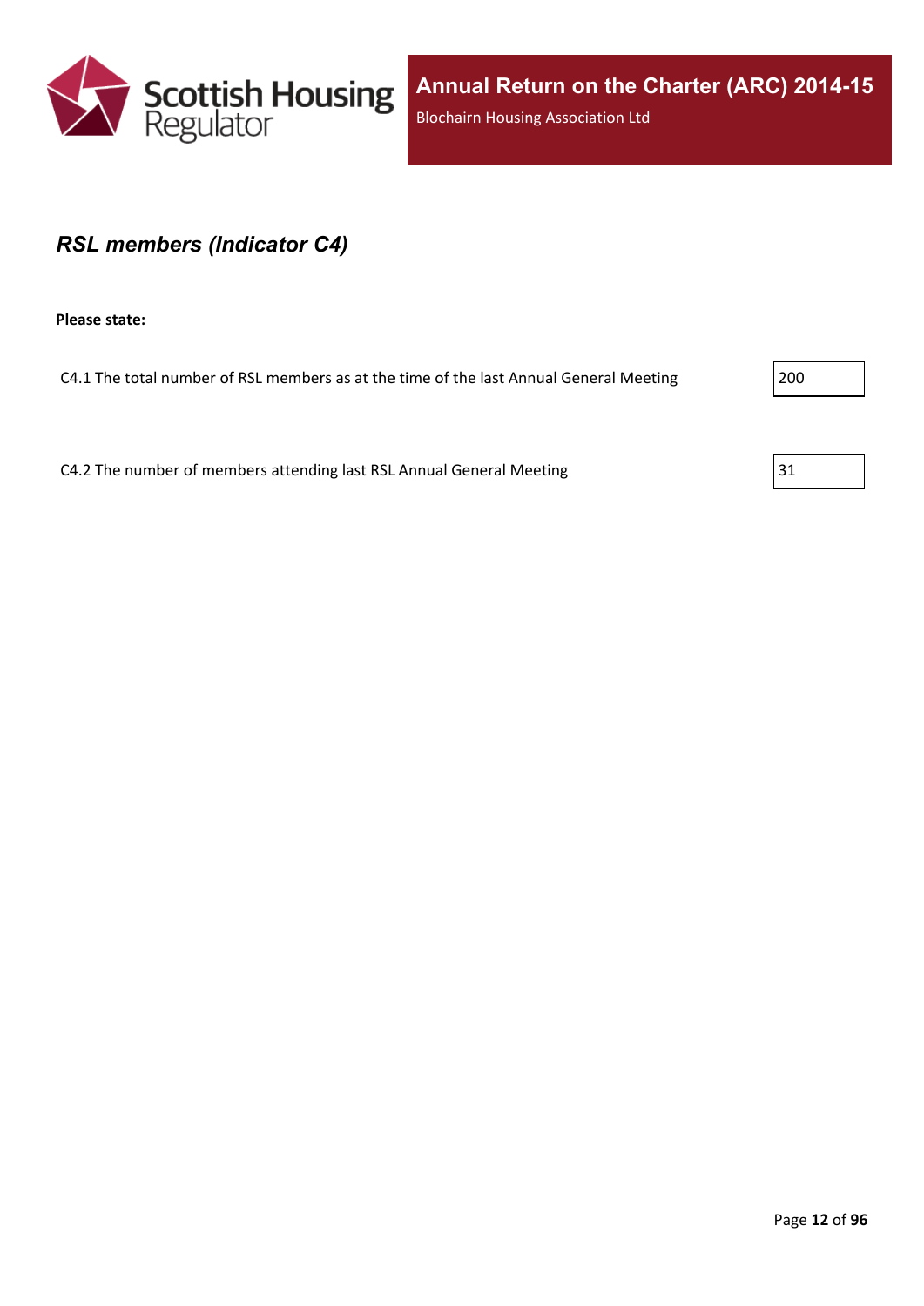## *RSL members (Indicator C4)*

**Please state:**

C4.1 The total number of RSL members as at the time of the last Annual General Meeting: 200

C4.2 The number of members attending last RSL Annual General Meeting: 31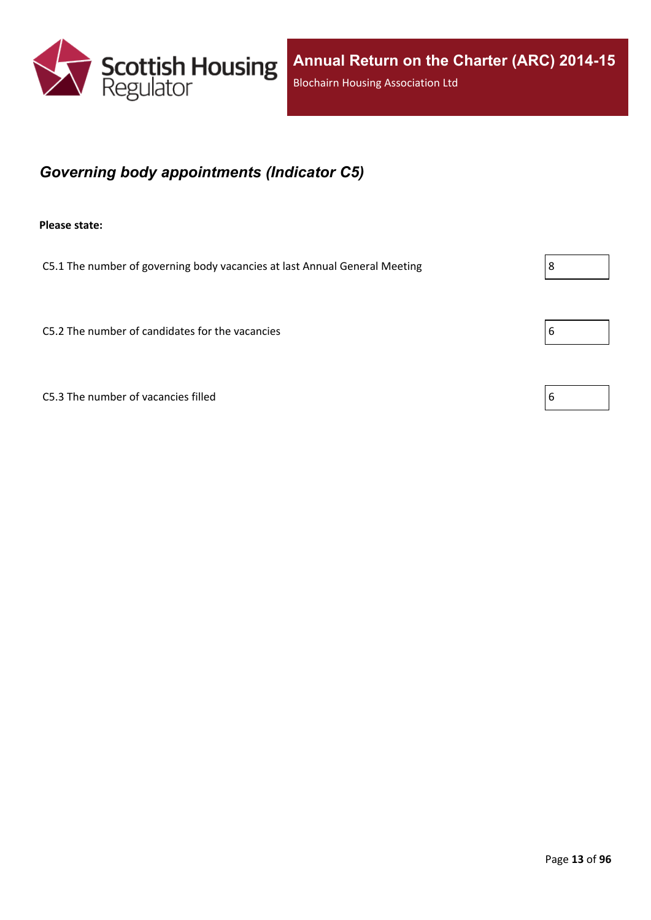## *Governing body appointments (Indicator C5)*

**Please state:**

| | |
|---|---|
| C5.1 The number of governing body vacancies at last Annual General Meeting | 8 |
| C5.2 The number of candidates for the vacancies | 6 |
| C5.3 The number of vacancies filled | 6 |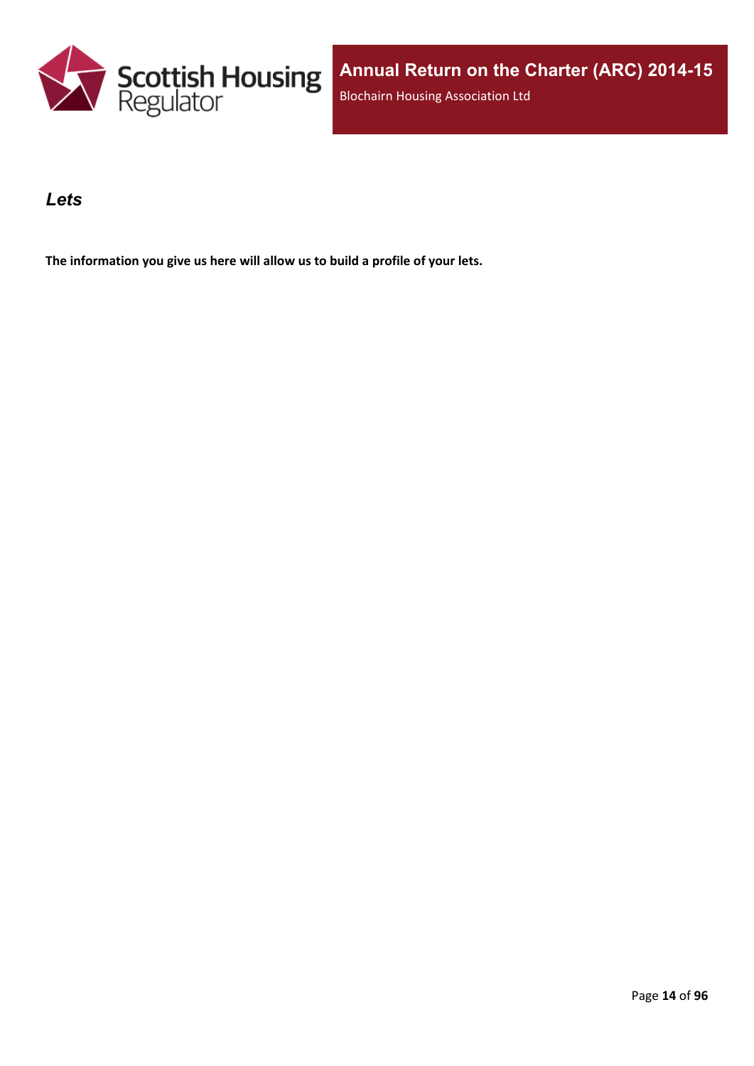## *Lets*

**The information you give us here will allow us to build a profile of your lets.**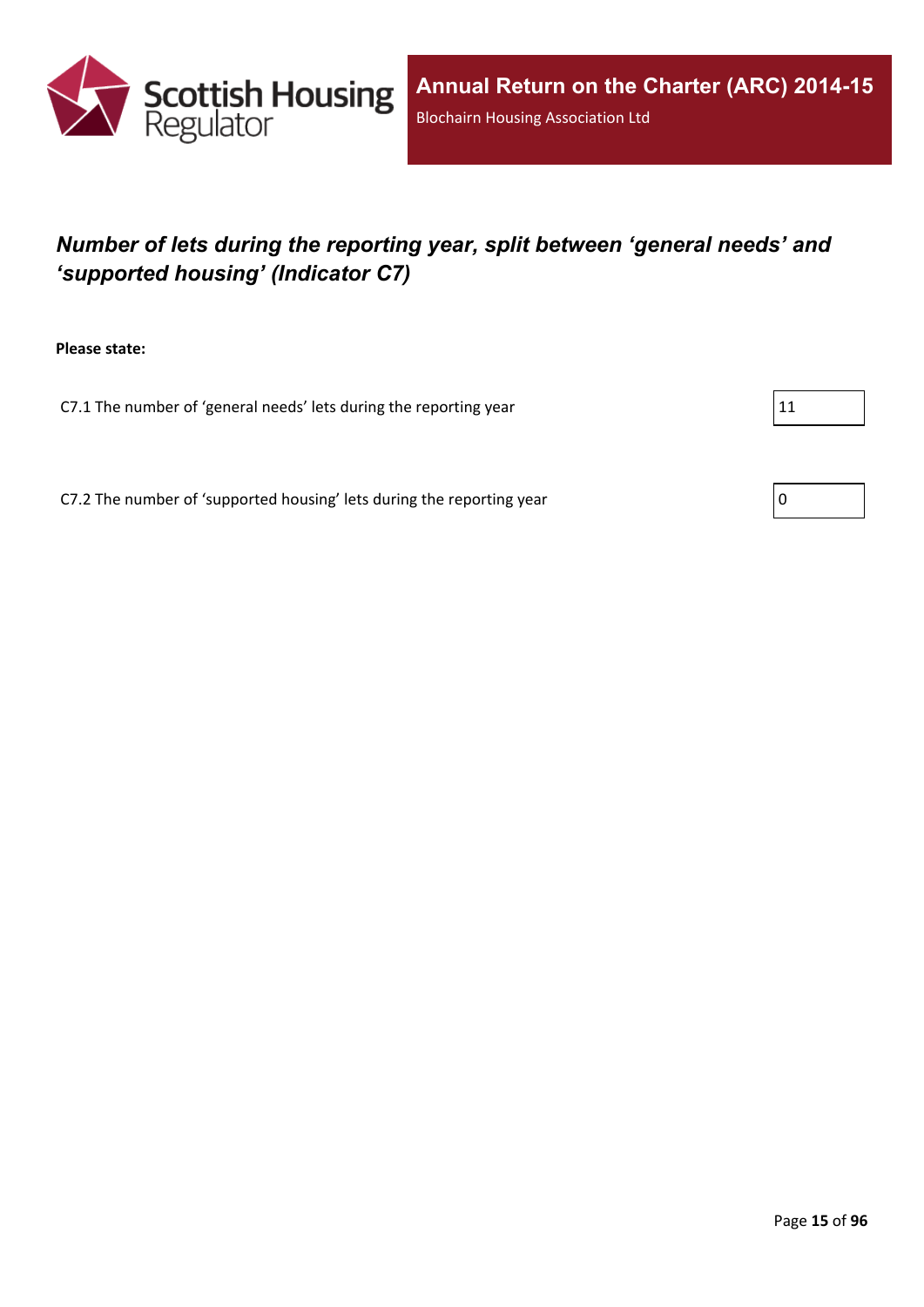## *Number of lets during the reporting year, split between 'general needs' and 'supported housing' (Indicator C7)*

**Please state:**

C7.1 The number of 'general needs' lets during the reporting year

11

C7.2 The number of 'supported housing' lets during the reporting year

0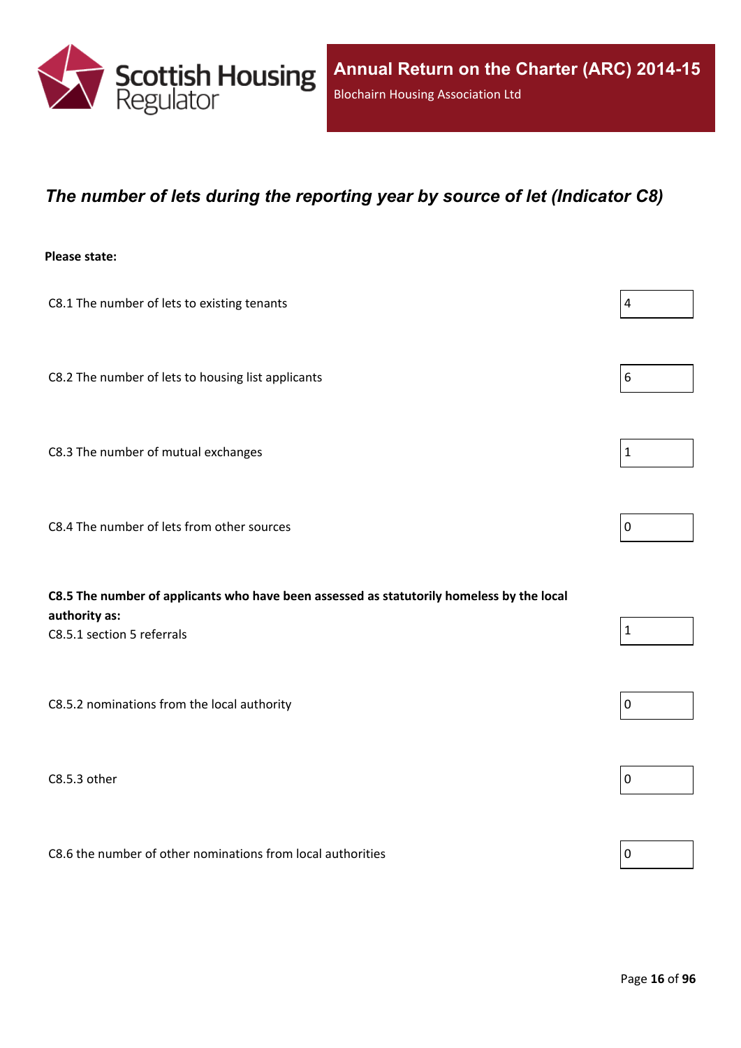## *The number of lets during the reporting year by source of let (Indicator C8)*

**Please state:**

| | |
|---|---|
| C8.1 The number of lets to existing tenants | 4 |
| C8.2 The number of lets to housing list applicants | 6 |
| C8.3 The number of mutual exchanges | 1 |
| C8.4 The number of lets from other sources | 0 |
| **C8.5 The number of applicants who have been assessed as statutorily homeless by the local authority as:** C8.5.1 section 5 referrals | 1 |
| C8.5.2 nominations from the local authority | 0 |
| C8.5.3 other | 0 |
| C8.6 the number of other nominations from local authorities | 0 |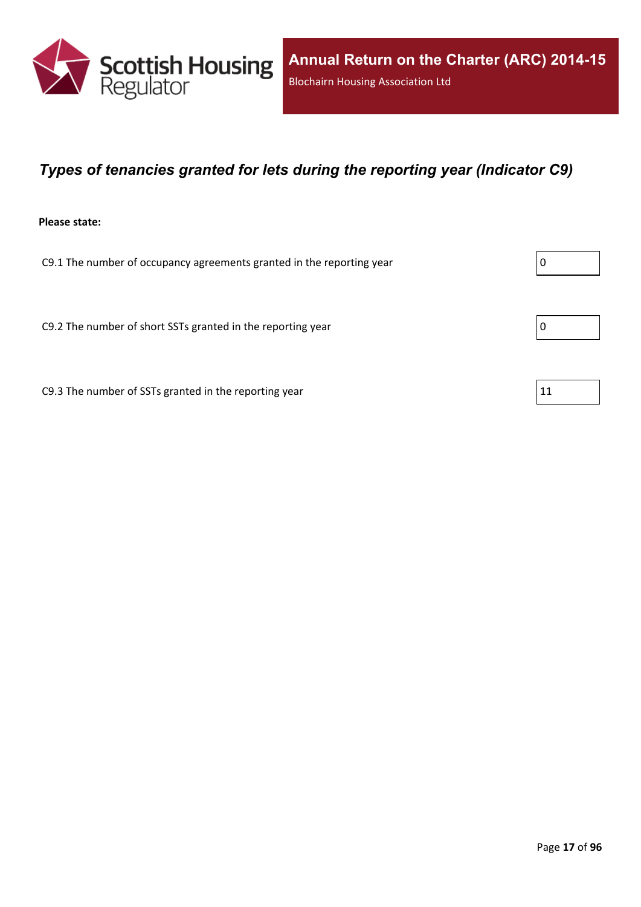## *Types of tenancies granted for lets during the reporting year (Indicator C9)*

**Please state:**

| | |
|---|---|
| C9.1 The number of occupancy agreements granted in the reporting year | 0 |
| C9.2 The number of short SSTs granted in the reporting year | 0 |
| C9.3 The number of SSTs granted in the reporting year | 11 |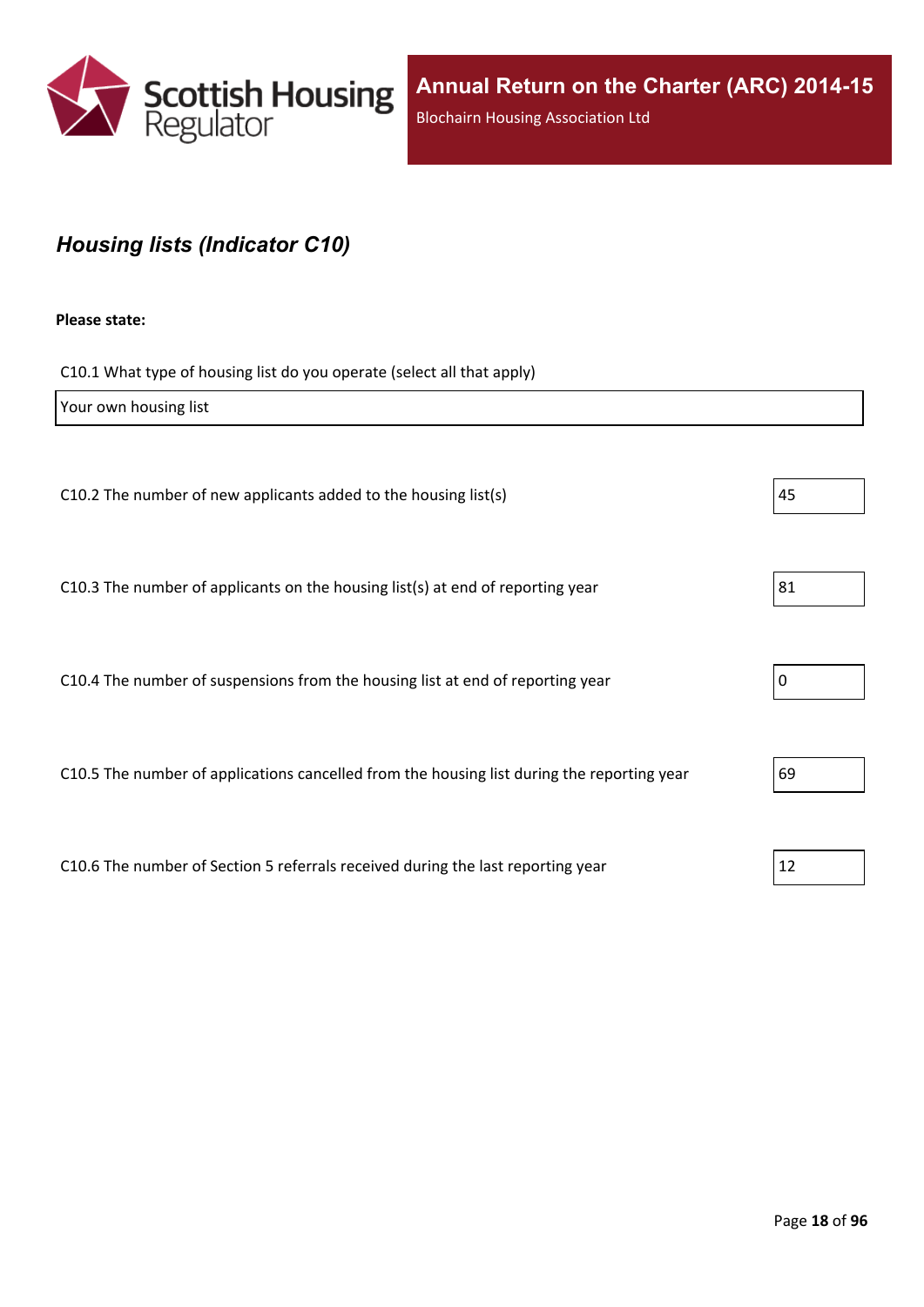## *Housing lists (Indicator C10)*

**Please state:**

C10.1 What type of housing list do you operate (select all that apply)

Your own housing list

| Question | Value |
|---|---|
| C10.2 The number of new applicants added to the housing list(s) | 45 |
| C10.3 The number of applicants on the housing list(s) at end of reporting year | 81 |
| C10.4 The number of suspensions from the housing list at end of reporting year | 0 |
| C10.5 The number of applications cancelled from the housing list during the reporting year | 69 |
| C10.6 The number of Section 5 referrals received during the last reporting year | 12 |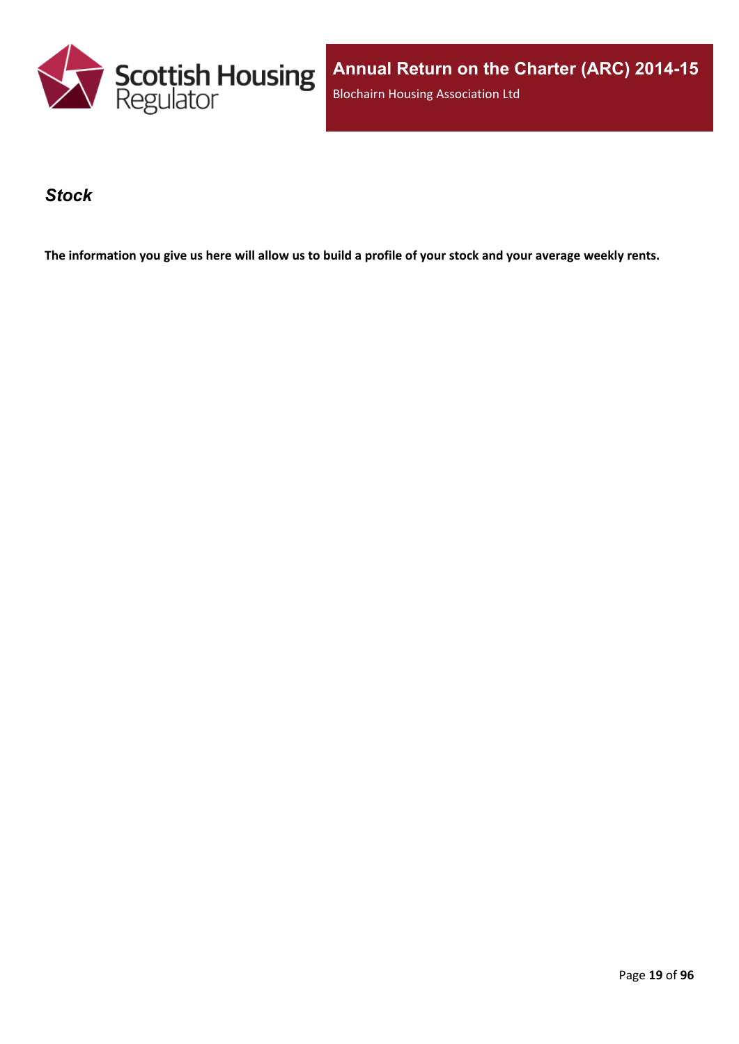## *Stock*

**The information you give us here will allow us to build a profile of your stock and your average weekly rents.**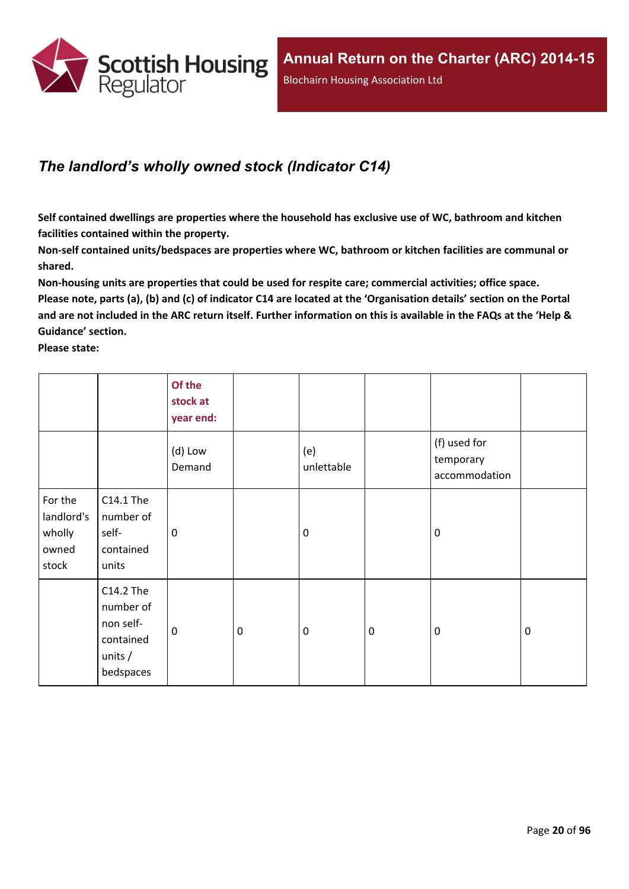## *The landlord's wholly owned stock (Indicator C14)*

**Self contained dwellings are properties where the household has exclusive use of WC, bathroom and kitchen facilities contained within the property.**

**Non-self contained units/bedspaces are properties where WC, bathroom or kitchen facilities are communal or shared.**

**Non-housing units are properties that could be used for respite care; commercial activities; office space.**

**Please note, parts (a), (b) and (c) of indicator C14 are located at the 'Organisation details' section on the Portal and are not included in the ARC return itself. Further information on this is available in the FAQs at the 'Help & Guidance' section.**

**Please state:**

| | | Of the stock at year end: | | | | | |
|---|---|---|---|---|---|---|---|
| | | (d) Low Demand | | (e) unlettable | | (f) used for temporary accommodation | |
| For the landlord's wholly owned stock | C14.1 The number of self-contained units | 0 | | 0 | | 0 | |
| | C14.2 The number of non self-contained units / bedspaces | 0 | 0 | 0 | 0 | 0 | 0 |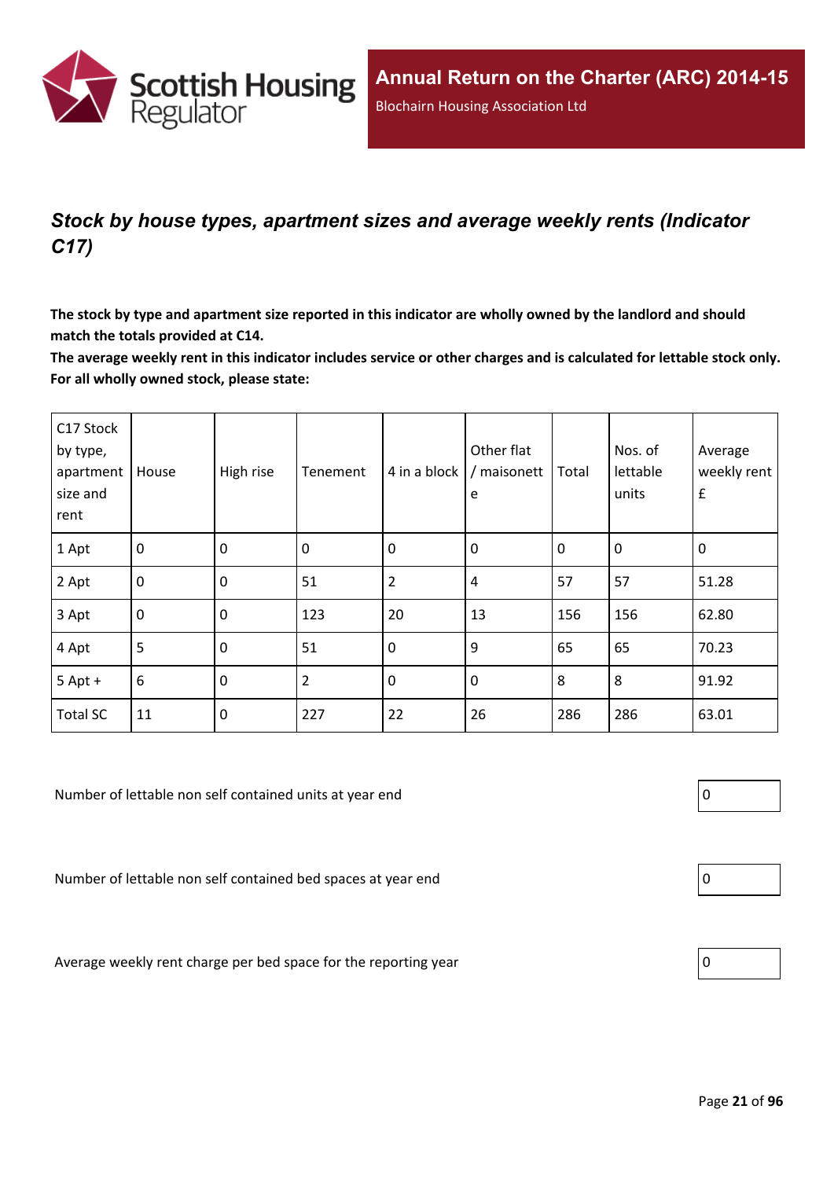## *Stock by house types, apartment sizes and average weekly rents (Indicator C17)*

**The stock by type and apartment size reported in this indicator are wholly owned by the landlord and should match the totals provided at C14.**

**The average weekly rent in this indicator includes service or other charges and is calculated for lettable stock only. For all wholly owned stock, please state:**

| C17 Stock by type, apartment size and rent | House | High rise | Tenement | 4 in a block | Other flat / maisonette | Total | Nos. of lettable units | Average weekly rent £ |
|---|---|---|---|---|---|---|---|---|
| 1 Apt | 0 | 0 | 0 | 0 | 0 | 0 | 0 | 0 |
| 2 Apt | 0 | 0 | 51 | 2 | 4 | 57 | 57 | 51.28 |
| 3 Apt | 0 | 0 | 123 | 20 | 13 | 156 | 156 | 62.80 |
| 4 Apt | 5 | 0 | 51 | 0 | 9 | 65 | 65 | 70.23 |
| 5 Apt + | 6 | 0 | 2 | 0 | 0 | 8 | 8 | 91.92 |
| Total SC | 11 | 0 | 227 | 22 | 26 | 286 | 286 | 63.01 |

Number of lettable non self contained units at year end: 0

Number of lettable non self contained bed spaces at year end: 0

Average weekly rent charge per bed space for the reporting year: 0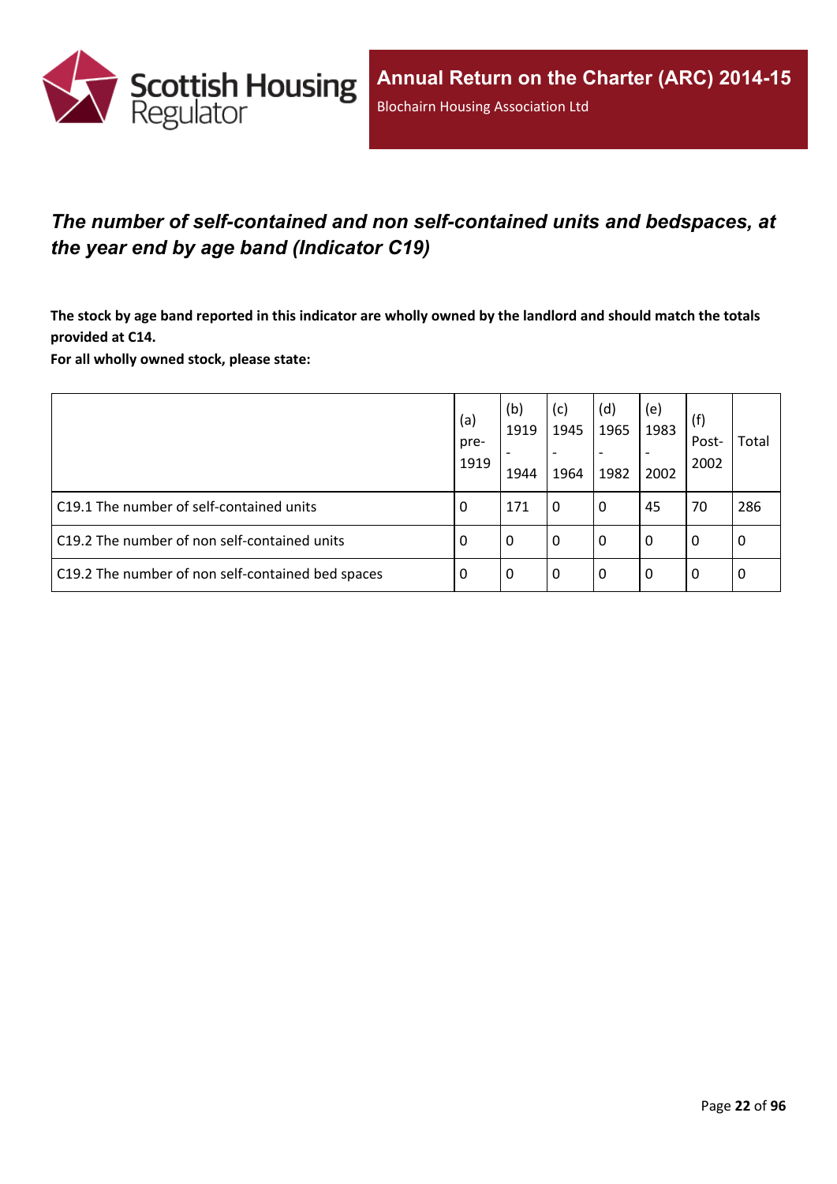## *The number of self-contained and non self-contained units and bedspaces, at the year end by age band (Indicator C19)*

**The stock by age band reported in this indicator are wholly owned by the landlord and should match the totals provided at C14.**

**For all wholly owned stock, please state:**

| | (a) pre-1919 | (b) 1919 - 1944 | (c) 1945 - 1964 | (d) 1965 - 1982 | (e) 1983 - 2002 | (f) Post-2002 | Total |
|---|---|---|---|---|---|---|---|
| C19.1 The number of self-contained units | 0 | 171 | 0 | 0 | 45 | 70 | 286 |
| C19.2 The number of non self-contained units | 0 | 0 | 0 | 0 | 0 | 0 | 0 |
| C19.2 The number of non self-contained bed spaces | 0 | 0 | 0 | 0 | 0 | 0 | 0 |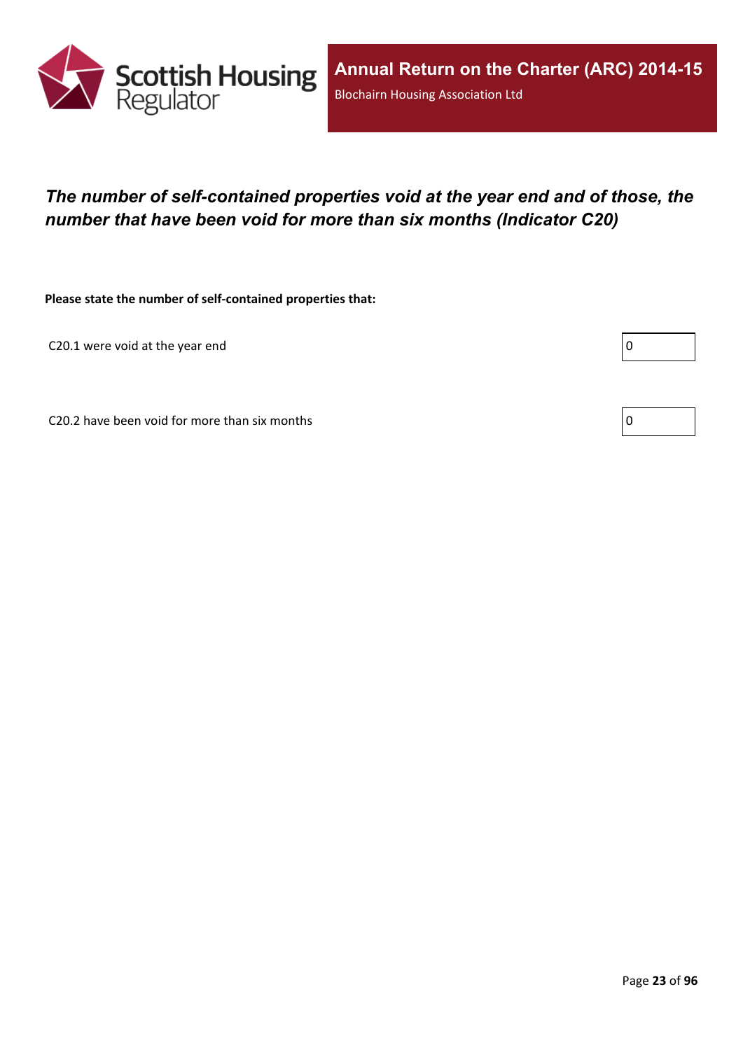# *The number of self-contained properties void at the year end and of those, the number that have been void for more than six months (Indicator C20)*

**Please state the number of self-contained properties that:**

C20.1 were void at the year end

0

C20.2 have been void for more than six months

0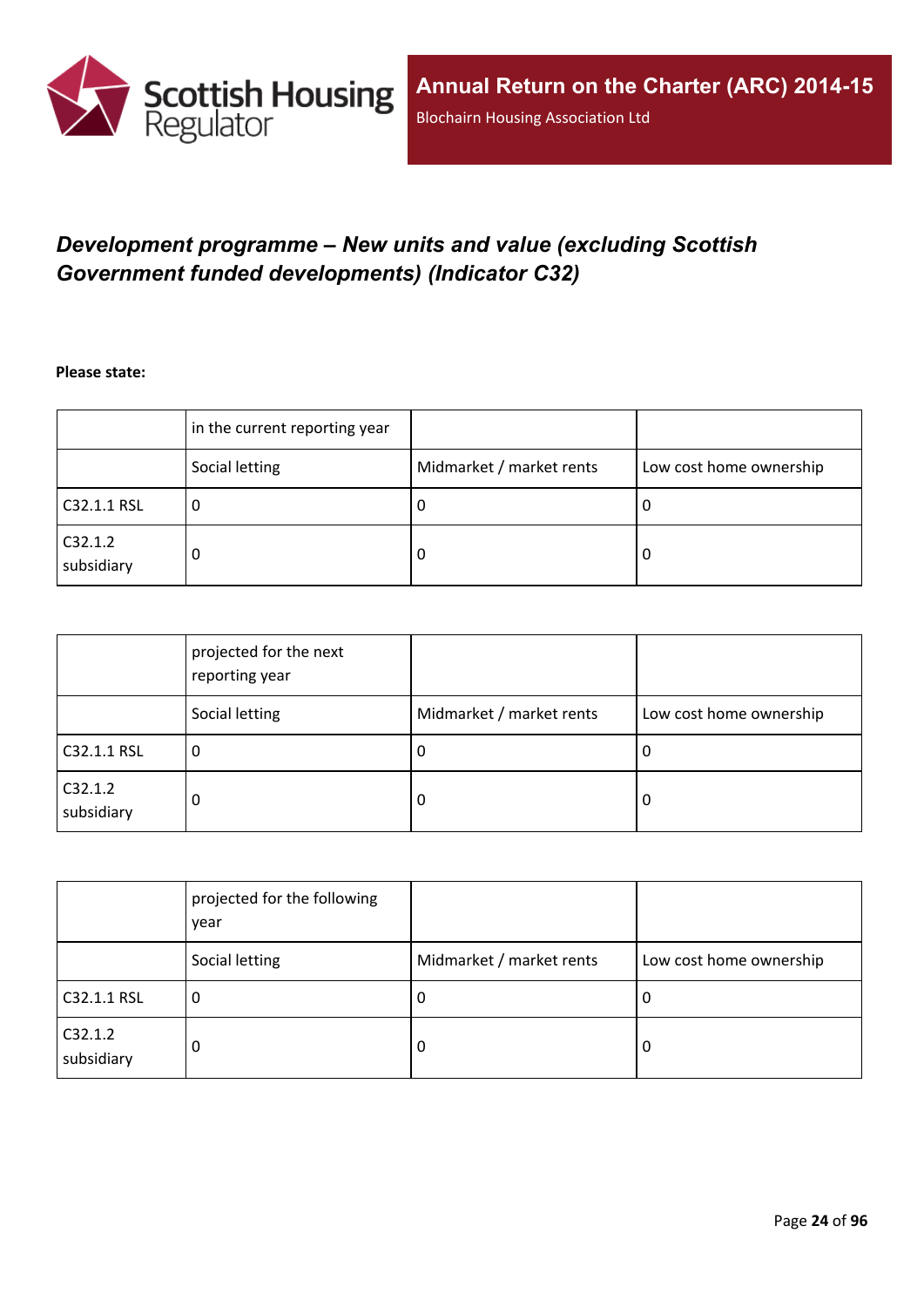## *Development programme – New units and value (excluding Scottish Government funded developments) (Indicator C32)*

**Please state:**

| | in the current reporting year | | |
|---|---|---|---|
| | Social letting | Midmarket / market rents | Low cost home ownership |
| C32.1.1 RSL | 0 | 0 | 0 |
| C32.1.2 subsidiary | 0 | 0 | 0 |

| | projected for the next reporting year | | |
|---|---|---|---|
| | Social letting | Midmarket / market rents | Low cost home ownership |
| C32.1.1 RSL | 0 | 0 | 0 |
| C32.1.2 subsidiary | 0 | 0 | 0 |

| | projected for the following year | | |
|---|---|---|---|
| | Social letting | Midmarket / market rents | Low cost home ownership |
| C32.1.1 RSL | 0 | 0 | 0 |
| C32.1.2 subsidiary | 0 | 0 | 0 |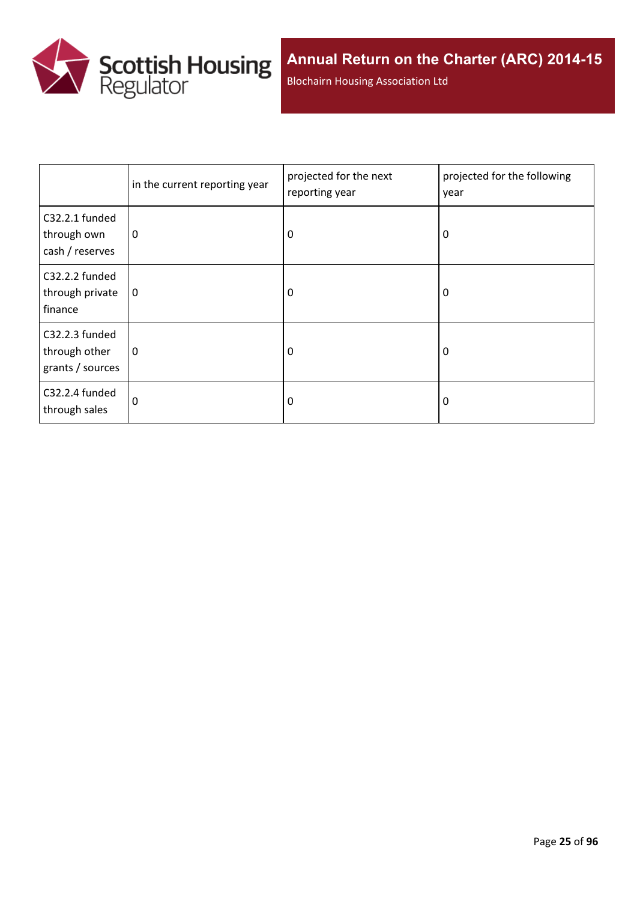| | in the current reporting year | projected for the next reporting year | projected for the following year |
|---|---|---|---|
| C32.2.1 funded through own cash / reserves | 0 | 0 | 0 |
| C32.2.2 funded through private finance | 0 | 0 | 0 |
| C32.2.3 funded through other grants / sources | 0 | 0 | 0 |
| C32.2.4 funded through sales | 0 | 0 | 0 |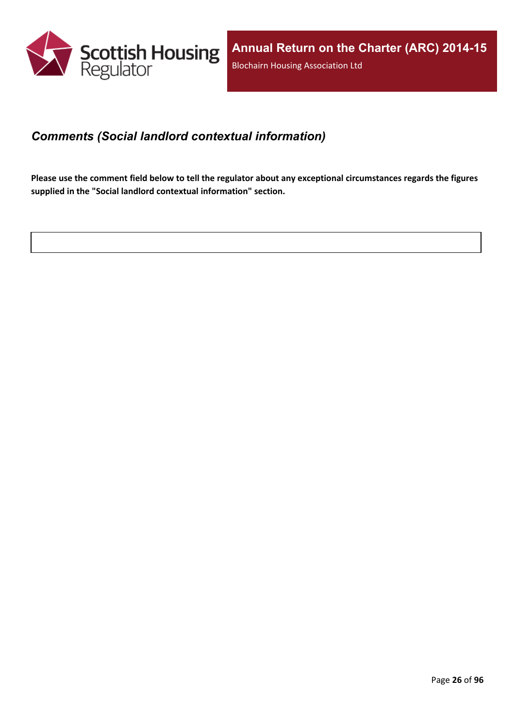## *Comments (Social landlord contextual information)*

**Please use the comment field below to tell the regulator about any exceptional circumstances regards the figures supplied in the "Social landlord contextual information" section.**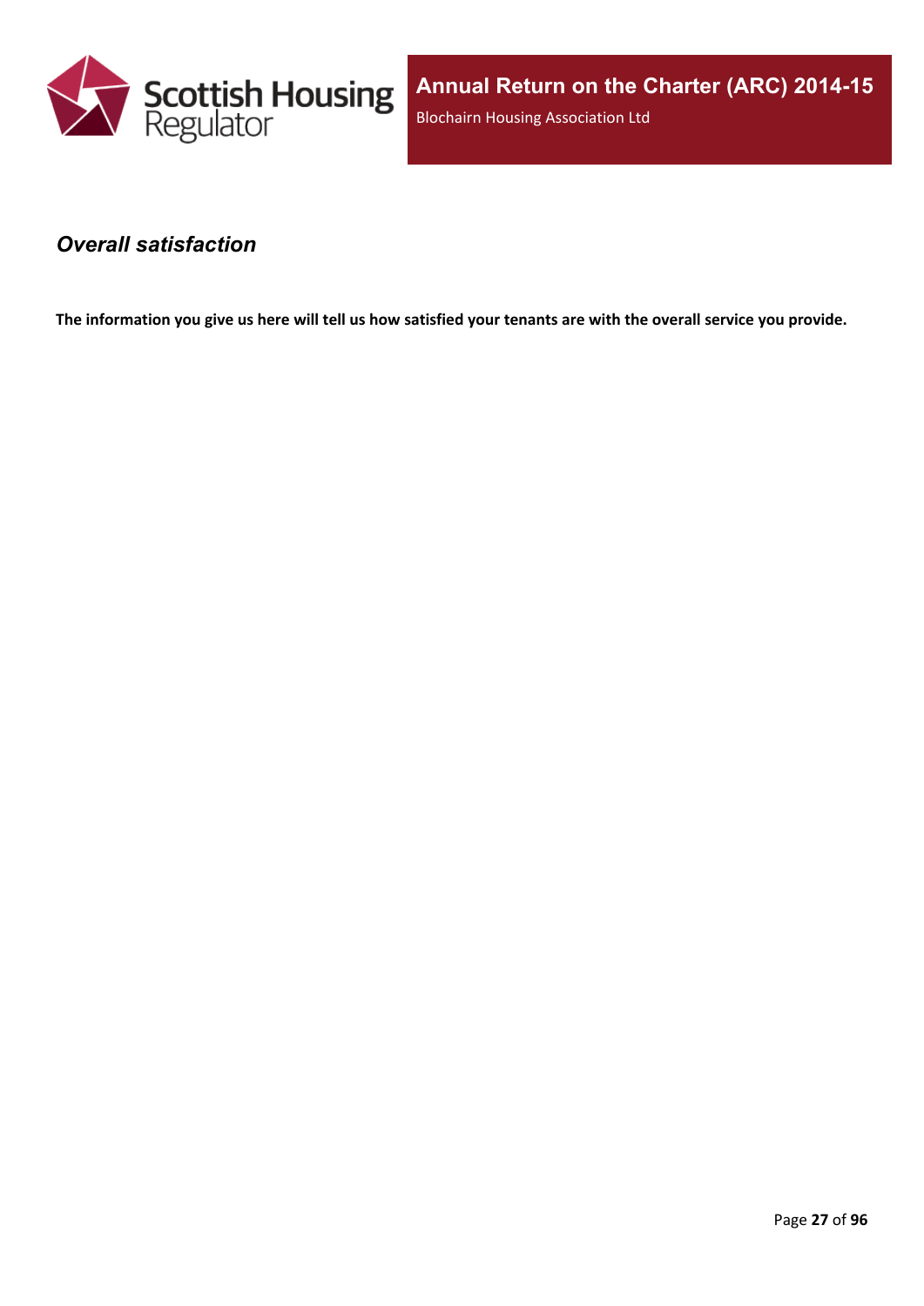## *Overall satisfaction*

**The information you give us here will tell us how satisfied your tenants are with the overall service you provide.**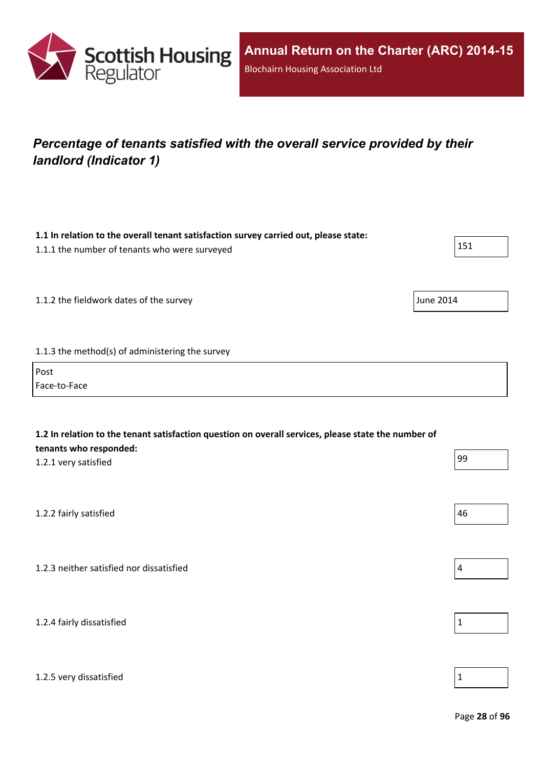## *Percentage of tenants satisfied with the overall service provided by their landlord (Indicator 1)*

**1.1 In relation to the overall tenant satisfaction survey carried out, please state:**

1.1.1 the number of tenants who were surveyed

151

1.1.2 the fieldwork dates of the survey

June 2014

1.1.3 the method(s) of administering the survey

Post
Face-to-Face

**1.2 In relation to the tenant satisfaction question on overall services, please state the number of tenants who responded:**

1.2.1 very satisfied

99

1.2.2 fairly satisfied

46

1.2.3 neither satisfied nor dissatisfied

4

1.2.4 fairly dissatisfied

1

1.2.5 very dissatisfied

1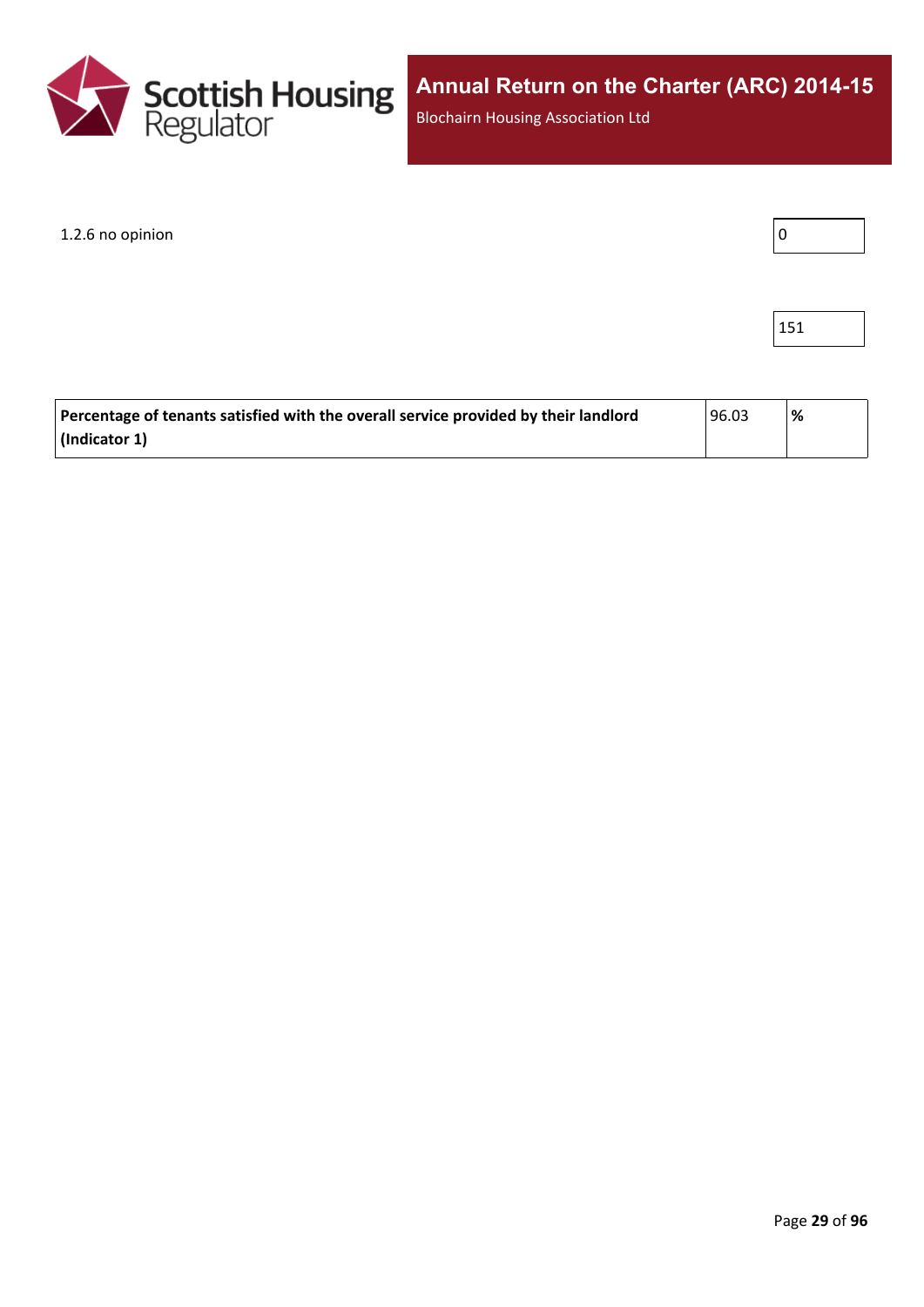1.2.6 no opinion

0

151

| Percentage of tenants satisfied with the overall service provided by their landlord (Indicator 1) | 96.03 | % |
|---|---|---|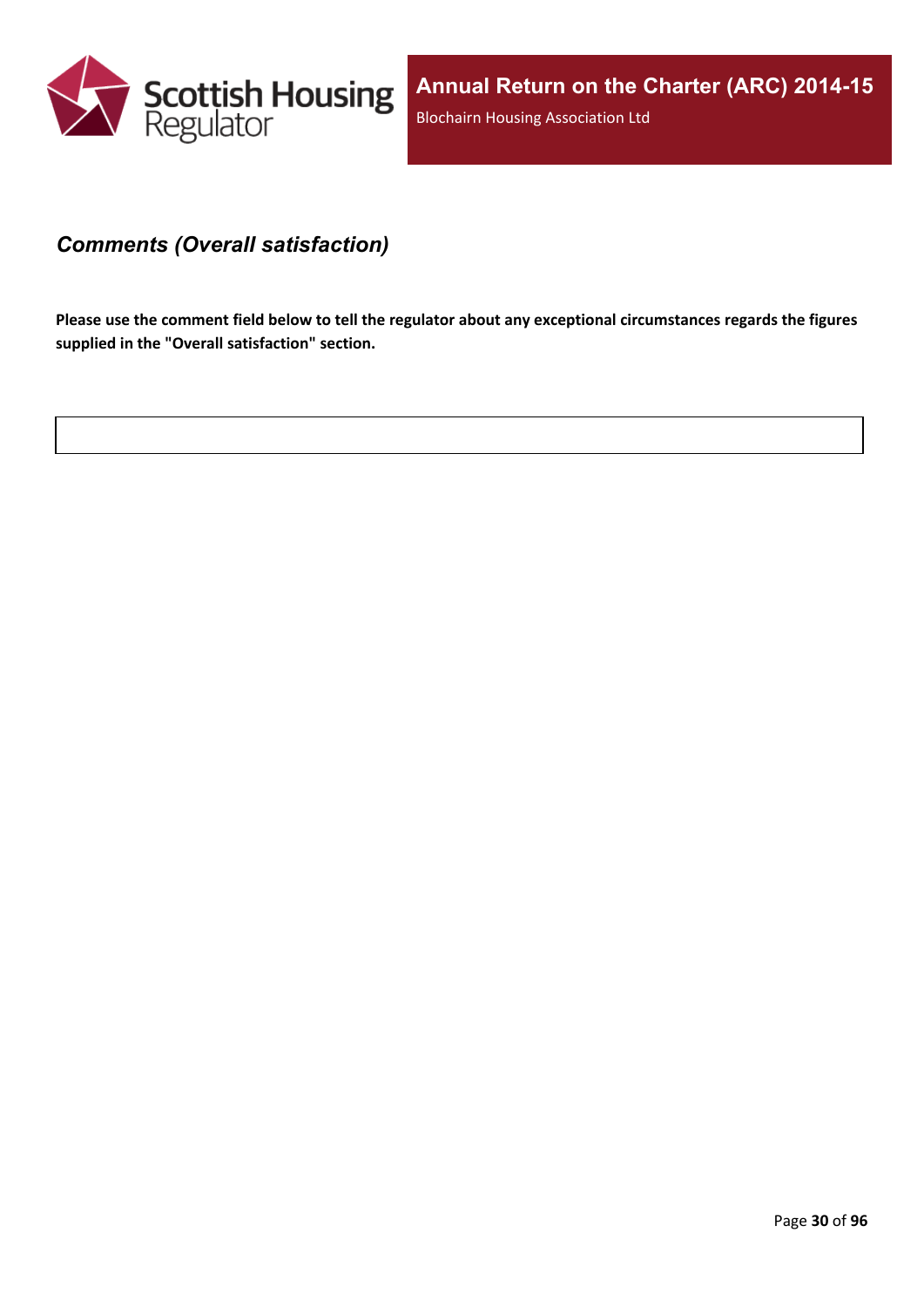### *Comments (Overall satisfaction)*

**Please use the comment field below to tell the regulator about any exceptional circumstances regards the figures supplied in the "Overall satisfaction" section.**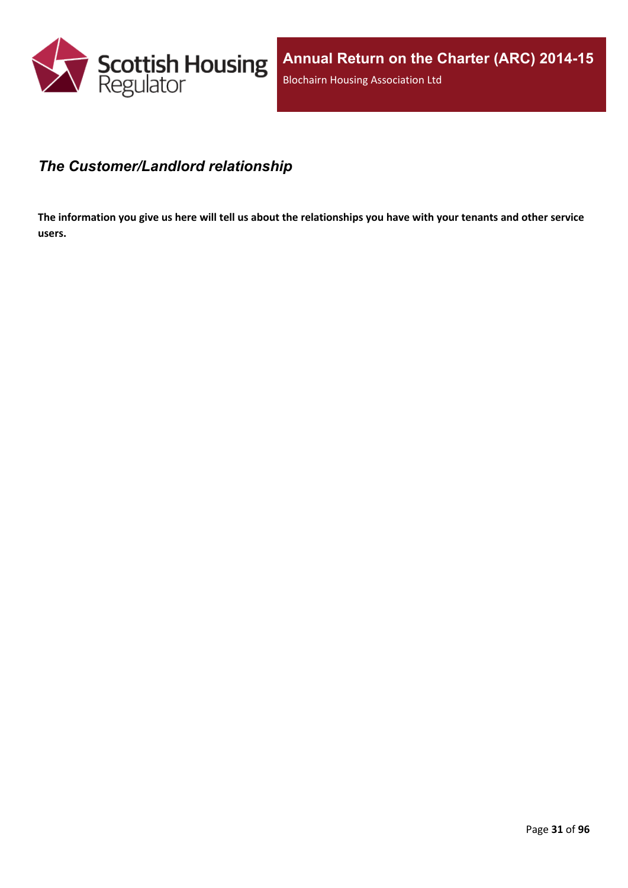## *The Customer/Landlord relationship*

**The information you give us here will tell us about the relationships you have with your tenants and other service users.**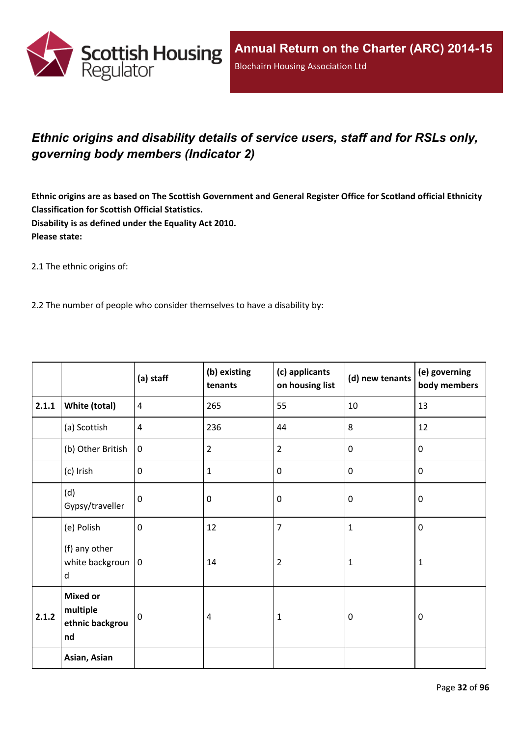## *Ethnic origins and disability details of service users, staff and for RSLs only, governing body members (Indicator 2)*

**Ethnic origins are as based on The Scottish Government and General Register Office for Scotland official Ethnicity Classification for Scottish Official Statistics.**
**Disability is as defined under the Equality Act 2010.**
**Please state:**

2.1 The ethnic origins of:

2.2 The number of people who consider themselves to have a disability by:

| | | (a) staff | (b) existing tenants | (c) applicants on housing list | (d) new tenants | (e) governing body members |
|---|---|---|---|---|---|---|
| 2.1.1 | **White (total)** | 4 | 265 | 55 | 10 | 13 |
| | (a) Scottish | 4 | 236 | 44 | 8 | 12 |
| | (b) Other British | 0 | 2 | 2 | 0 | 0 |
| | (c) Irish | 0 | 1 | 0 | 0 | 0 |
| | (d) Gypsy/traveller | 0 | 0 | 0 | 0 | 0 |
| | (e) Polish | 0 | 12 | 7 | 1 | 0 |
| | (f) any other white background | 0 | 14 | 2 | 1 | 1 |
| 2.1.2 | **Mixed or multiple ethnic background** | 0 | 4 | 1 | 0 | 0 |
| | **Asian, Asian** | | | | | |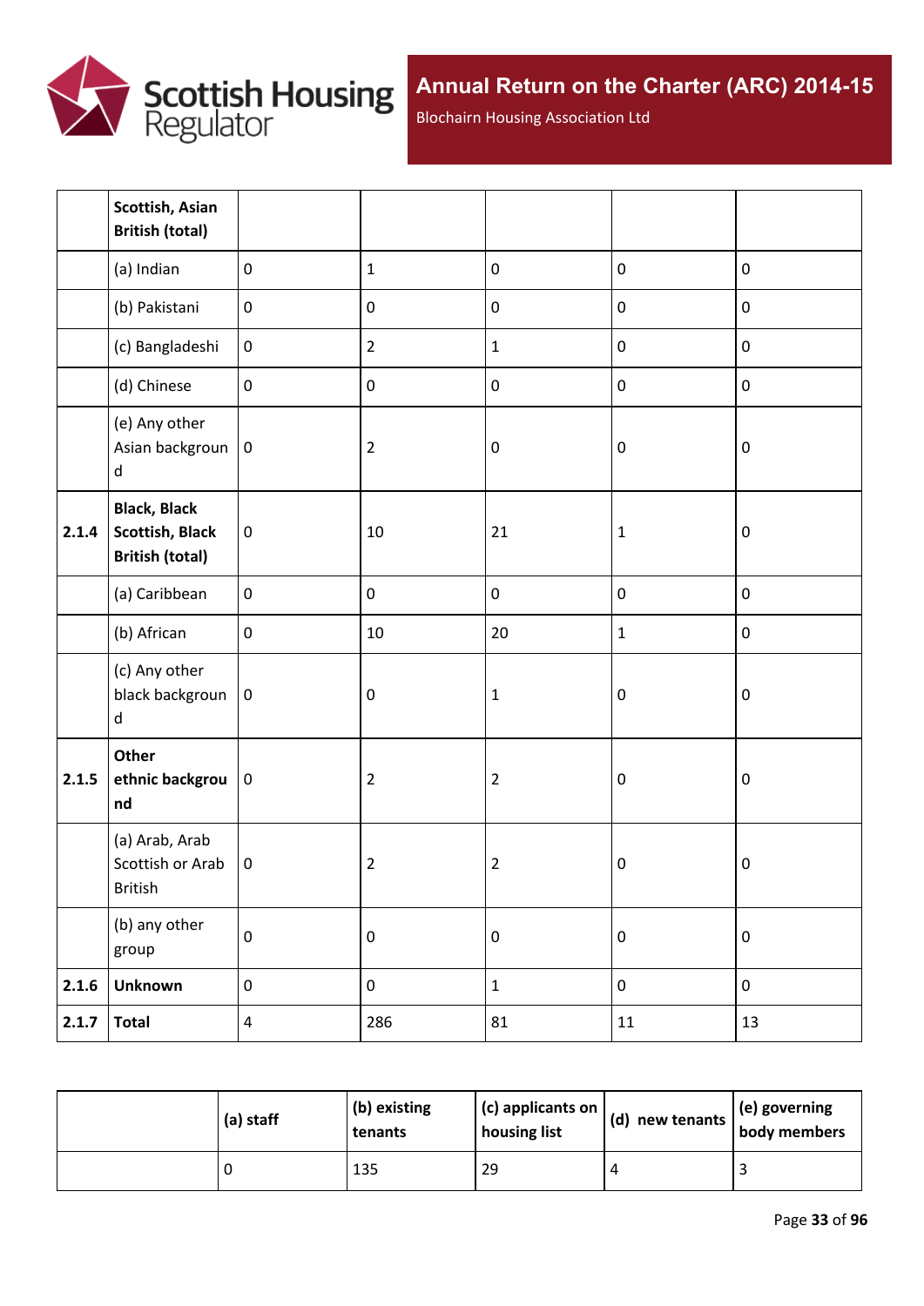| | Scottish, Asian British (total) | | | | | |
|---|---|---|---|---|---|---|
| | (a) Indian | 0 | 1 | 0 | 0 | 0 |
| | (b) Pakistani | 0 | 0 | 0 | 0 | 0 |
| | (c) Bangladeshi | 0 | 2 | 1 | 0 | 0 |
| | (d) Chinese | 0 | 0 | 0 | 0 | 0 |
| | (e) Any other Asian background | 0 | 2 | 0 | 0 | 0 |
| 2.1.4 | **Black, Black Scottish, Black British (total)** | 0 | 10 | 21 | 1 | 0 |
| | (a) Caribbean | 0 | 0 | 0 | 0 | 0 |
| | (b) African | 0 | 10 | 20 | 1 | 0 |
| | (c) Any other black background | 0 | 0 | 1 | 0 | 0 |
| 2.1.5 | **Other ethnic background** | 0 | 2 | 2 | 0 | 0 |
| | (a) Arab, Arab Scottish or Arab British | 0 | 2 | 2 | 0 | 0 |
| | (b) any other group | 0 | 0 | 0 | 0 | 0 |
| 2.1.6 | **Unknown** | 0 | 0 | 1 | 0 | 0 |
| 2.1.7 | **Total** | 4 | 286 | 81 | 11 | 13 |

| | (a) staff | (b) existing tenants | (c) applicants on housing list | (d) new tenants | (e) governing body members |
|---|---|---|---|---|---|
| | 0 | 135 | 29 | 4 | 3 |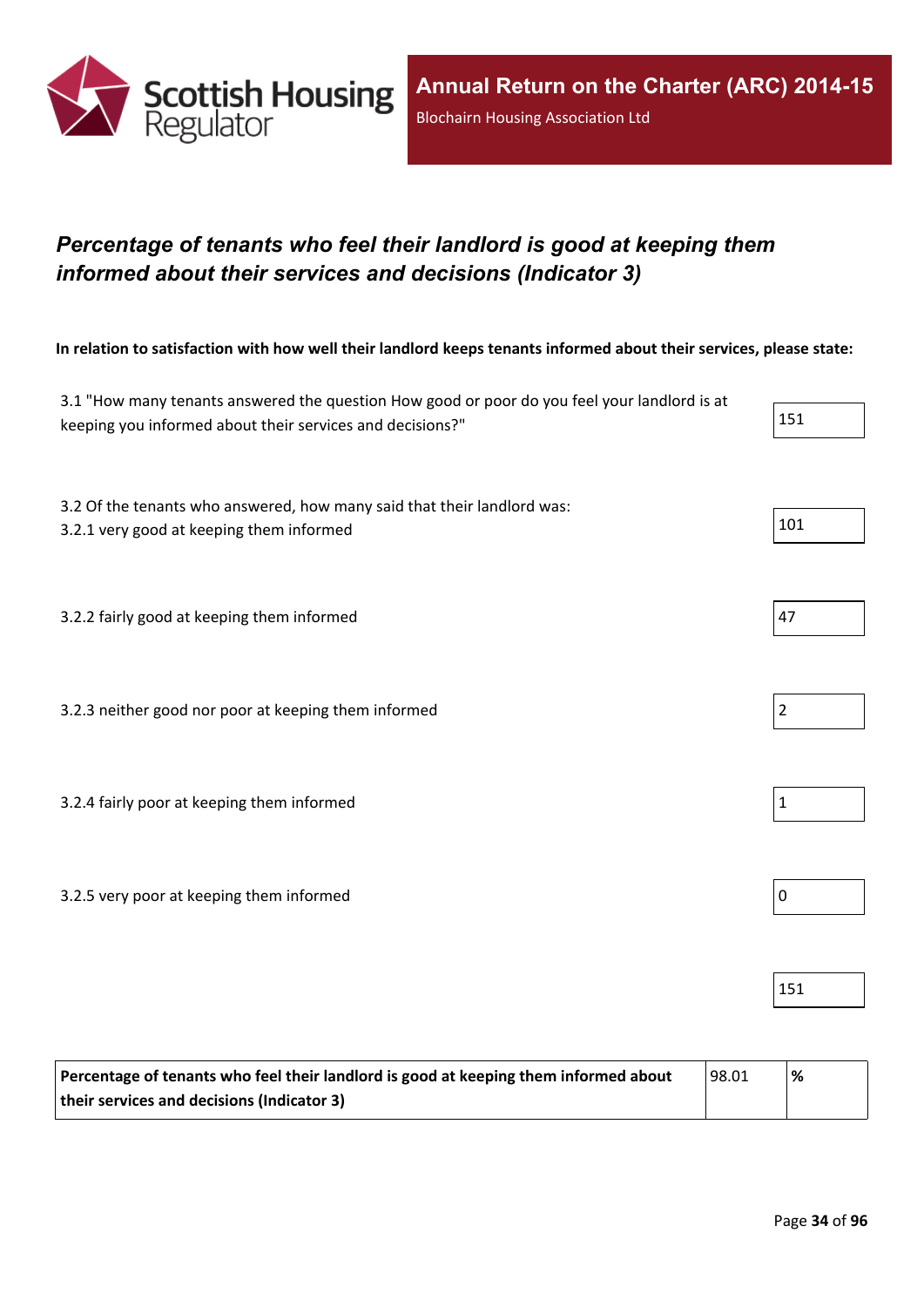## *Percentage of tenants who feel their landlord is good at keeping them informed about their services and decisions (Indicator 3)*

**In relation to satisfaction with how well their landlord keeps tenants informed about their services, please state:**

| | |
|---|---|
| 3.1 "How many tenants answered the question How good or poor do you feel your landlord is at keeping you informed about their services and decisions?" | 151 |
| 3.2 Of the tenants who answered, how many said that their landlord was:<br>3.2.1 very good at keeping them informed | 101 |
| 3.2.2 fairly good at keeping them informed | 47 |
| 3.2.3 neither good nor poor at keeping them informed | 2 |
| 3.2.4 fairly poor at keeping them informed | 1 |
| 3.2.5 very poor at keeping them informed | 0 |
| | 151 |

| | | |
|---|---|---|
| **Percentage of tenants who feel their landlord is good at keeping them informed about their services and decisions (Indicator 3)** | 98.01 | **%** |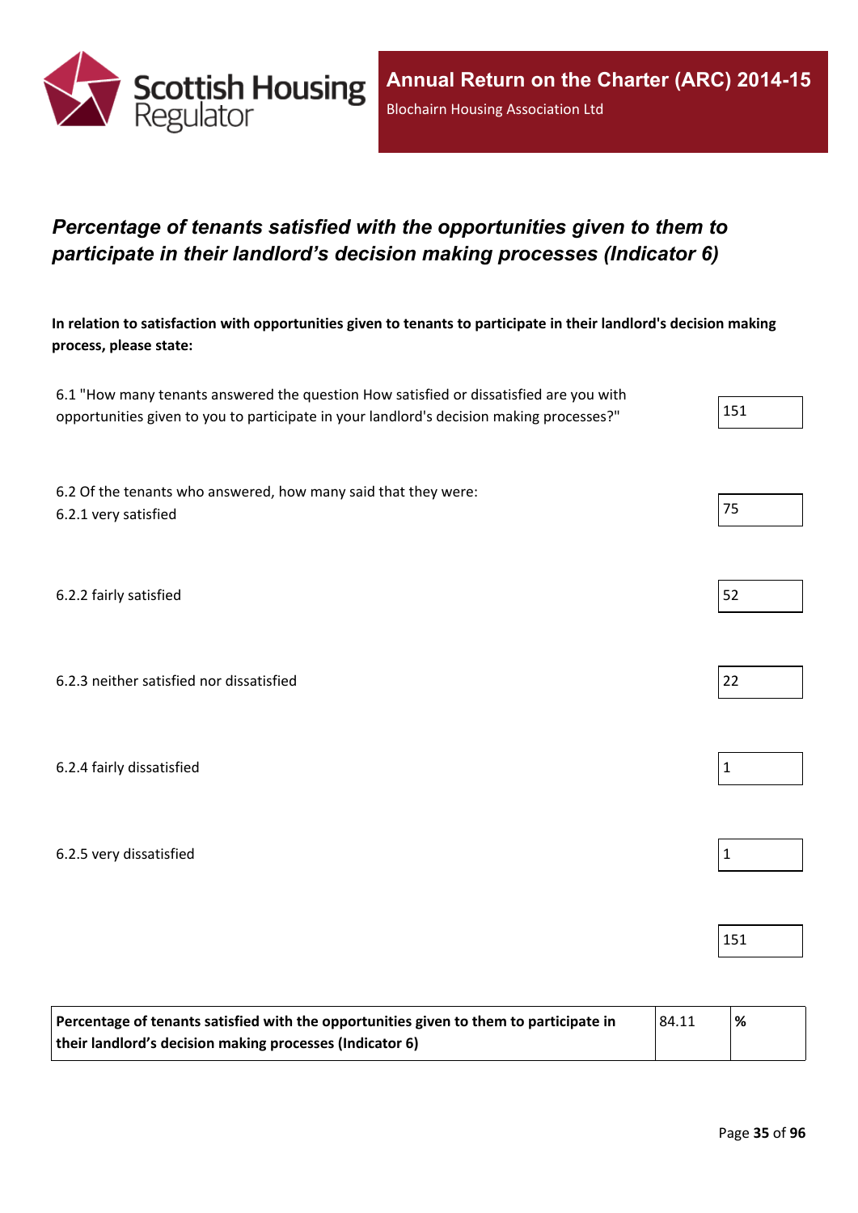## *Percentage of tenants satisfied with the opportunities given to them to participate in their landlord's decision making processes (Indicator 6)*

**In relation to satisfaction with opportunities given to tenants to participate in their landlord's decision making process, please state:**

| | |
|---|---|
| 6.1 "How many tenants answered the question How satisfied or dissatisfied are you with opportunities given to you to participate in your landlord's decision making processes?" | 151 |
| 6.2 Of the tenants who answered, how many said that they were:<br>6.2.1 very satisfied | 75 |
| 6.2.2 fairly satisfied | 52 |
| 6.2.3 neither satisfied nor dissatisfied | 22 |
| 6.2.4 fairly dissatisfied | 1 |
| 6.2.5 very dissatisfied | 1 |
| | 151 |

| | | |
|---|---|---|
| **Percentage of tenants satisfied with the opportunities given to them to participate in their landlord's decision making processes (Indicator 6)** | 84.11 | **%** |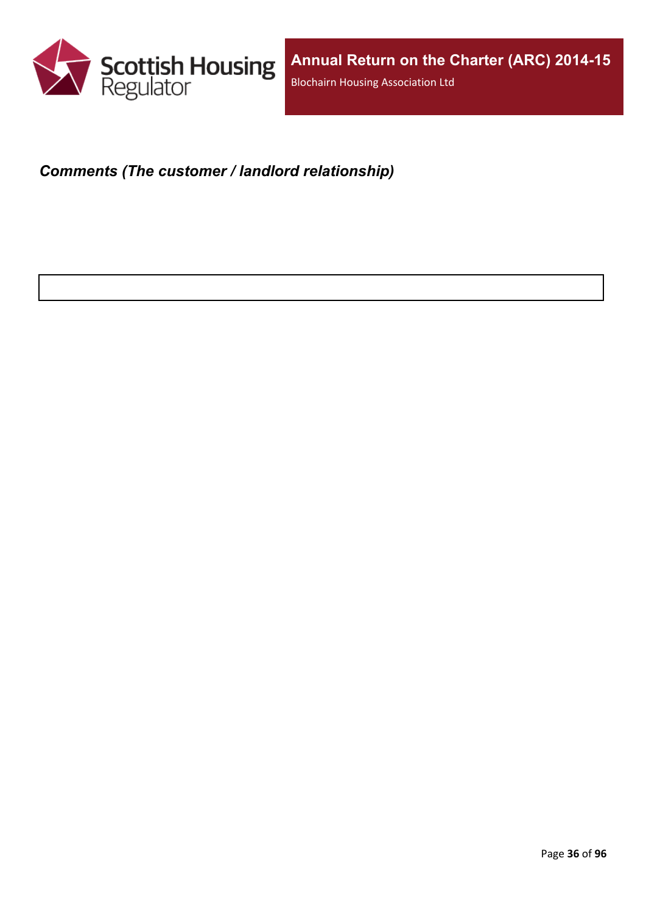***Comments (The customer / landlord relationship)***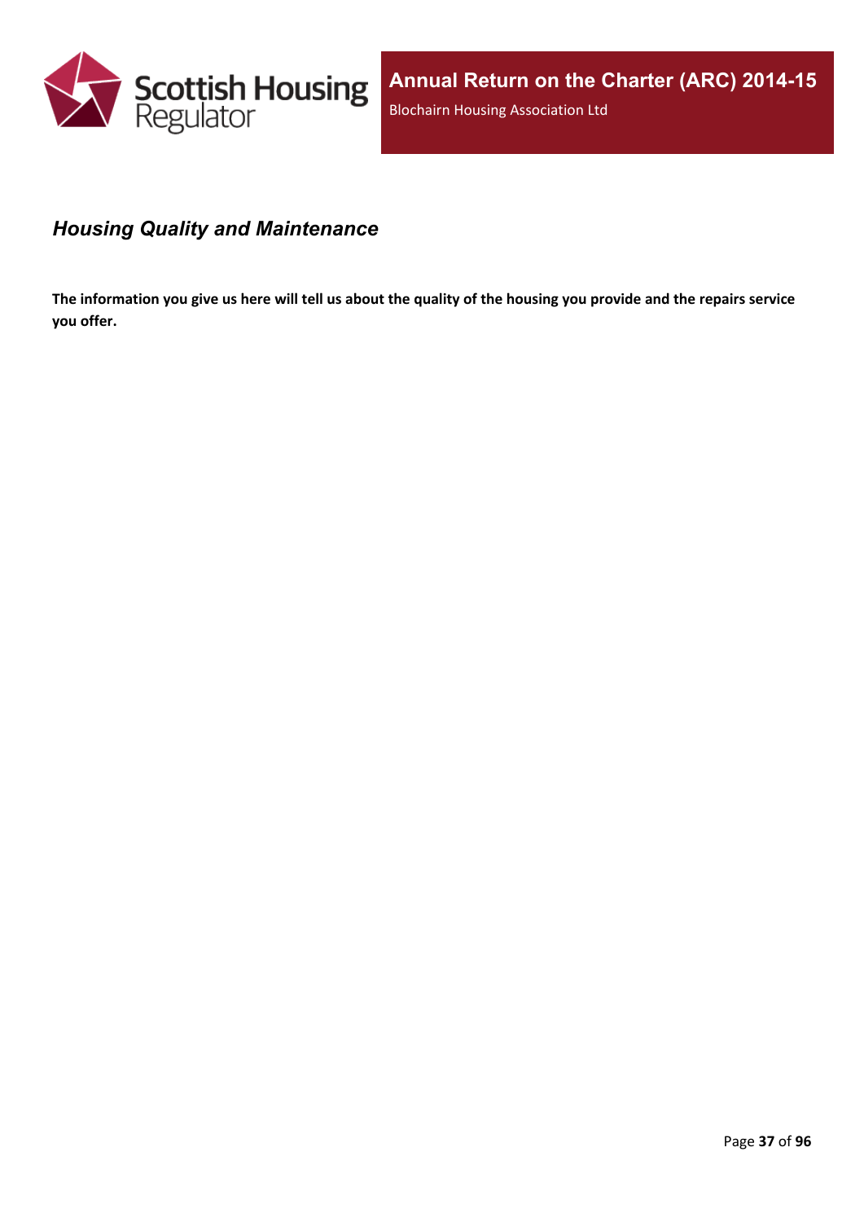## *Housing Quality and Maintenance*

**The information you give us here will tell us about the quality of the housing you provide and the repairs service you offer.**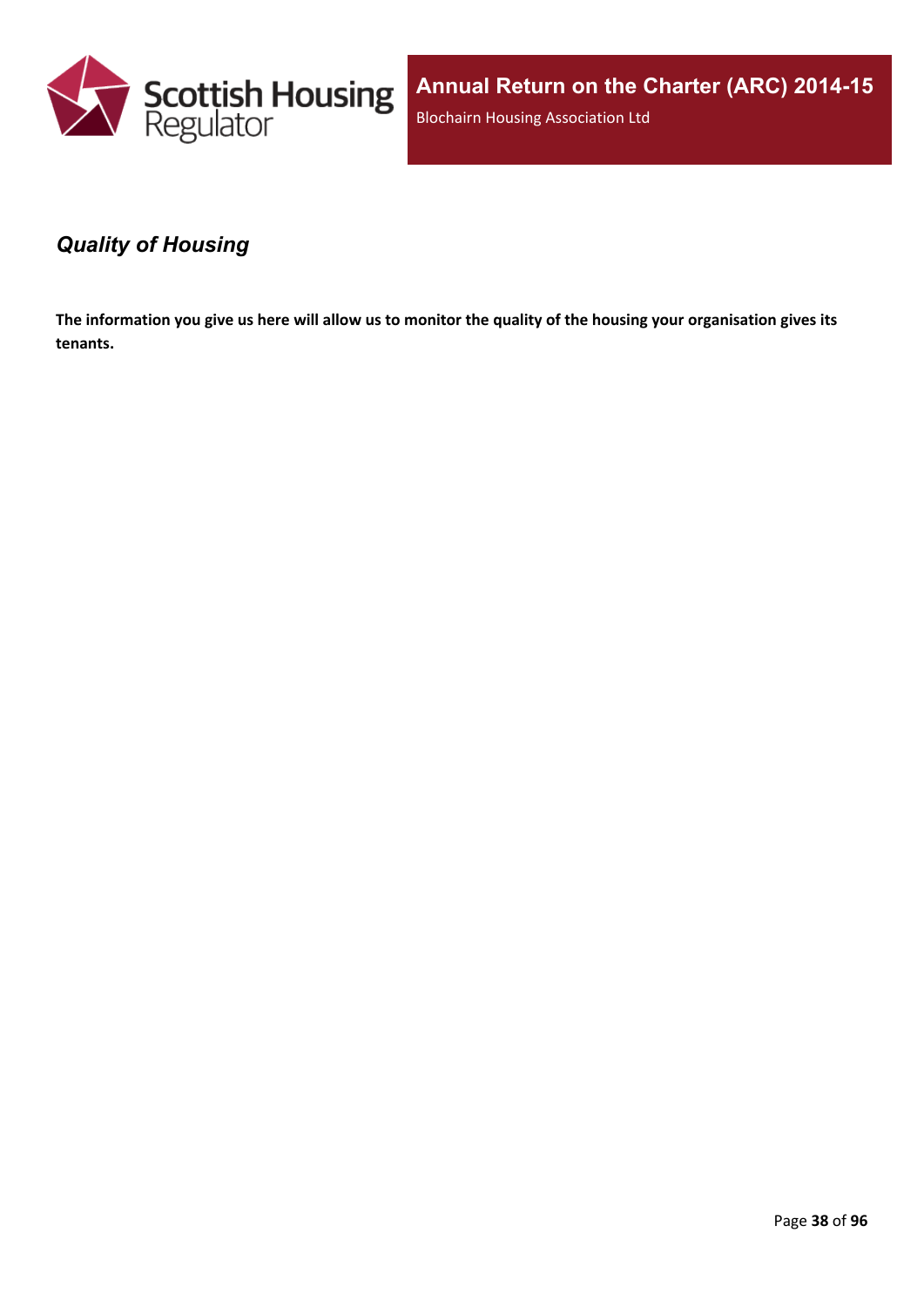## *Quality of Housing*

**The information you give us here will allow us to monitor the quality of the housing your organisation gives its tenants.**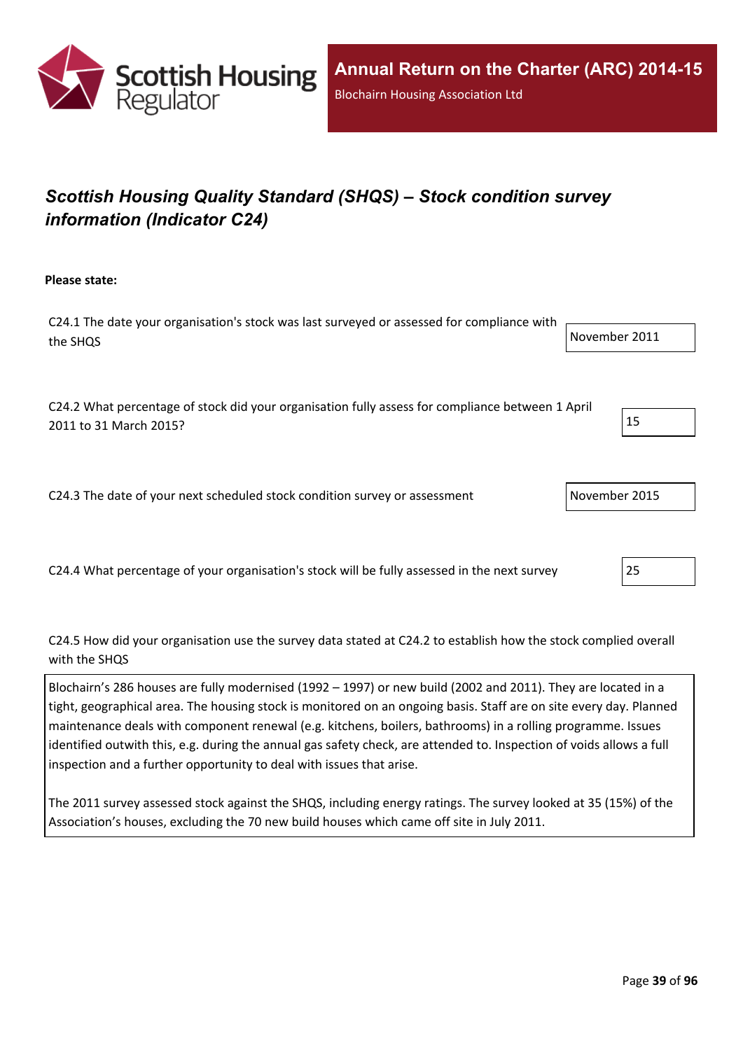## *Scottish Housing Quality Standard (SHQS) – Stock condition survey information (Indicator C24)*

**Please state:**

C24.1 The date your organisation's stock was last surveyed or assessed for compliance with the SHQS

November 2011

C24.2 What percentage of stock did your organisation fully assess for compliance between 1 April 2011 to 31 March 2015?

15

C24.3 The date of your next scheduled stock condition survey or assessment

November 2015

C24.4 What percentage of your organisation's stock will be fully assessed in the next survey

25

C24.5 How did your organisation use the survey data stated at C24.2 to establish how the stock complied overall with the SHQS

Blochairn's 286 houses are fully modernised (1992 – 1997) or new build (2002 and 2011). They are located in a tight, geographical area. The housing stock is monitored on an ongoing basis. Staff are on site every day. Planned maintenance deals with component renewal (e.g. kitchens, boilers, bathrooms) in a rolling programme. Issues identified outwith this, e.g. during the annual gas safety check, are attended to. Inspection of voids allows a full inspection and a further opportunity to deal with issues that arise.

The 2011 survey assessed stock against the SHQS, including energy ratings. The survey looked at 35 (15%) of the Association's houses, excluding the 70 new build houses which came off site in July 2011.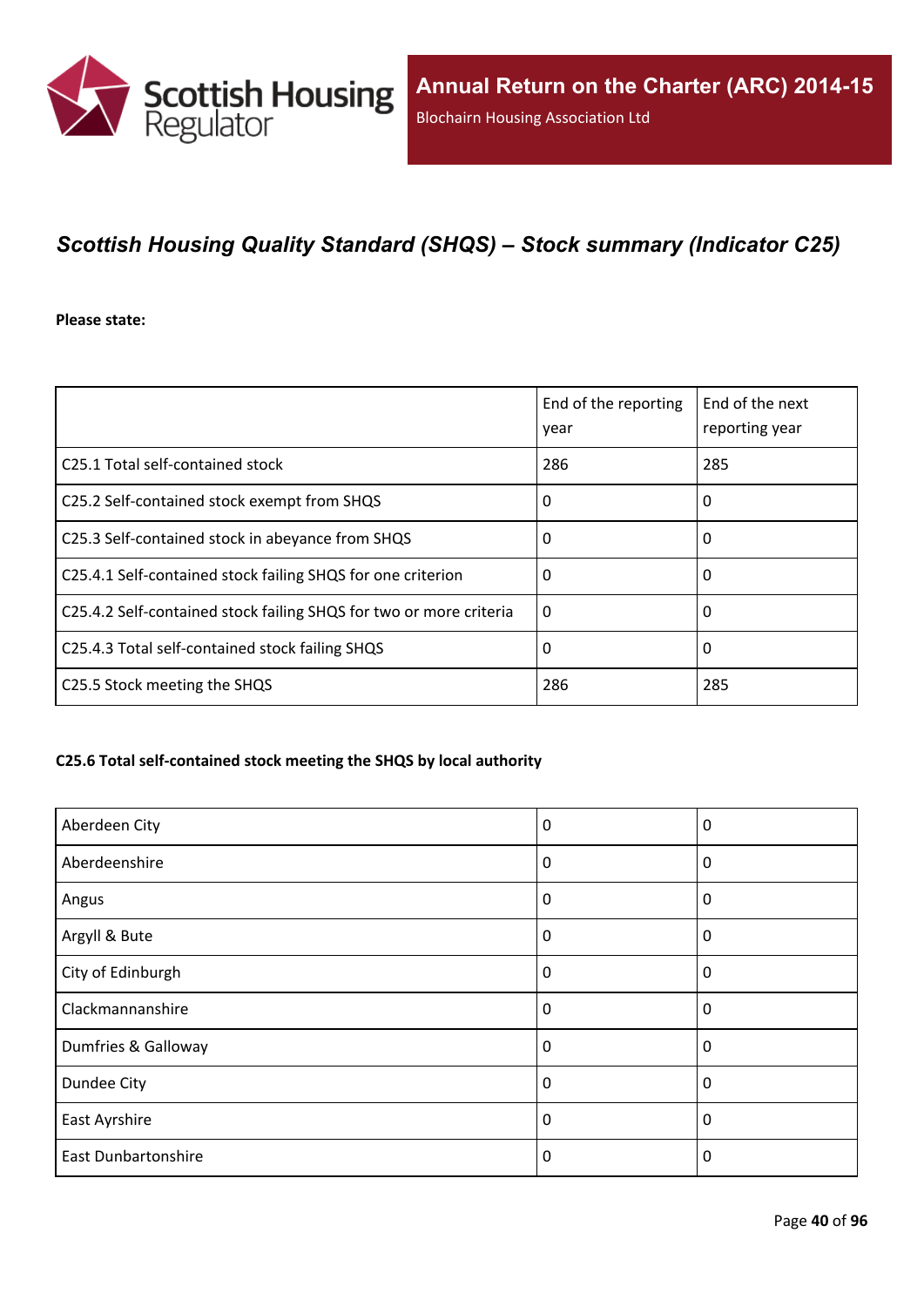## *Scottish Housing Quality Standard (SHQS) – Stock summary (Indicator C25)*

**Please state:**

| | End of the reporting year | End of the next reporting year |
|---|---|---|
| C25.1 Total self-contained stock | 286 | 285 |
| C25.2 Self-contained stock exempt from SHQS | 0 | 0 |
| C25.3 Self-contained stock in abeyance from SHQS | 0 | 0 |
| C25.4.1 Self-contained stock failing SHQS for one criterion | 0 | 0 |
| C25.4.2 Self-contained stock failing SHQS for two or more criteria | 0 | 0 |
| C25.4.3 Total self-contained stock failing SHQS | 0 | 0 |
| C25.5 Stock meeting the SHQS | 286 | 285 |

#### C25.6 Total self-contained stock meeting the SHQS by local authority

| | | |
|---|---|---|
| Aberdeen City | 0 | 0 |
| Aberdeenshire | 0 | 0 |
| Angus | 0 | 0 |
| Argyll & Bute | 0 | 0 |
| City of Edinburgh | 0 | 0 |
| Clackmannanshire | 0 | 0 |
| Dumfries & Galloway | 0 | 0 |
| Dundee City | 0 | 0 |
| East Ayrshire | 0 | 0 |
| East Dunbartonshire | 0 | 0 |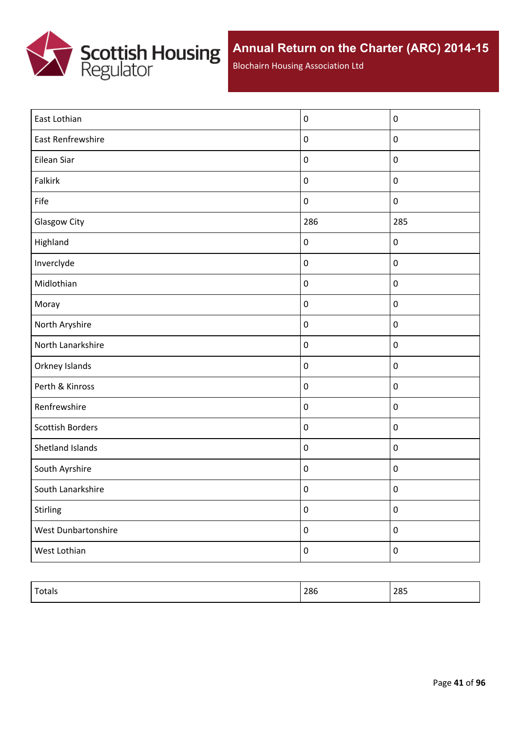| | | |
|---|---|---|
| East Lothian | 0 | 0 |
| East Renfrewshire | 0 | 0 |
| Eilean Siar | 0 | 0 |
| Falkirk | 0 | 0 |
| Fife | 0 | 0 |
| Glasgow City | 286 | 285 |
| Highland | 0 | 0 |
| Inverclyde | 0 | 0 |
| Midlothian | 0 | 0 |
| Moray | 0 | 0 |
| North Aryshire | 0 | 0 |
| North Lanarkshire | 0 | 0 |
| Orkney Islands | 0 | 0 |
| Perth & Kinross | 0 | 0 |
| Renfrewshire | 0 | 0 |
| Scottish Borders | 0 | 0 |
| Shetland Islands | 0 | 0 |
| South Ayrshire | 0 | 0 |
| South Lanarkshire | 0 | 0 |
| Stirling | 0 | 0 |
| West Dunbartonshire | 0 | 0 |
| West Lothian | 0 | 0 |

| | | |
|---|---|---|
| Totals | 286 | 285 |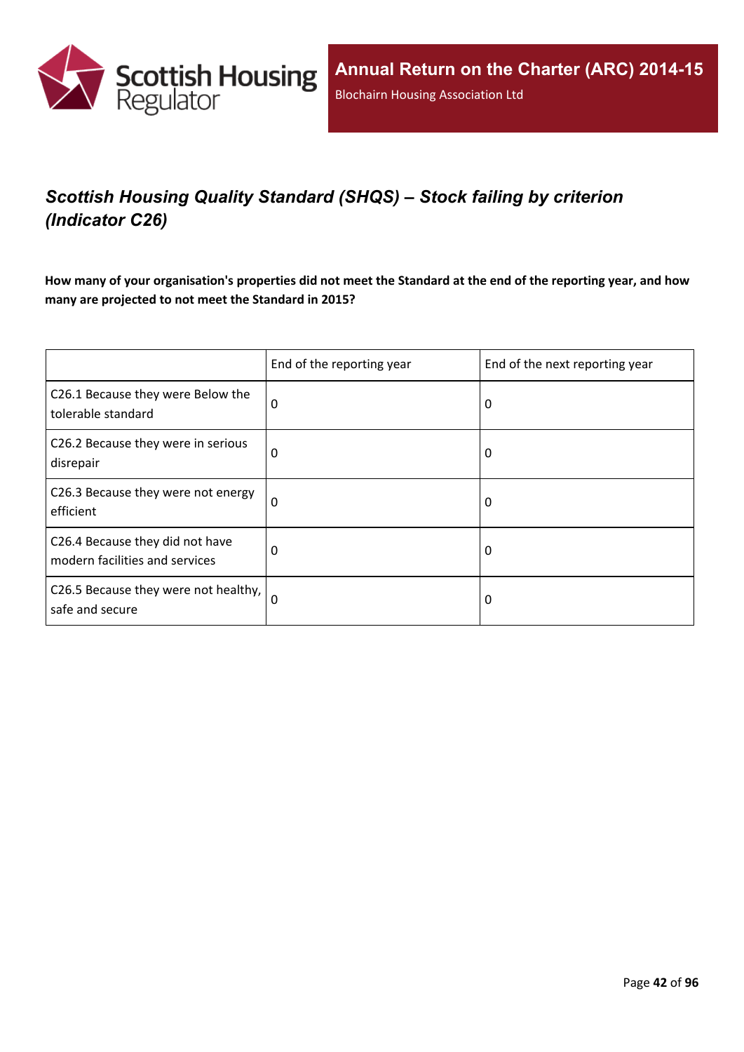# *Scottish Housing Quality Standard (SHQS) – Stock failing by criterion (Indicator C26)*

**How many of your organisation's properties did not meet the Standard at the end of the reporting year, and how many are projected to not meet the Standard in 2015?**

| | End of the reporting year | End of the next reporting year |
|---|---|---|
| C26.1 Because they were Below the tolerable standard | 0 | 0 |
| C26.2 Because they were in serious disrepair | 0 | 0 |
| C26.3 Because they were not energy efficient | 0 | 0 |
| C26.4 Because they did not have modern facilities and services | 0 | 0 |
| C26.5 Because they were not healthy, safe and secure | 0 | 0 |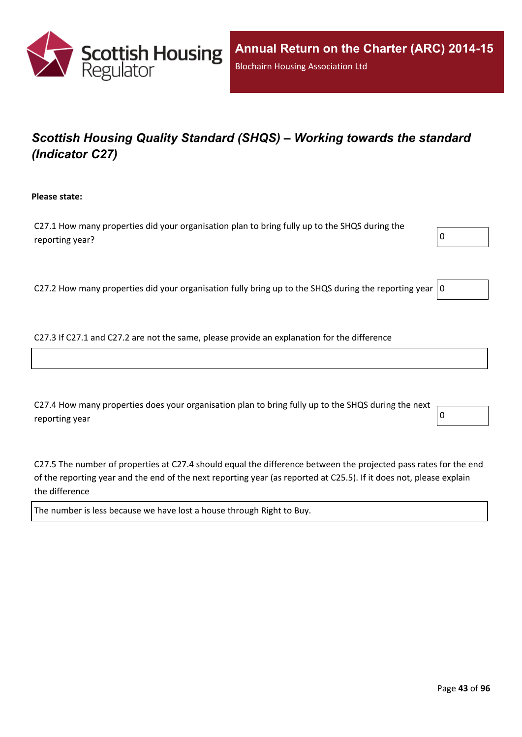## *Scottish Housing Quality Standard (SHQS) – Working towards the standard (Indicator C27)*

**Please state:**

C27.1 How many properties did your organisation plan to bring fully up to the SHQS during the reporting year?

0

C27.2 How many properties did your organisation fully bring up to the SHQS during the reporting year

0

C27.3 If C27.1 and C27.2 are not the same, please provide an explanation for the difference

C27.4 How many properties does your organisation plan to bring fully up to the SHQS during the next reporting year

0

C27.5 The number of properties at C27.4 should equal the difference between the projected pass rates for the end of the reporting year and the end of the next reporting year (as reported at C25.5). If it does not, please explain the difference

The number is less because we have lost a house through Right to Buy.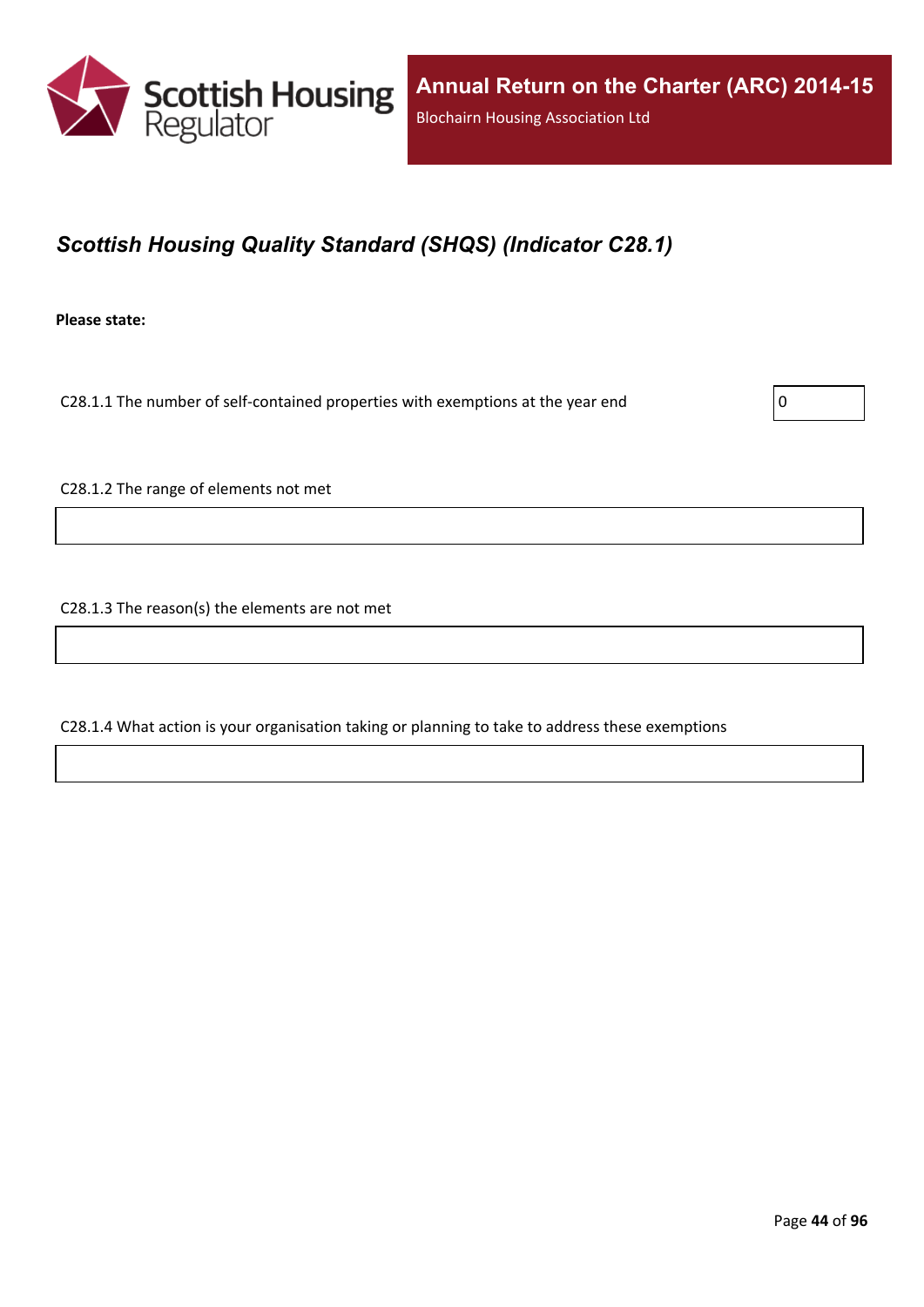## *Scottish Housing Quality Standard (SHQS) (Indicator C28.1)*

**Please state:**

C28.1.1 The number of self-contained properties with exemptions at the year end

0

C28.1.2 The range of elements not met

C28.1.3 The reason(s) the elements are not met

C28.1.4 What action is your organisation taking or planning to take to address these exemptions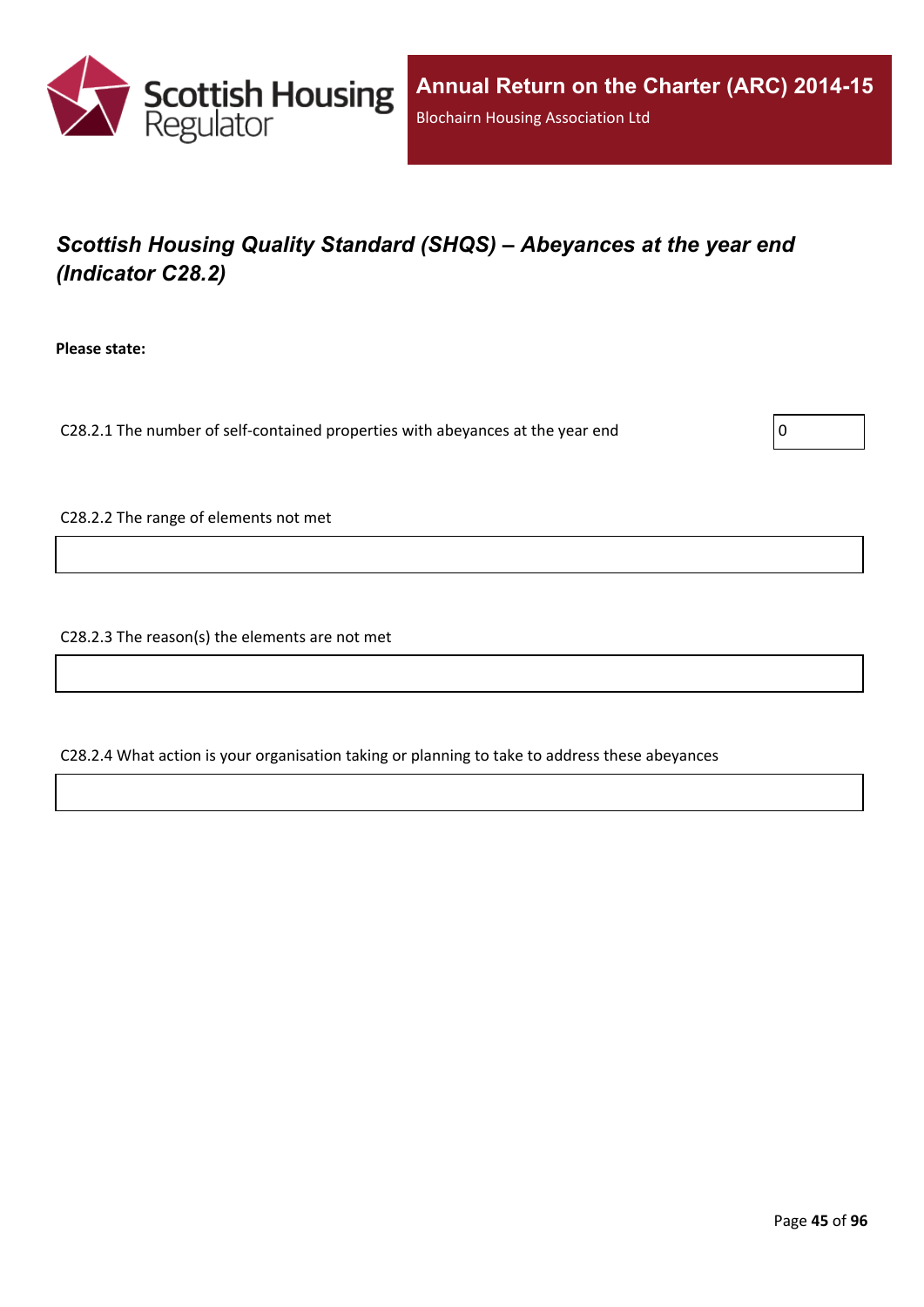## *Scottish Housing Quality Standard (SHQS) – Abeyances at the year end (Indicator C28.2)*

**Please state:**

C28.2.1 The number of self-contained properties with abeyances at the year end

0

C28.2.2 The range of elements not met

C28.2.3 The reason(s) the elements are not met

C28.2.4 What action is your organisation taking or planning to take to address these abeyances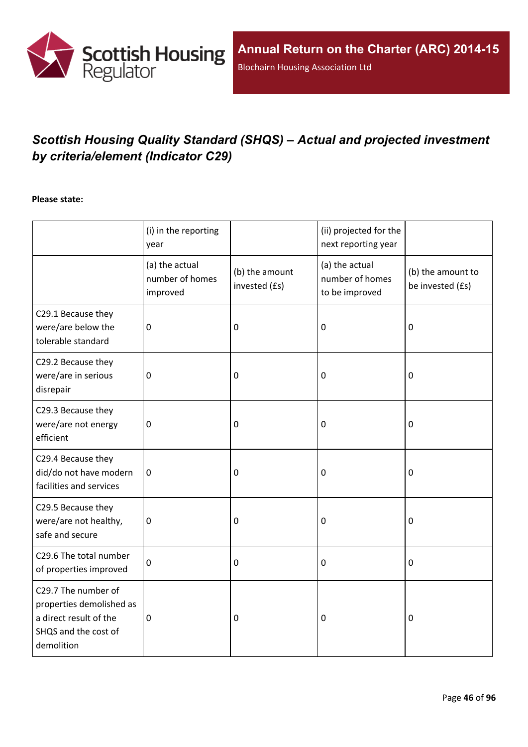## *Scottish Housing Quality Standard (SHQS) – Actual and projected investment by criteria/element (Indicator C29)*

**Please state:**

| | (i) in the reporting year | | (ii) projected for the next reporting year | |
|---|---|---|---|---|
| | (a) the actual number of homes improved | (b) the amount invested (£s) | (a) the actual number of homes to be improved | (b) the amount to be invested (£s) |
| C29.1 Because they were/are below the tolerable standard | 0 | 0 | 0 | 0 |
| C29.2 Because they were/are in serious disrepair | 0 | 0 | 0 | 0 |
| C29.3 Because they were/are not energy efficient | 0 | 0 | 0 | 0 |
| C29.4 Because they did/do not have modern facilities and services | 0 | 0 | 0 | 0 |
| C29.5 Because they were/are not healthy, safe and secure | 0 | 0 | 0 | 0 |
| C29.6 The total number of properties improved | 0 | 0 | 0 | 0 |
| C29.7 The number of properties demolished as a direct result of the SHQS and the cost of demolition | 0 | 0 | 0 | 0 |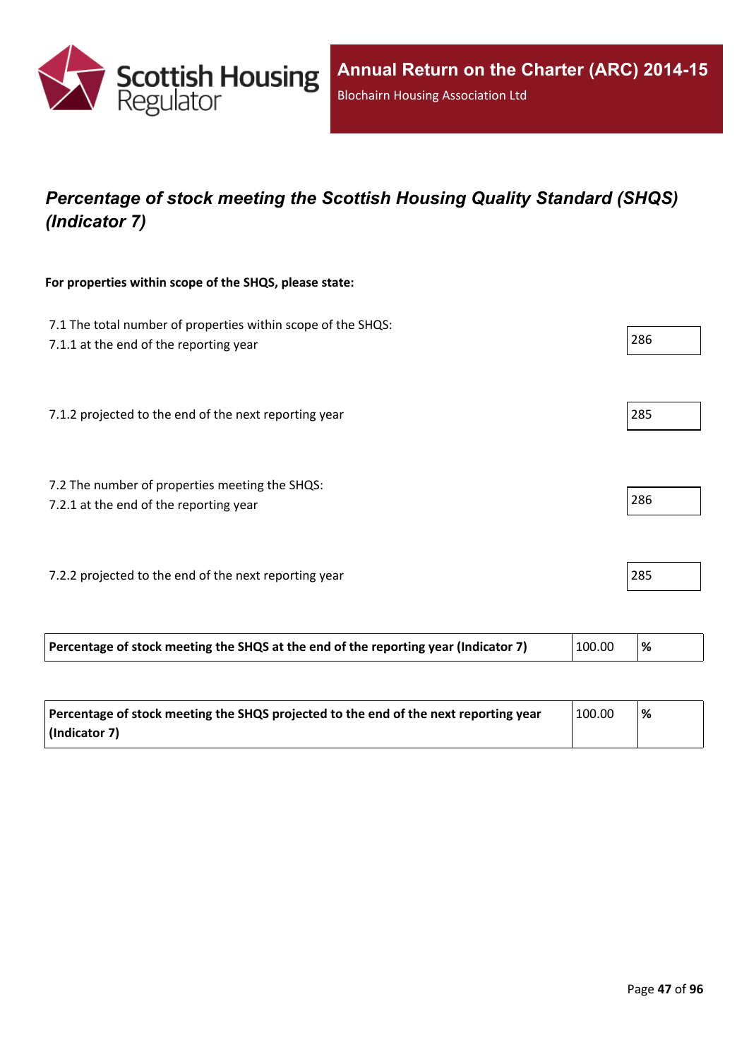## *Percentage of stock meeting the Scottish Housing Quality Standard (SHQS) (Indicator 7)*

**For properties within scope of the SHQS, please state:**

7.1 The total number of properties within scope of the SHQS:
7.1.1 at the end of the reporting year

286

7.1.2 projected to the end of the next reporting year

285

7.2 The number of properties meeting the SHQS:
7.2.1 at the end of the reporting year

286

7.2.2 projected to the end of the next reporting year

285

| **Percentage of stock meeting the SHQS at the end of the reporting year (Indicator 7)** | 100.00 | **%** |
|---|---|---|

| **Percentage of stock meeting the SHQS projected to the end of the next reporting year (Indicator 7)** | 100.00 | **%** |
|---|---|---|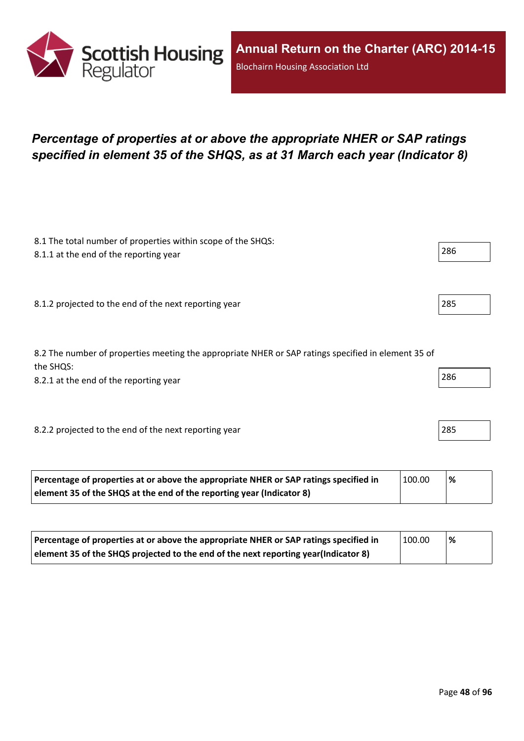# *Percentage of properties at or above the appropriate NHER or SAP ratings specified in element 35 of the SHQS, as at 31 March each year (Indicator 8)*

8.1 The total number of properties within scope of the SHQS:
8.1.1 at the end of the reporting year

286

8.1.2 projected to the end of the next reporting year

285

8.2 The number of properties meeting the appropriate NHER or SAP ratings specified in element 35 of the SHQS:
8.2.1 at the end of the reporting year

286

8.2.2 projected to the end of the next reporting year

285

| **Percentage of properties at or above the appropriate NHER or SAP ratings specified in element 35 of the SHQS at the end of the reporting year (Indicator 8)** | 100.00 | **%** |
|---|---|---|

| **Percentage of properties at or above the appropriate NHER or SAP ratings specified in element 35 of the SHQS projected to the end of the next reporting year(Indicator 8)** | 100.00 | **%** |
|---|---|---|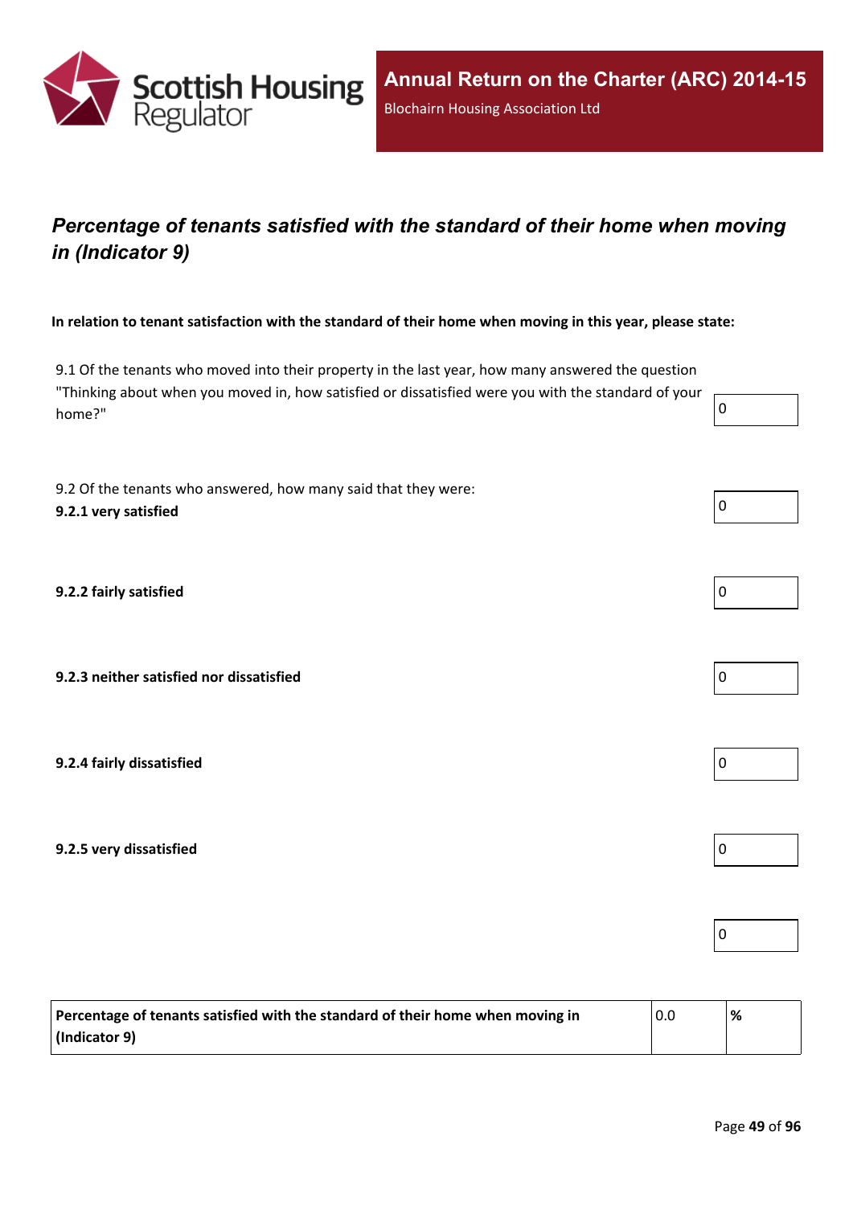## *Percentage of tenants satisfied with the standard of their home when moving in (Indicator 9)*

**In relation to tenant satisfaction with the standard of their home when moving in this year, please state:**

| | |
|---|---|
| 9.1 Of the tenants who moved into their property in the last year, how many answered the question "Thinking about when you moved in, how satisfied or dissatisfied were you with the standard of your home?" | 0 |
| 9.2 Of the tenants who answered, how many said that they were: **9.2.1 very satisfied** | 0 |
| **9.2.2 fairly satisfied** | 0 |
| **9.2.3 neither satisfied nor dissatisfied** | 0 |
| **9.2.4 fairly dissatisfied** | 0 |
| **9.2.5 very dissatisfied** | 0 |
| | 0 |

| | | |
|---|---|---|
| **Percentage of tenants satisfied with the standard of their home when moving in (Indicator 9)** | 0.0 | **%** |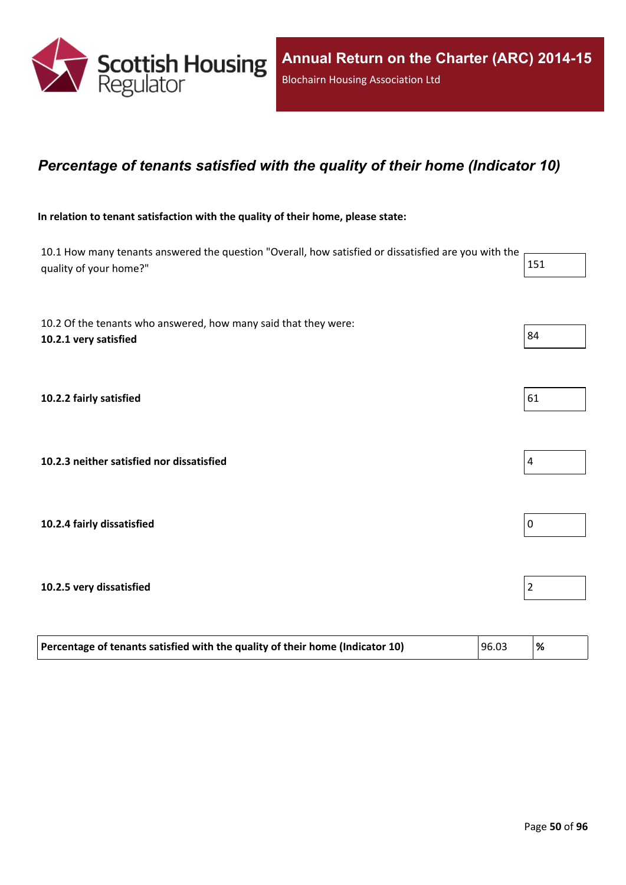## *Percentage of tenants satisfied with the quality of their home (Indicator 10)*

**In relation to tenant satisfaction with the quality of their home, please state:**

| | |
|---|---|
| 10.1 How many tenants answered the question "Overall, how satisfied or dissatisfied are you with the quality of your home?" | 151 |
| 10.2 Of the tenants who answered, how many said that they were: **10.2.1 very satisfied** | 84 |
| **10.2.2 fairly satisfied** | 61 |
| **10.2.3 neither satisfied nor dissatisfied** | 4 |
| **10.2.4 fairly dissatisfied** | 0 |
| **10.2.5 very dissatisfied** | 2 |

| | | |
|---|---|---|
| **Percentage of tenants satisfied with the quality of their home (Indicator 10)** | 96.03 | **%** |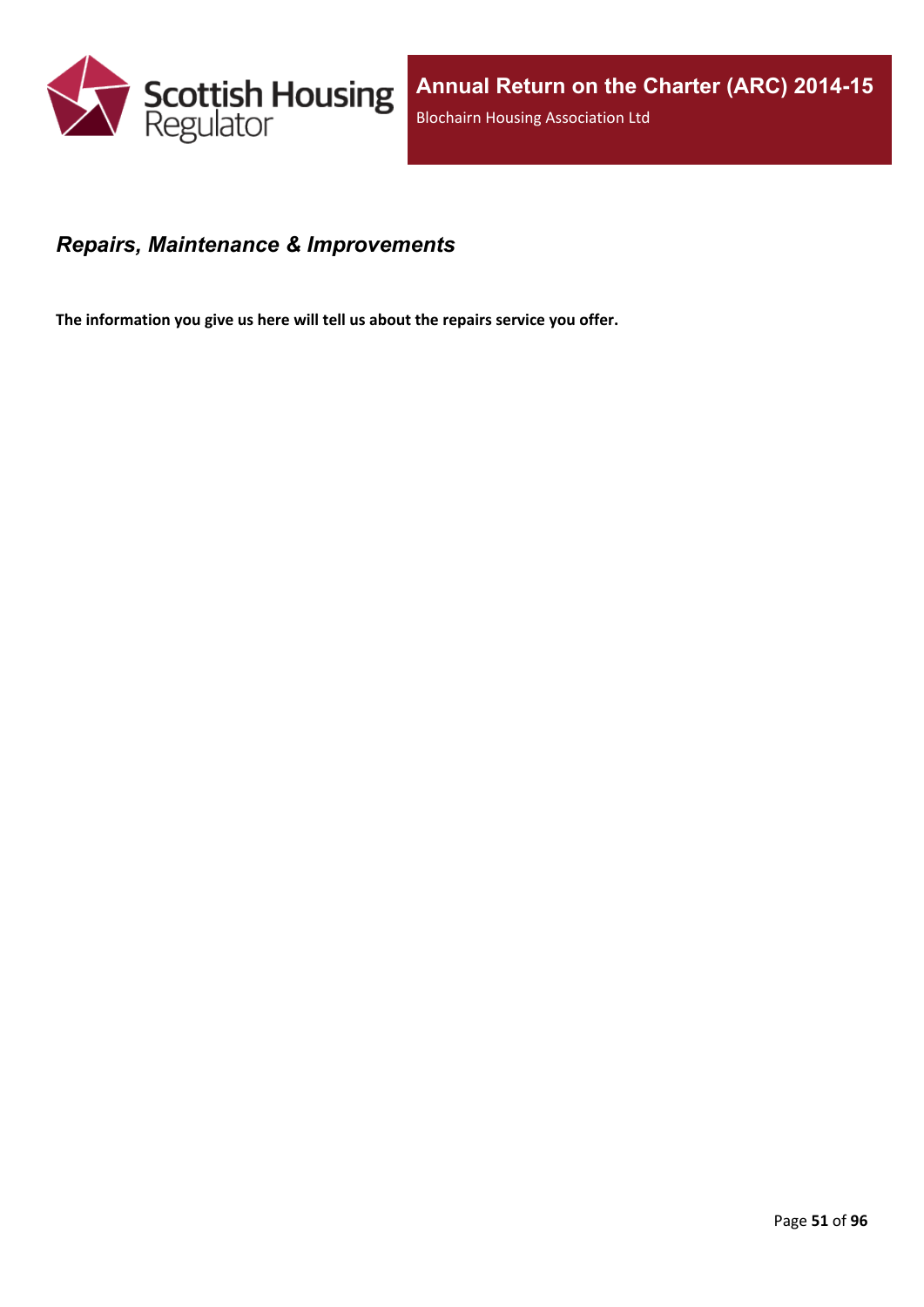## *Repairs, Maintenance & Improvements*

**The information you give us here will tell us about the repairs service you offer.**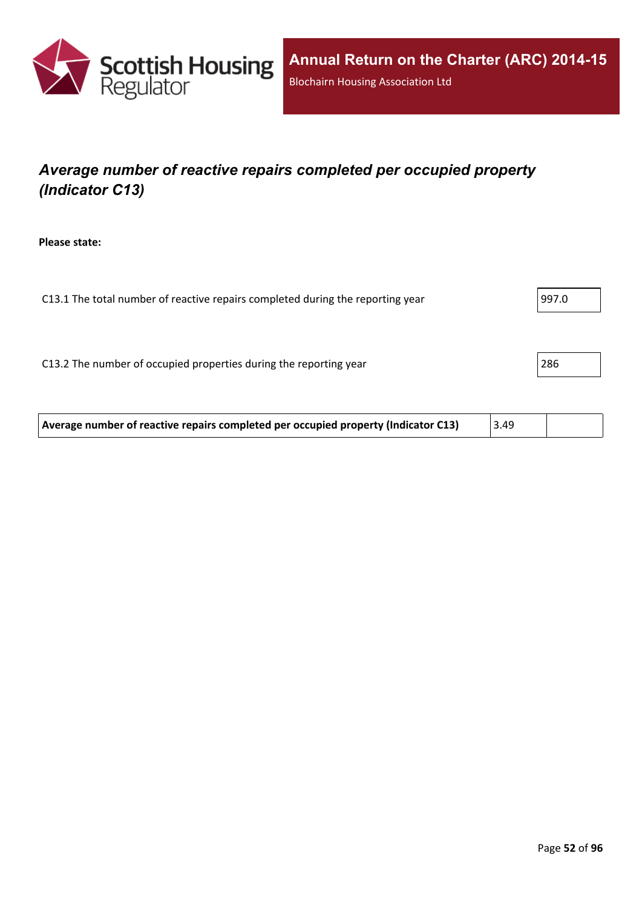## *Average number of reactive repairs completed per occupied property (Indicator C13)*

**Please state:**

| | |
|---|---|
| C13.1 The total number of reactive repairs completed during the reporting year | 997.0 |
| C13.2 The number of occupied properties during the reporting year | 286 |

| | | |
|---|---|---|
| **Average number of reactive repairs completed per occupied property (Indicator C13)** | 3.49 | |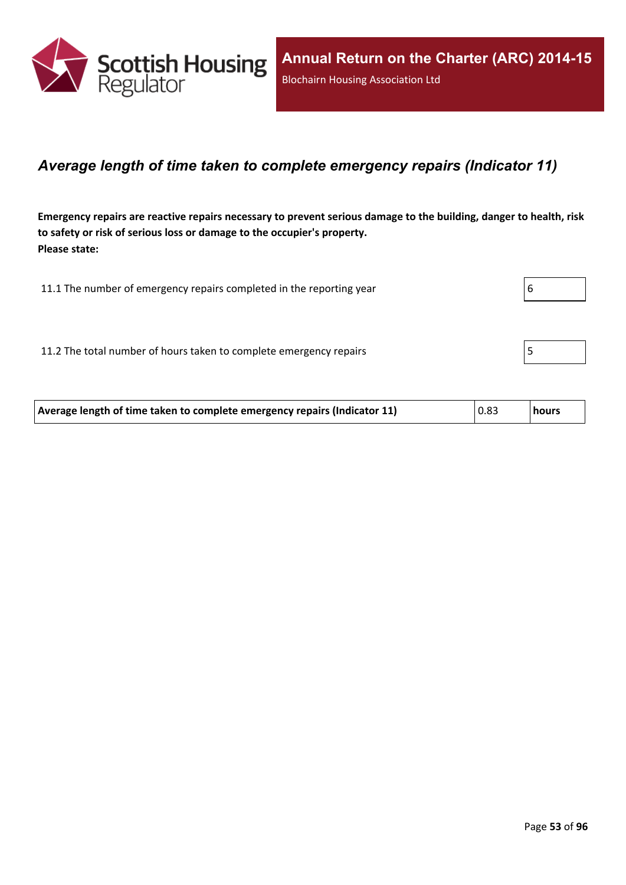## *Average length of time taken to complete emergency repairs (Indicator 11)*

**Emergency repairs are reactive repairs necessary to prevent serious damage to the building, danger to health, risk to safety or risk of serious loss or damage to the occupier's property.**
**Please state:**

| | |
|---|---|
| 11.1 The number of emergency repairs completed in the reporting year | 6 |
| 11.2 The total number of hours taken to complete emergency repairs | 5 |

| | | |
|---|---|---|
| **Average length of time taken to complete emergency repairs (Indicator 11)** | 0.83 | **hours** |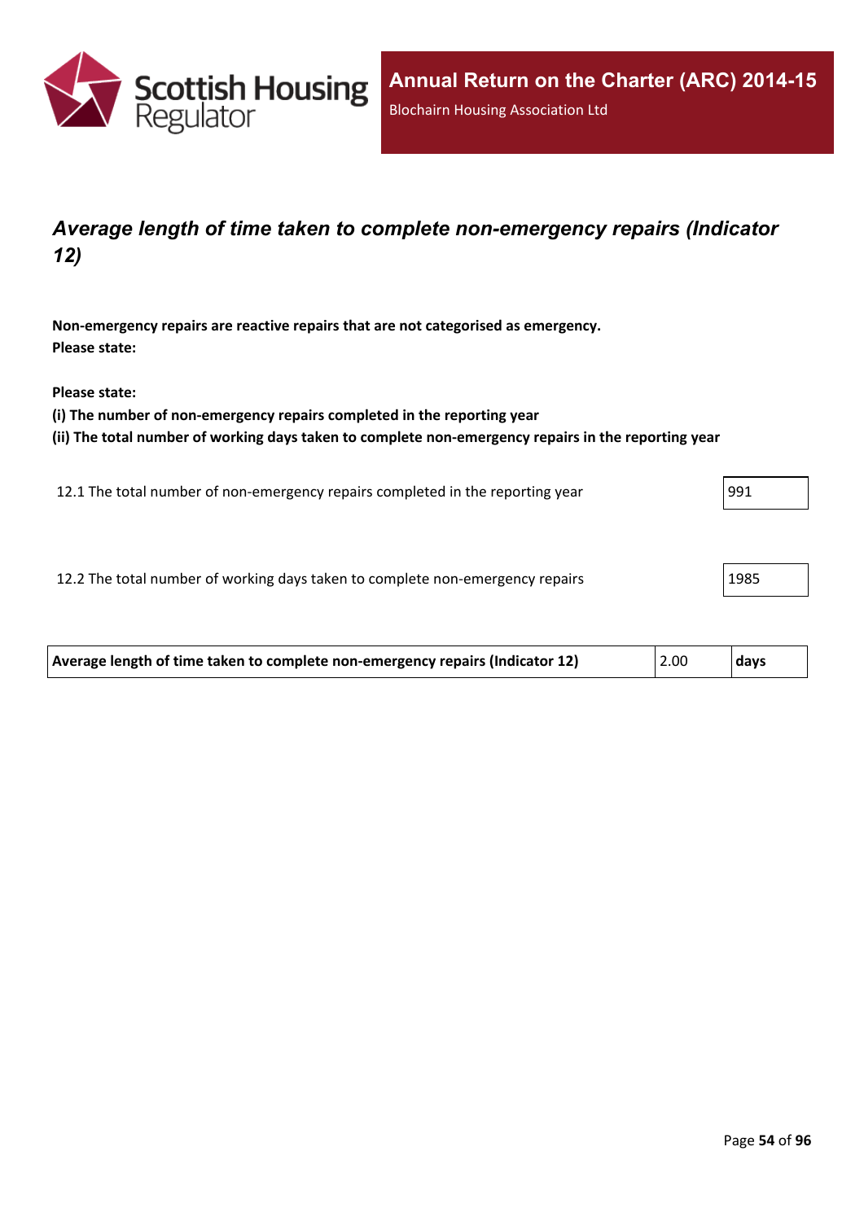## *Average length of time taken to complete non-emergency repairs (Indicator 12)*

**Non-emergency repairs are reactive repairs that are not categorised as emergency.**
**Please state:**

**Please state:**
**(i) The number of non-emergency repairs completed in the reporting year**
**(ii) The total number of working days taken to complete non-emergency repairs in the reporting year**

| | |
|---|---|
| 12.1 The total number of non-emergency repairs completed in the reporting year | 991 |
| 12.2 The total number of working days taken to complete non-emergency repairs | 1985 |

| | | |
|---|---|---|
| **Average length of time taken to complete non-emergency repairs (Indicator 12)** | 2.00 | **days** |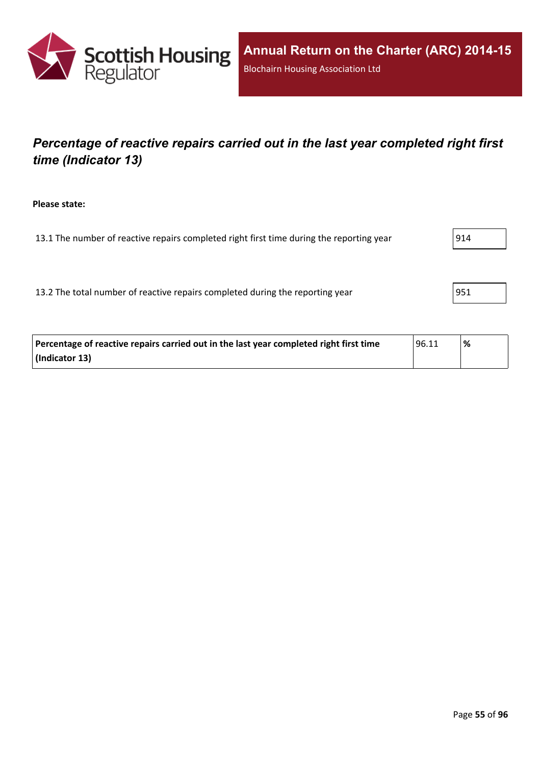## *Percentage of reactive repairs carried out in the last year completed right first time (Indicator 13)*

**Please state:**

| | |
|---|---|
| 13.1 The number of reactive repairs completed right first time during the reporting year | 914 |
| 13.2 The total number of reactive repairs completed during the reporting year | 951 |

| | | |
|---|---|---|
| **Percentage of reactive repairs carried out in the last year completed right first time (Indicator 13)** | 96.11 | **%** |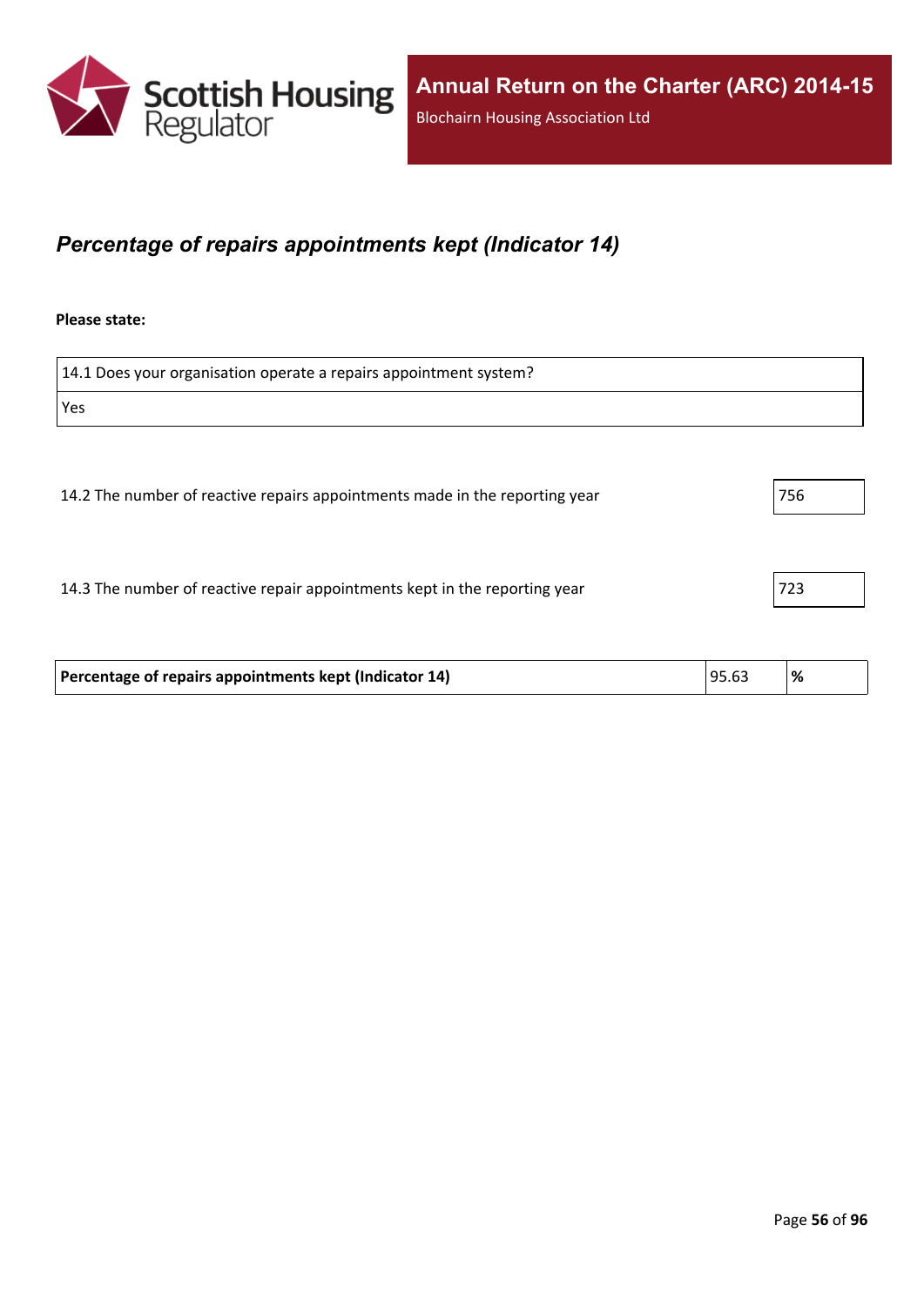## *Percentage of repairs appointments kept (Indicator 14)*

**Please state:**

| 14.1 Does your organisation operate a repairs appointment system? |
|---|
| Yes |

| | |
|---|---|
| 14.2 The number of reactive repairs appointments made in the reporting year | 756 |
| 14.3 The number of reactive repair appointments kept in the reporting year | 723 |

| | | |
|---|---|---|
| **Percentage of repairs appointments kept (Indicator 14)** | 95.63 | **%** |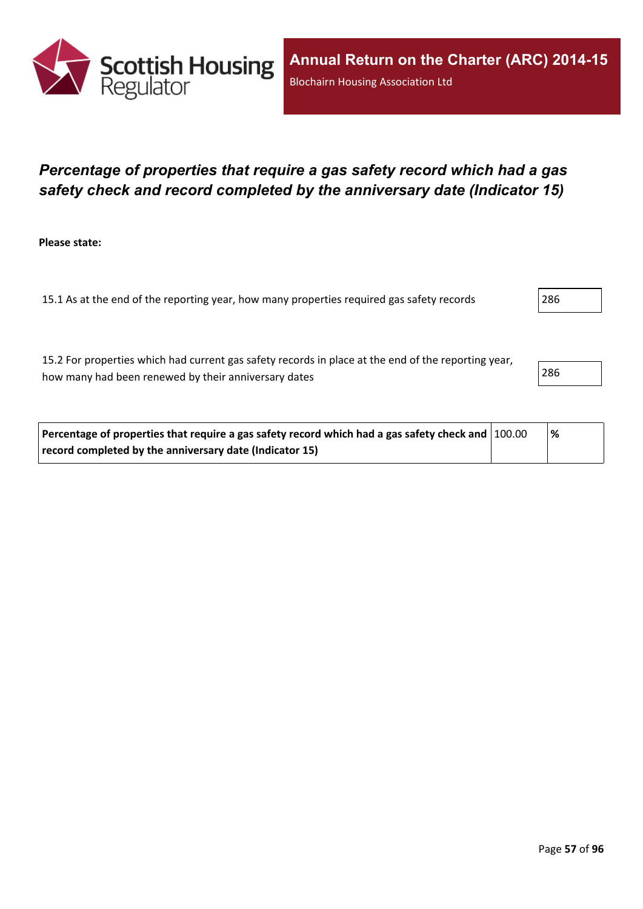# *Percentage of properties that require a gas safety record which had a gas safety check and record completed by the anniversary date (Indicator 15)*

**Please state:**

| | |
|---|---|
| 15.1 As at the end of the reporting year, how many properties required gas safety records | 286 |
| 15.2 For properties which had current gas safety records in place at the end of the reporting year, how many had been renewed by their anniversary dates | 286 |

| | | |
|---|---|---|
| **Percentage of properties that require a gas safety record which had a gas safety check and record completed by the anniversary date (Indicator 15)** | 100.00 | **%** |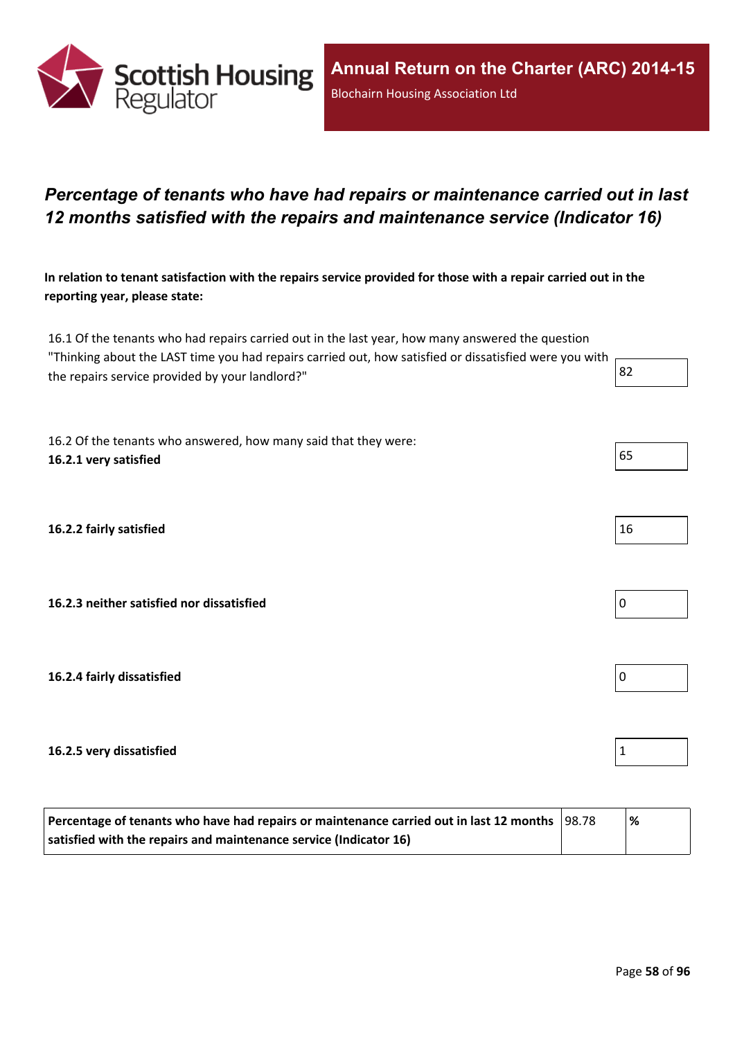# *Percentage of tenants who have had repairs or maintenance carried out in last 12 months satisfied with the repairs and maintenance service (Indicator 16)*

**In relation to tenant satisfaction with the repairs service provided for those with a repair carried out in the reporting year, please state:**

| | |
|---|---|
| 16.1 Of the tenants who had repairs carried out in the last year, how many answered the question "Thinking about the LAST time you had repairs carried out, how satisfied or dissatisfied were you with the repairs service provided by your landlord?" | 82 |
| 16.2 Of the tenants who answered, how many said that they were: **16.2.1 very satisfied** | 65 |
| **16.2.2 fairly satisfied** | 16 |
| **16.2.3 neither satisfied nor dissatisfied** | 0 |
| **16.2.4 fairly dissatisfied** | 0 |
| **16.2.5 very dissatisfied** | 1 |

| | | |
|---|---|---|
| **Percentage of tenants who have had repairs or maintenance carried out in last 12 months satisfied with the repairs and maintenance service (Indicator 16)** | 98.78 | **%** |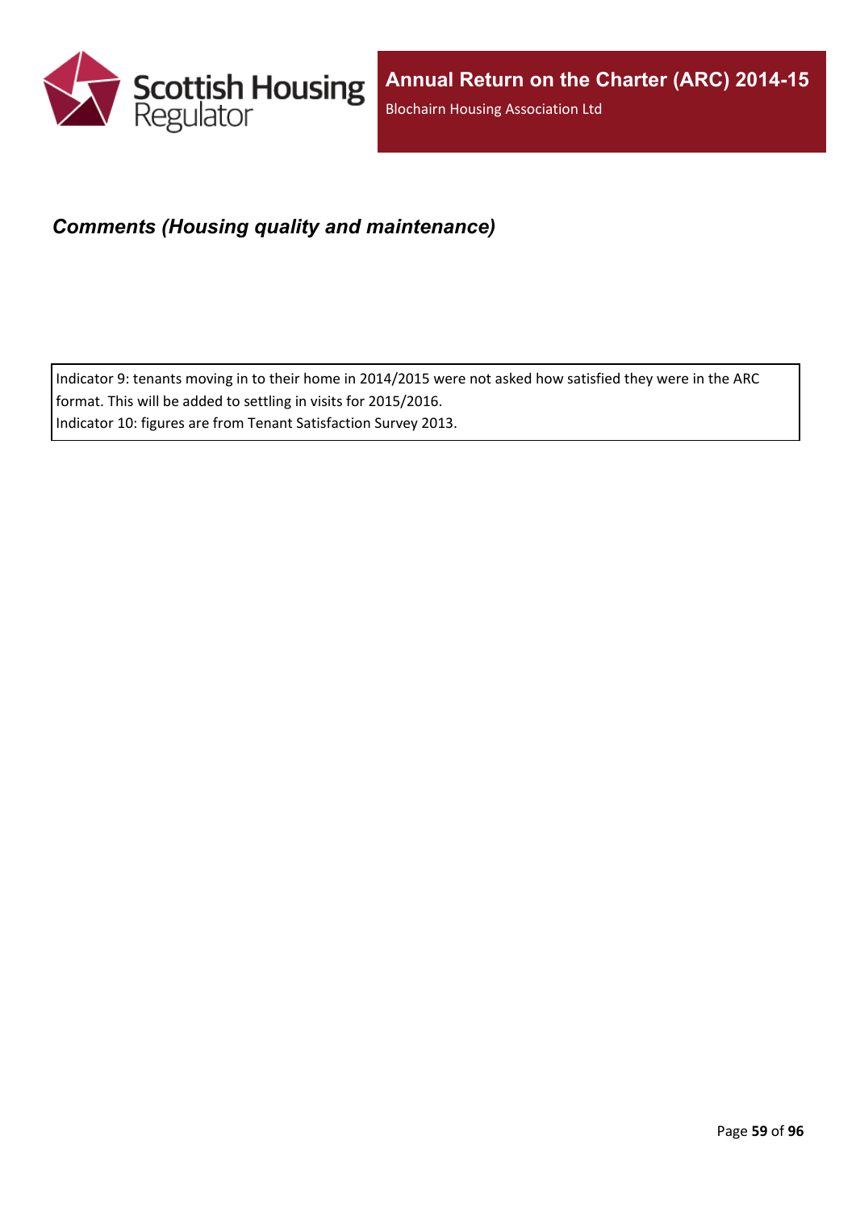## *Comments (Housing quality and maintenance)*

Indicator 9: tenants moving in to their home in 2014/2015 were not asked how satisfied they were in the ARC format. This will be added to settling in visits for 2015/2016.
Indicator 10: figures are from Tenant Satisfaction Survey 2013.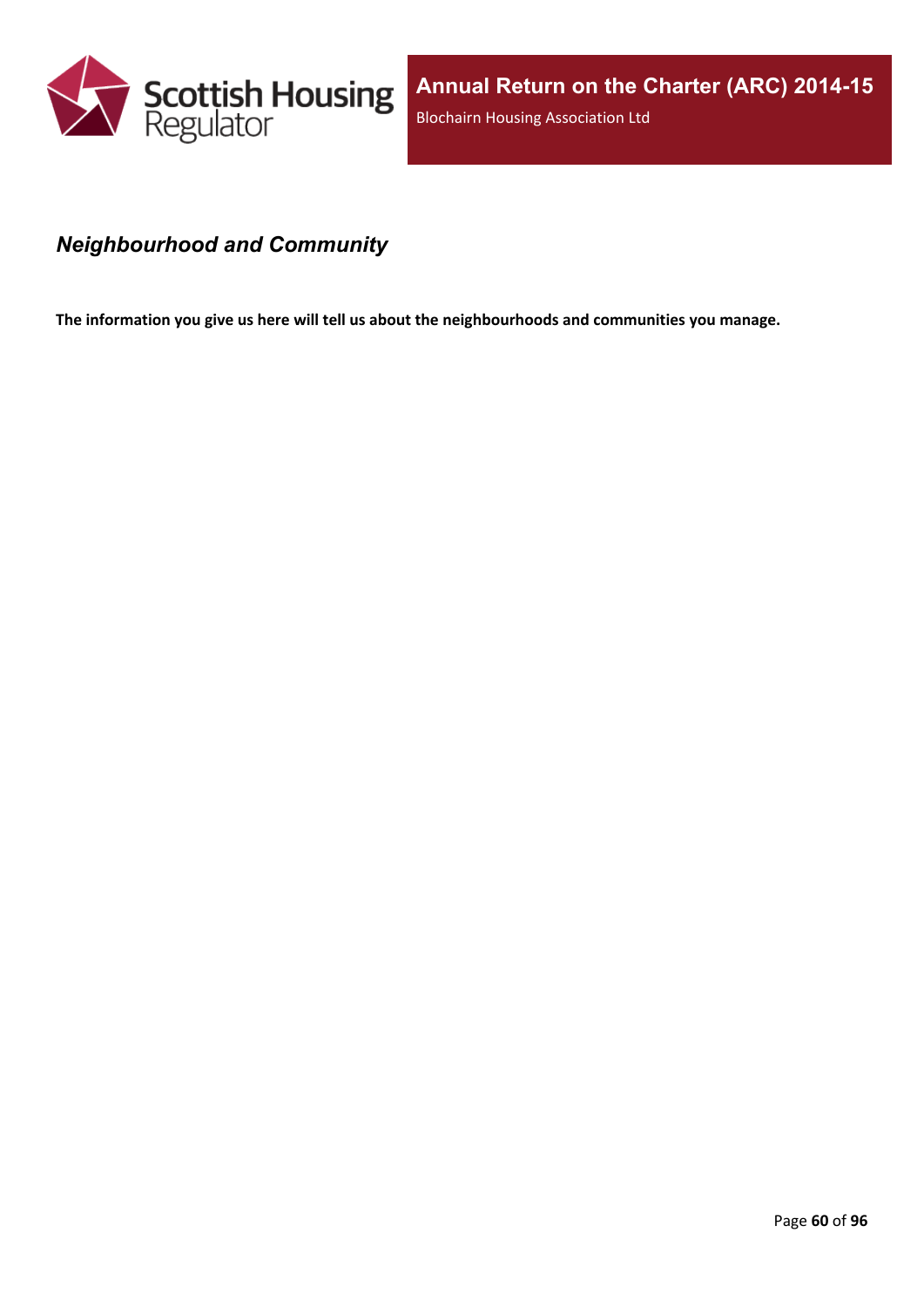## *Neighbourhood and Community*

**The information you give us here will tell us about the neighbourhoods and communities you manage.**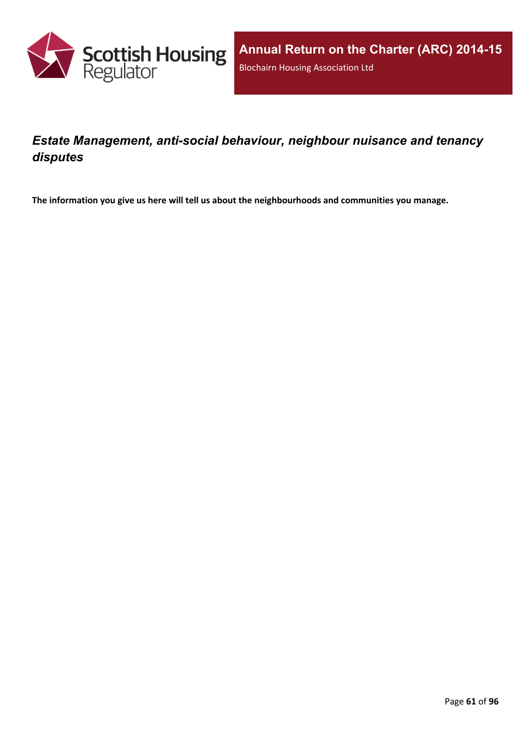## *Estate Management, anti-social behaviour, neighbour nuisance and tenancy disputes*

**The information you give us here will tell us about the neighbourhoods and communities you manage.**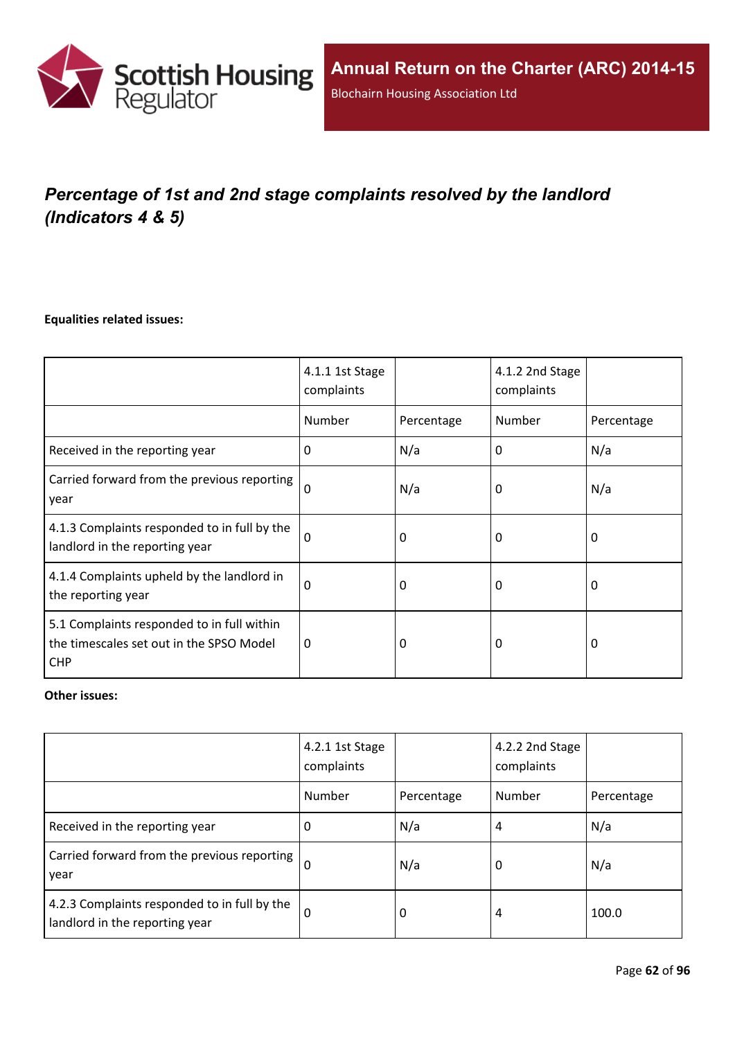## *Percentage of 1st and 2nd stage complaints resolved by the landlord (Indicators 4 & 5)*

**Equalities related issues:**

| | 4.1.1 1st Stage complaints | | 4.1.2 2nd Stage complaints | |
|---|---|---|---|---|
| | Number | Percentage | Number | Percentage |
| Received in the reporting year | 0 | N/a | 0 | N/a |
| Carried forward from the previous reporting year | 0 | N/a | 0 | N/a |
| 4.1.3 Complaints responded to in full by the landlord in the reporting year | 0 | 0 | 0 | 0 |
| 4.1.4 Complaints upheld by the landlord in the reporting year | 0 | 0 | 0 | 0 |
| 5.1 Complaints responded to in full within the timescales set out in the SPSO Model CHP | 0 | 0 | 0 | 0 |

**Other issues:**

| | 4.2.1 1st Stage complaints | | 4.2.2 2nd Stage complaints | |
|---|---|---|---|---|
| | Number | Percentage | Number | Percentage |
| Received in the reporting year | 0 | N/a | 4 | N/a |
| Carried forward from the previous reporting year | 0 | N/a | 0 | N/a |
| 4.2.3 Complaints responded to in full by the landlord in the reporting year | 0 | 0 | 4 | 100.0 |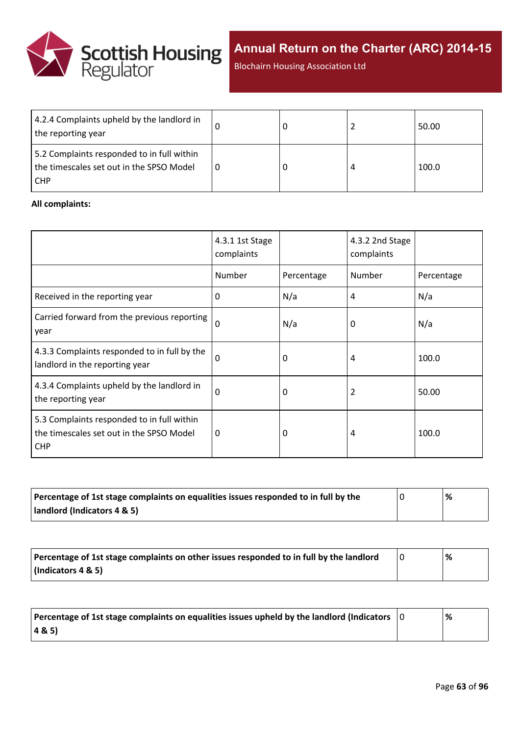| | | | | |
|---|---|---|---|---|
| 4.2.4 Complaints upheld by the landlord in the reporting year | 0 | 0 | 2 | 50.00 |
| 5.2 Complaints responded to in full within the timescales set out in the SPSO Model CHP | 0 | 0 | 4 | 100.0 |

**All complaints:**

| | 4.3.1 1st Stage complaints | | 4.3.2 2nd Stage complaints | |
|---|---|---|---|---|
| | Number | Percentage | Number | Percentage |
| Received in the reporting year | 0 | N/a | 4 | N/a |
| Carried forward from the previous reporting year | 0 | N/a | 0 | N/a |
| 4.3.3 Complaints responded to in full by the landlord in the reporting year | 0 | 0 | 4 | 100.0 |
| 4.3.4 Complaints upheld by the landlord in the reporting year | 0 | 0 | 2 | 50.00 |
| 5.3 Complaints responded to in full within the timescales set out in the SPSO Model CHP | 0 | 0 | 4 | 100.0 |

| | | |
|---|---|---|
| **Percentage of 1st stage complaints on equalities issues responded to in full by the landlord (Indicators 4 & 5)** | 0 | **%** |

| | | |
|---|---|---|
| **Percentage of 1st stage complaints on other issues responded to in full by the landlord (Indicators 4 & 5)** | 0 | **%** |

| | | |
|---|---|---|
| **Percentage of 1st stage complaints on equalities issues upheld by the landlord (Indicators 4 & 5)** | 0 | **%** |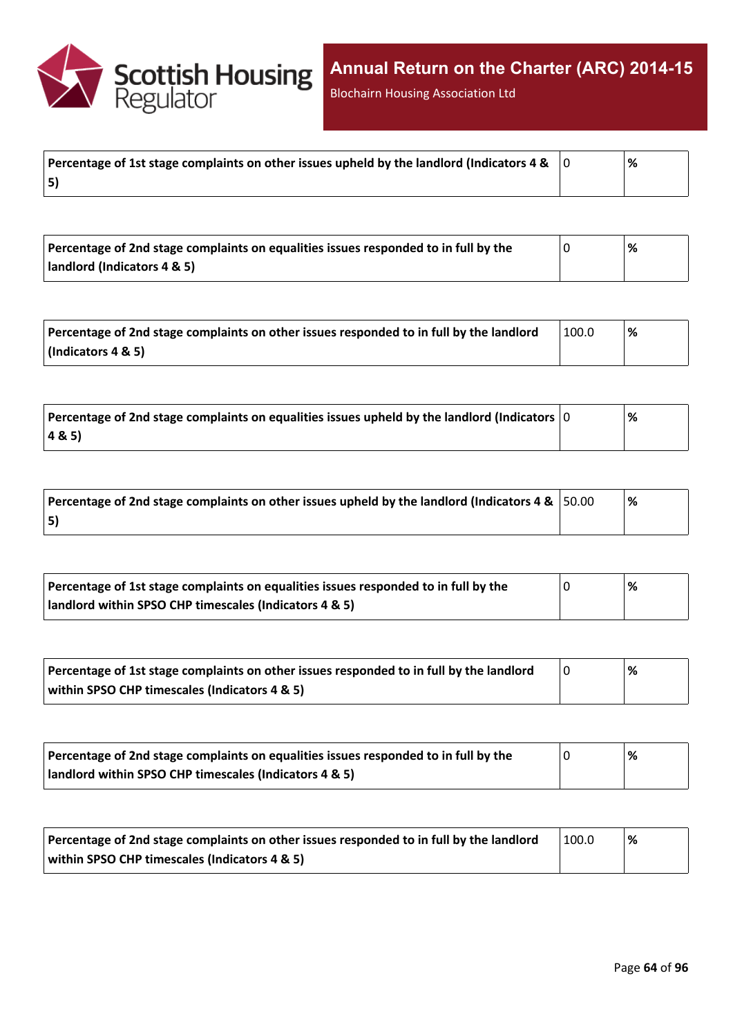| Percentage of 1st stage complaints on other issues upheld by the landlord (Indicators 4 & 5) | 0 | % |
|---|---|---|

| Percentage of 2nd stage complaints on equalities issues responded to in full by the landlord (Indicators 4 & 5) | 0 | % |
|---|---|---|

| Percentage of 2nd stage complaints on other issues responded to in full by the landlord (Indicators 4 & 5) | 100.0 | % |
|---|---|---|

| Percentage of 2nd stage complaints on equalities issues upheld by the landlord (Indicators 4 & 5) | 0 | % |
|---|---|---|

| Percentage of 2nd stage complaints on other issues upheld by the landlord (Indicators 4 & 5) | 50.00 | % |
|---|---|---|

| Percentage of 1st stage complaints on equalities issues responded to in full by the landlord within SPSO CHP timescales (Indicators 4 & 5) | 0 | % |
|---|---|---|

| Percentage of 1st stage complaints on other issues responded to in full by the landlord within SPSO CHP timescales (Indicators 4 & 5) | 0 | % |
|---|---|---|

| Percentage of 2nd stage complaints on equalities issues responded to in full by the landlord within SPSO CHP timescales (Indicators 4 & 5) | 0 | % |
|---|---|---|

| Percentage of 2nd stage complaints on other issues responded to in full by the landlord within SPSO CHP timescales (Indicators 4 & 5) | 100.0 | % |
|---|---|---|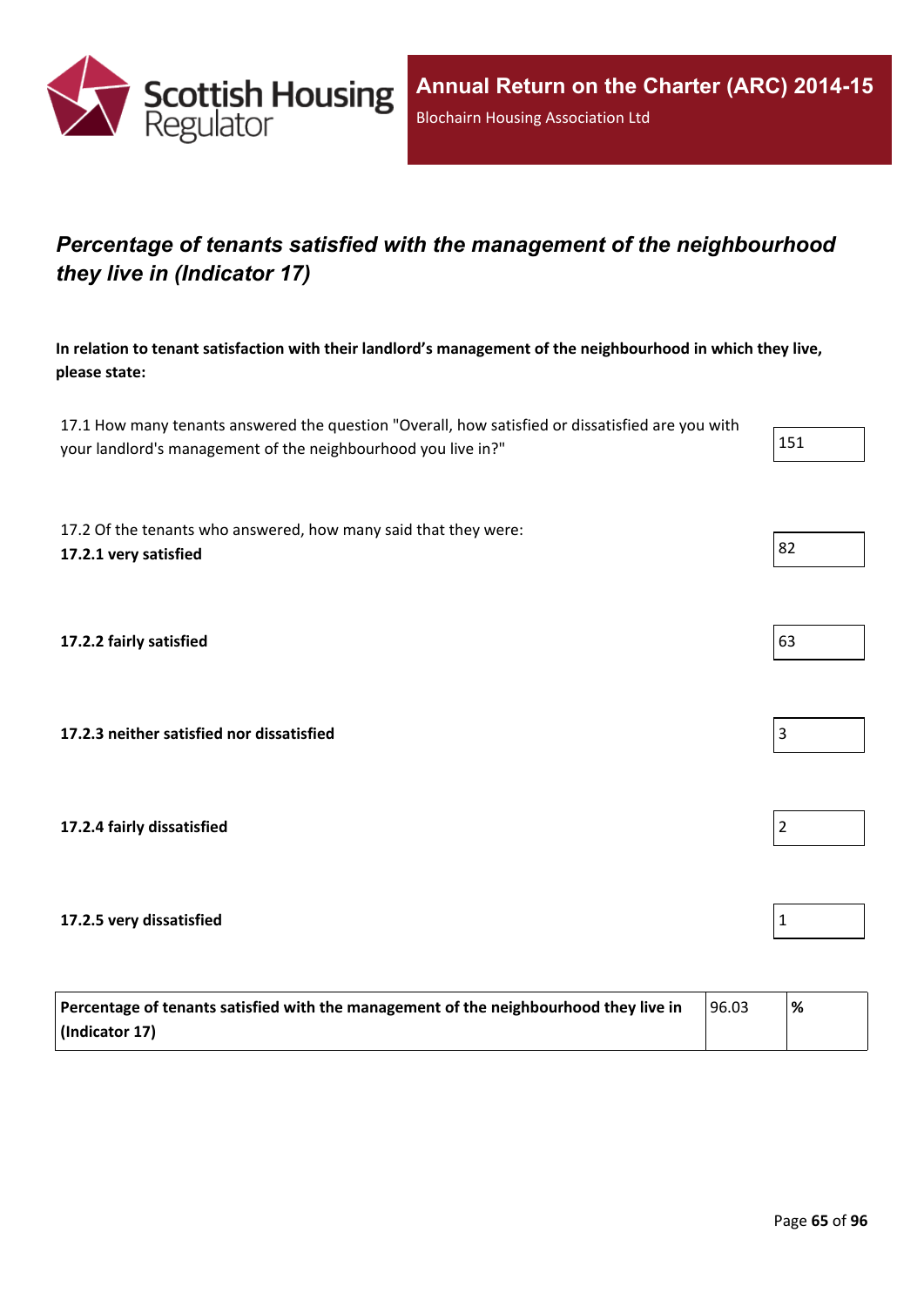# *Percentage of tenants satisfied with the management of the neighbourhood they live in (Indicator 17)*

**In relation to tenant satisfaction with their landlord's management of the neighbourhood in which they live, please state:**

| | |
|---|---|
| 17.1 How many tenants answered the question "Overall, how satisfied or dissatisfied are you with your landlord's management of the neighbourhood you live in?" | 151 |
| 17.2 Of the tenants who answered, how many said that they were: **17.2.1 very satisfied** | 82 |
| **17.2.2 fairly satisfied** | 63 |
| **17.2.3 neither satisfied nor dissatisfied** | 3 |
| **17.2.4 fairly dissatisfied** | 2 |
| **17.2.5 very dissatisfied** | 1 |

| | | |
|---|---|---|
| **Percentage of tenants satisfied with the management of the neighbourhood they live in (Indicator 17)** | 96.03 | **%** |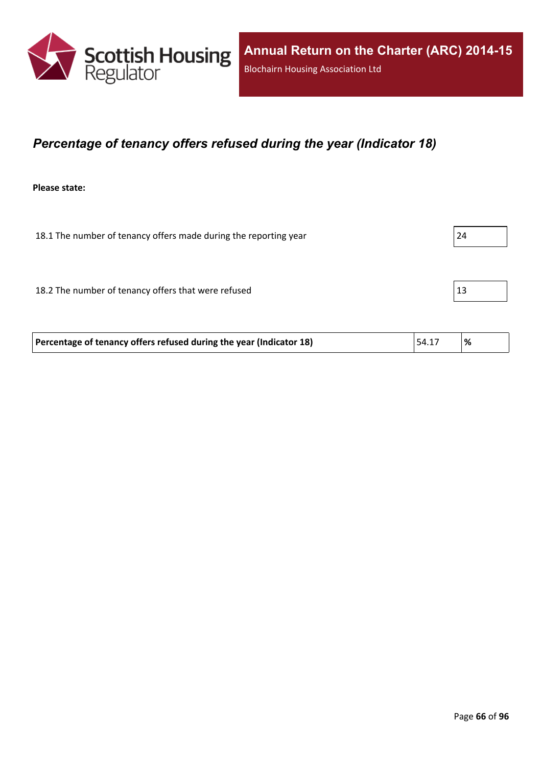## *Percentage of tenancy offers refused during the year (Indicator 18)*

**Please state:**

| | |
|---|---|
| 18.1 The number of tenancy offers made during the reporting year | 24 |
| 18.2 The number of tenancy offers that were refused | 13 |

| | | |
|---|---|---|
| **Percentage of tenancy offers refused during the year (Indicator 18)** | 54.17 | **%** |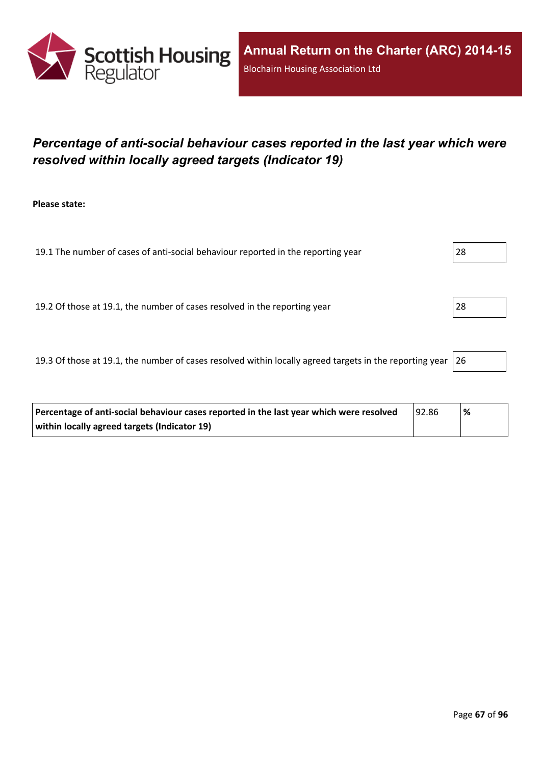# *Percentage of anti-social behaviour cases reported in the last year which were resolved within locally agreed targets (Indicator 19)*

**Please state:**

| | |
|---|---|
| 19.1 The number of cases of anti-social behaviour reported in the reporting year | 28 |
| 19.2 Of those at 19.1, the number of cases resolved in the reporting year | 28 |
| 19.3 Of those at 19.1, the number of cases resolved within locally agreed targets in the reporting year | 26 |

| | | |
|---|---|---|
| **Percentage of anti-social behaviour cases reported in the last year which were resolved within locally agreed targets (Indicator 19)** | 92.86 | **%** |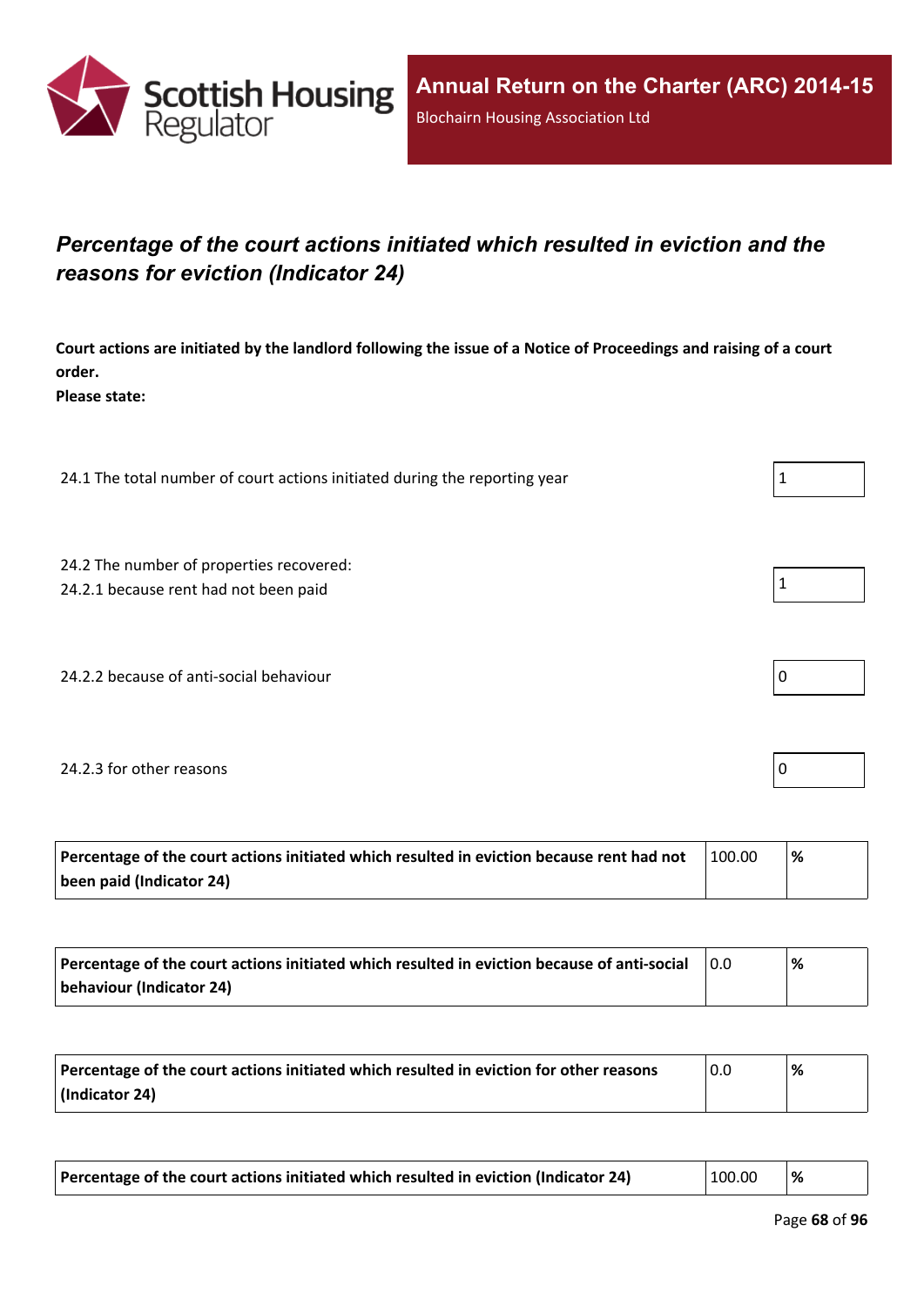## *Percentage of the court actions initiated which resulted in eviction and the reasons for eviction (Indicator 24)*

**Court actions are initiated by the landlord following the issue of a Notice of Proceedings and raising of a court order.**
**Please state:**

| | |
|---|---|
| 24.1 The total number of court actions initiated during the reporting year | 1 |
| 24.2 The number of properties recovered:<br>24.2.1 because rent had not been paid | 1 |
| 24.2.2 because of anti-social behaviour | 0 |
| 24.2.3 for other reasons | 0 |

| | | |
|---|---|---|
| **Percentage of the court actions initiated which resulted in eviction because rent had not been paid (Indicator 24)** | 100.00 | **%** |

| | | |
|---|---|---|
| **Percentage of the court actions initiated which resulted in eviction because of anti-social behaviour (Indicator 24)** | 0.0 | **%** |

| | | |
|---|---|---|
| **Percentage of the court actions initiated which resulted in eviction for other reasons (Indicator 24)** | 0.0 | **%** |

| | | |
|---|---|---|
| **Percentage of the court actions initiated which resulted in eviction (Indicator 24)** | 100.00 | **%** |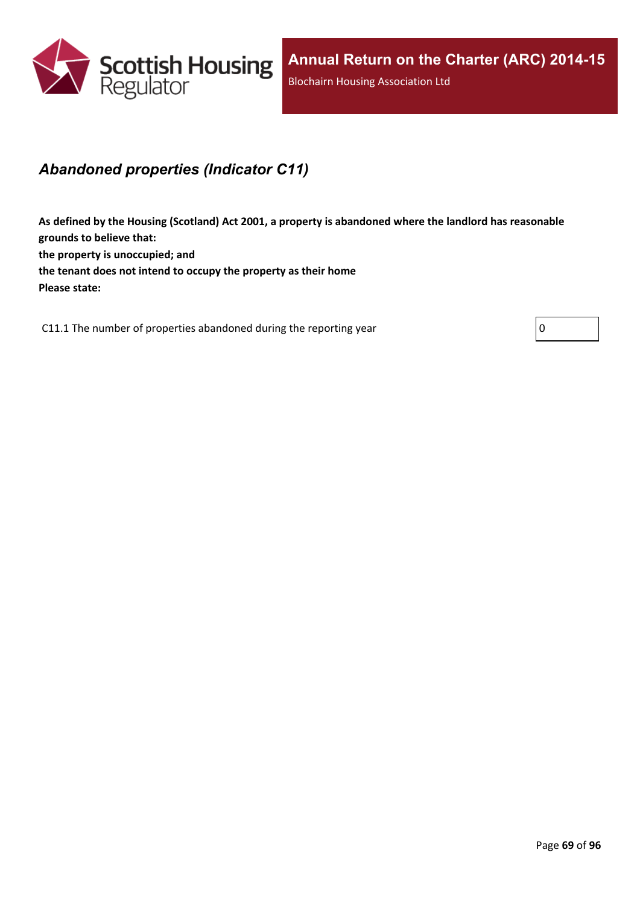## *Abandoned properties (Indicator C11)*

**As defined by the Housing (Scotland) Act 2001, a property is abandoned where the landlord has reasonable grounds to believe that:**
**the property is unoccupied; and**
**the tenant does not intend to occupy the property as their home**
**Please state:**

| | |
|---|---|
| C11.1 The number of properties abandoned during the reporting year | 0 |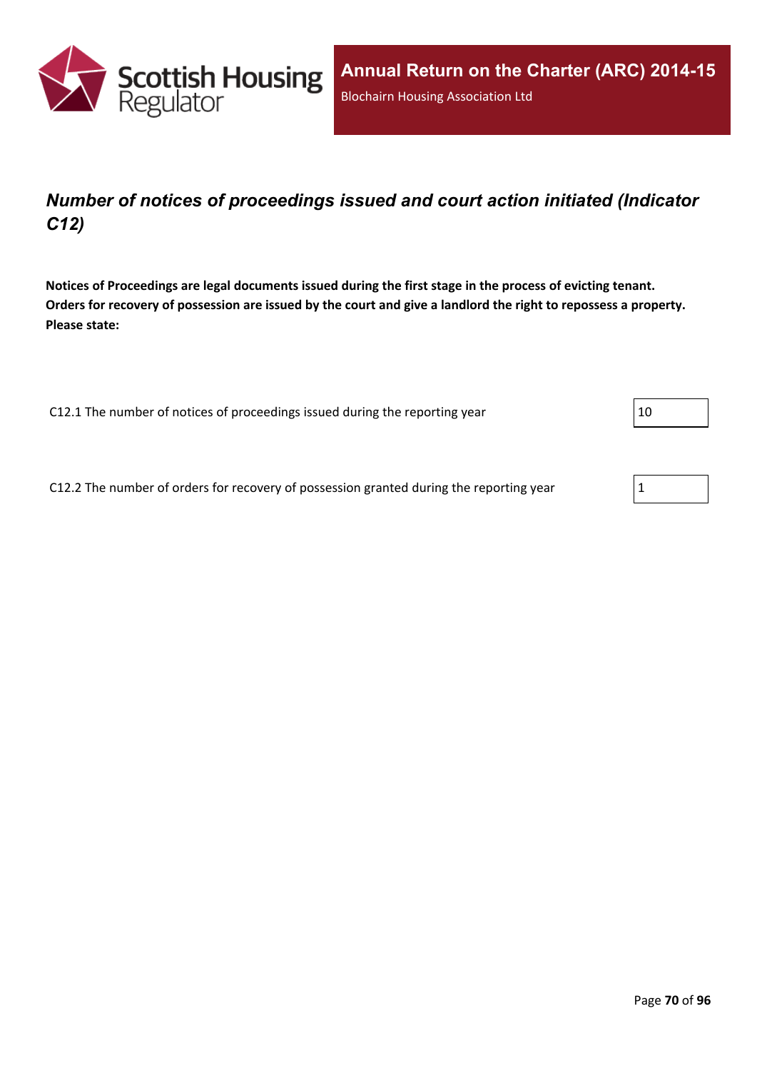## *Number of notices of proceedings issued and court action initiated (Indicator C12)*

**Notices of Proceedings are legal documents issued during the first stage in the process of evicting tenant. Orders for recovery of possession are issued by the court and give a landlord the right to repossess a property. Please state:**

| | |
|---|---|
| C12.1 The number of notices of proceedings issued during the reporting year | 10 |
| C12.2 The number of orders for recovery of possession granted during the reporting year | 1 |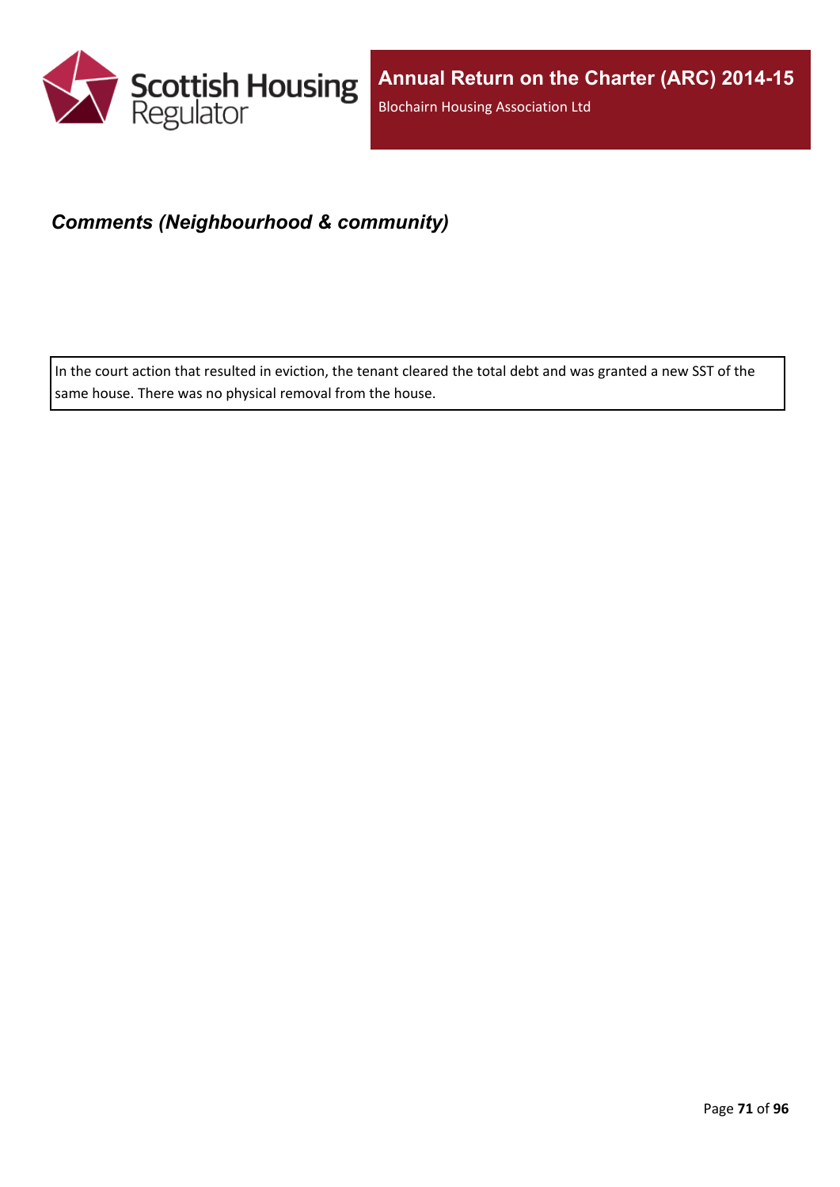## *Comments (Neighbourhood & community)*

In the court action that resulted in eviction, the tenant cleared the total debt and was granted a new SST of the same house. There was no physical removal from the house.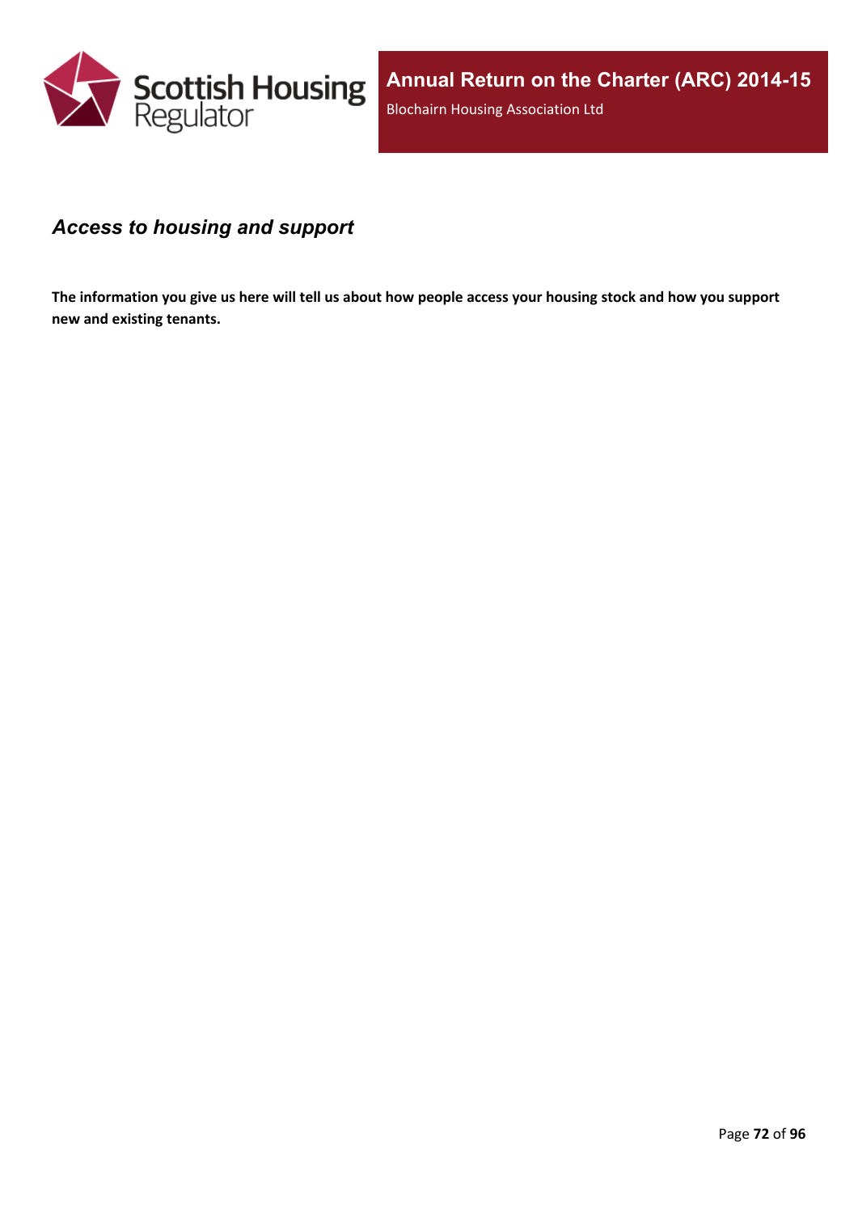### *Access to housing and support*

**The information you give us here will tell us about how people access your housing stock and how you support new and existing tenants.**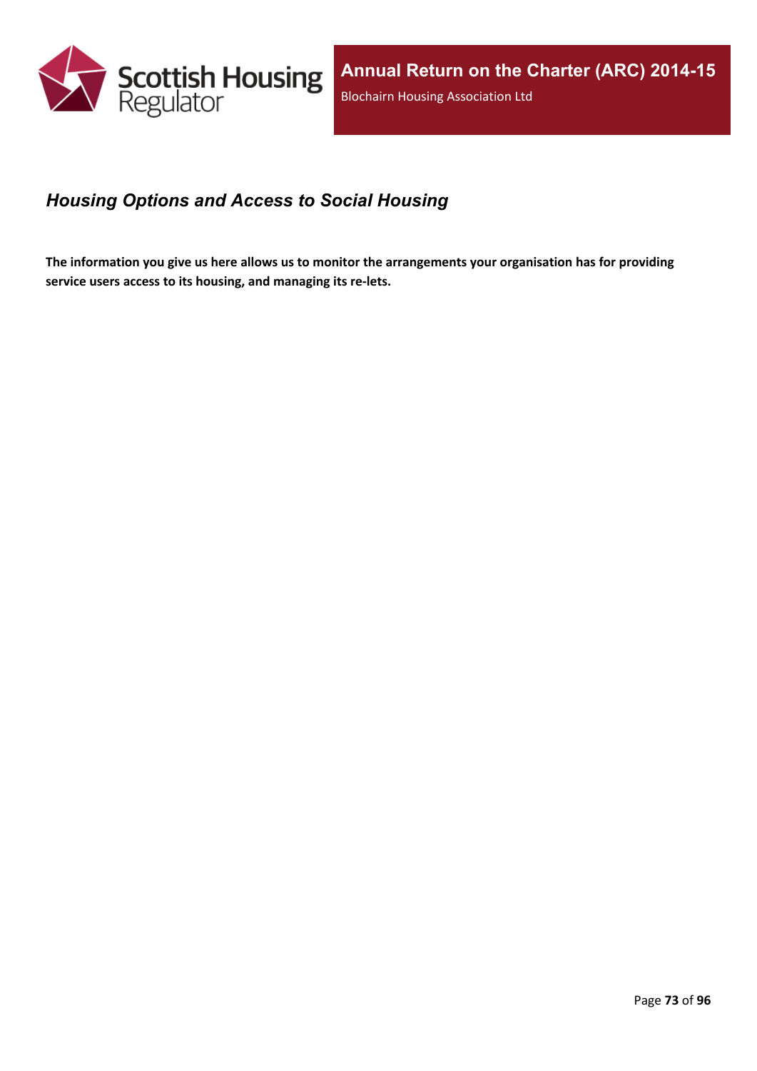## *Housing Options and Access to Social Housing*

**The information you give us here allows us to monitor the arrangements your organisation has for providing service users access to its housing, and managing its re-lets.**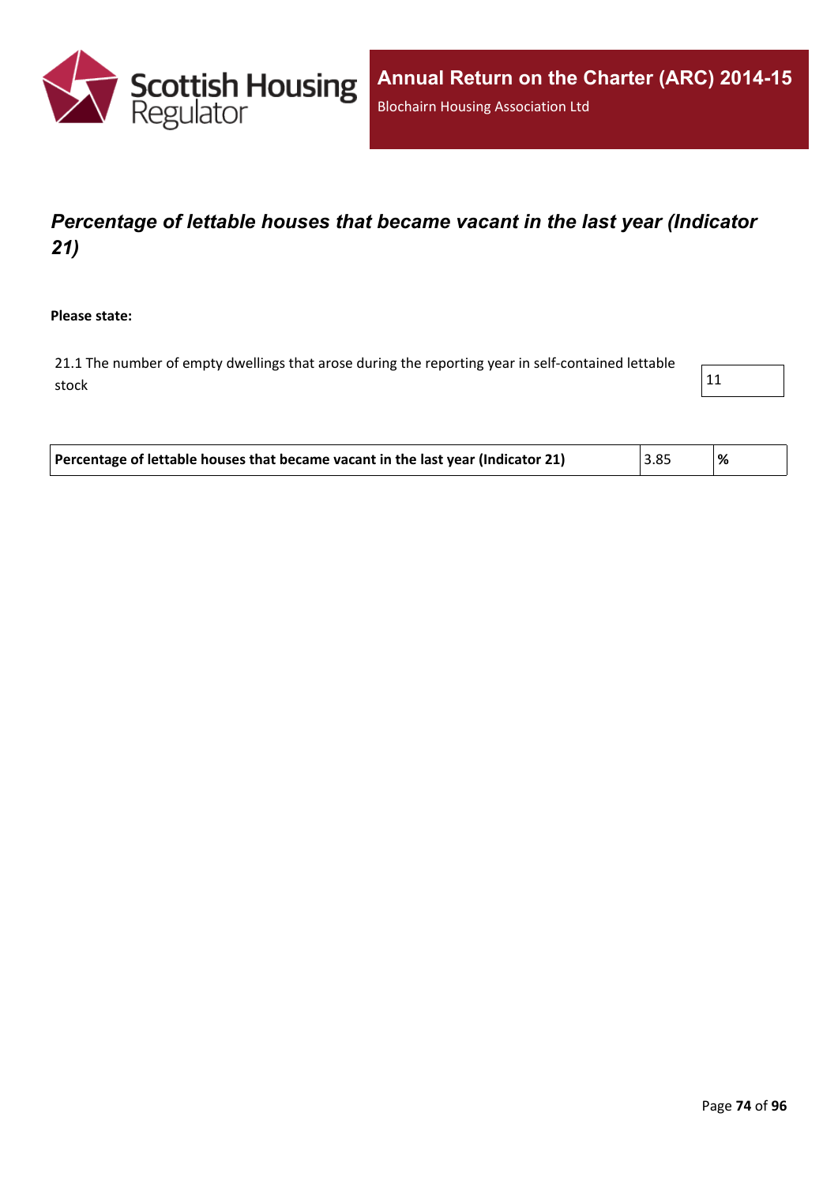# *Percentage of lettable houses that became vacant in the last year (Indicator 21)*

**Please state:**

| | |
|---|---|
| 21.1 The number of empty dwellings that arose during the reporting year in self-contained lettable stock | 11 |

| | | |
|---|---|---|
| **Percentage of lettable houses that became vacant in the last year (Indicator 21)** | 3.85 | **%** |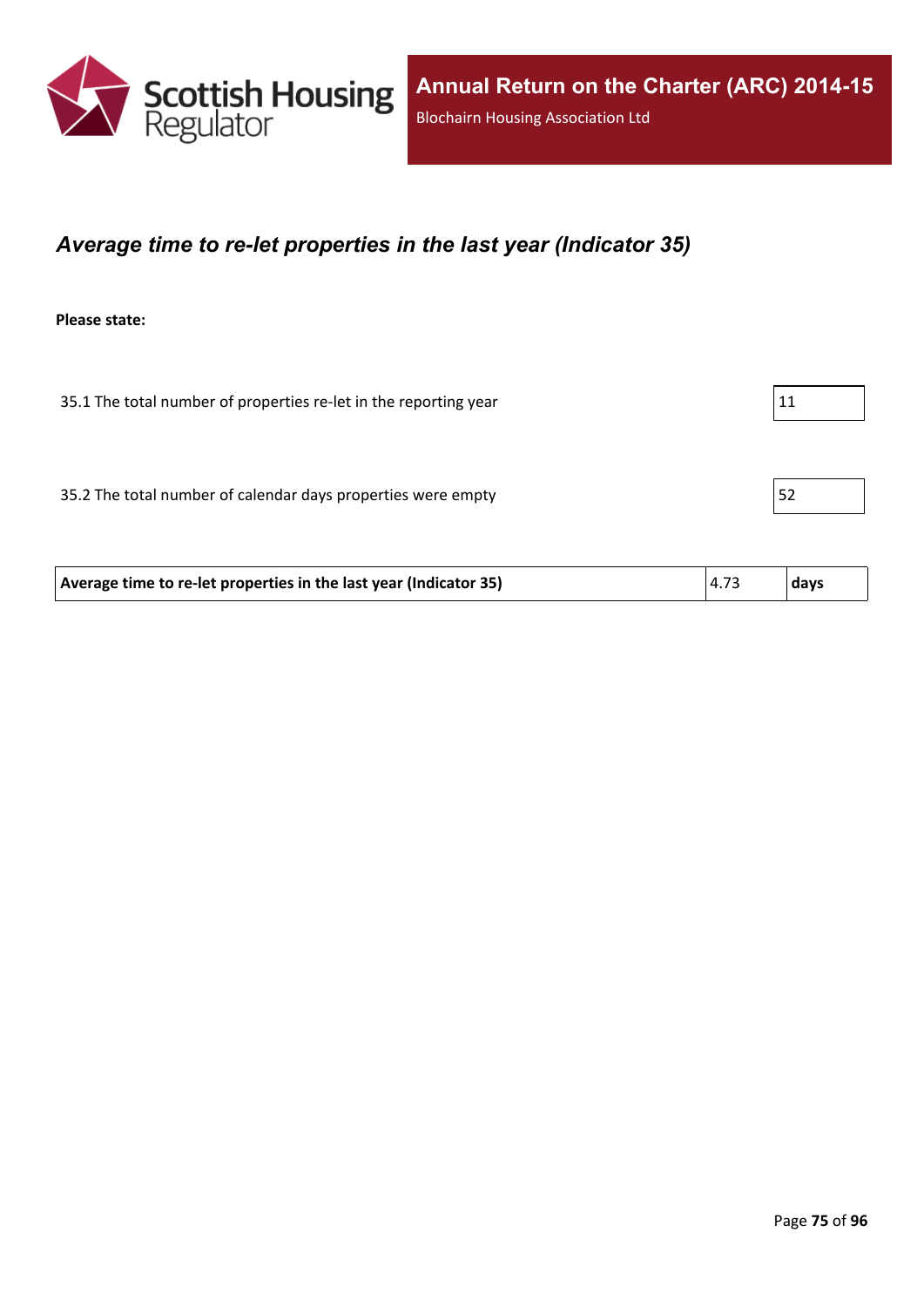## *Average time to re-let properties in the last year (Indicator 35)*

**Please state:**

| | |
|---|---|
| 35.1 The total number of properties re-let in the reporting year | 11 |
| 35.2 The total number of calendar days properties were empty | 52 |

| | | |
|---|---|---|
| **Average time to re-let properties in the last year (Indicator 35)** | 4.73 | **days** |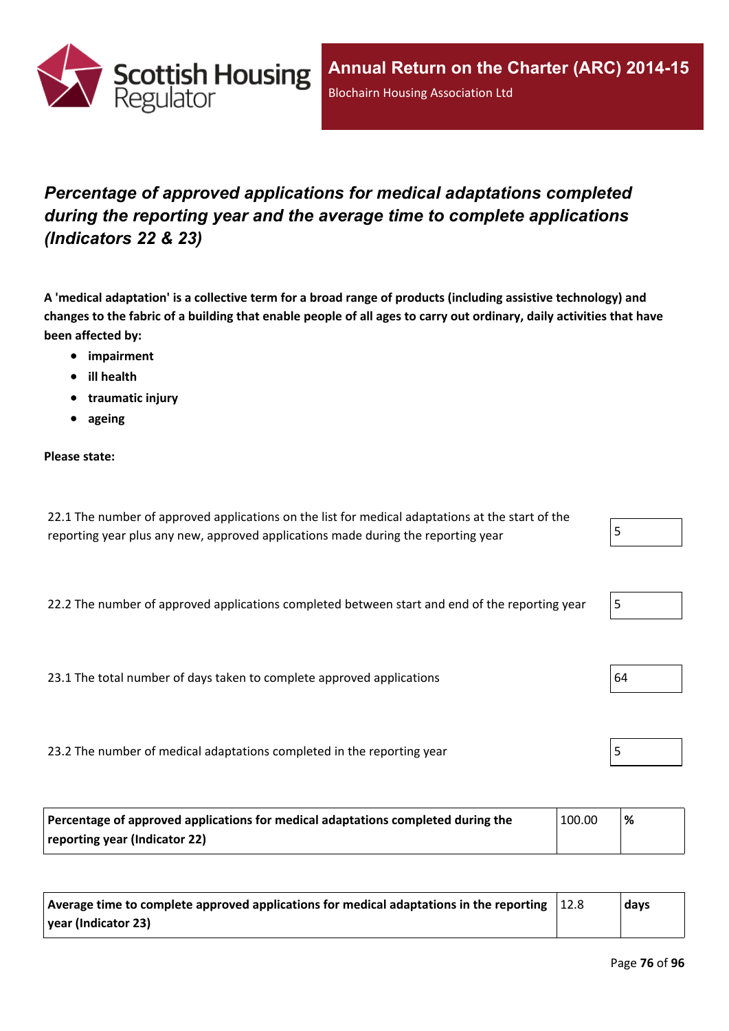# *Percentage of approved applications for medical adaptations completed during the reporting year and the average time to complete applications (Indicators 22 & 23)*

**A 'medical adaptation' is a collective term for a broad range of products (including assistive technology) and changes to the fabric of a building that enable people of all ages to carry out ordinary, daily activities that have been affected by:**

- **impairment**
- **ill health**
- **traumatic injury**
- **ageing**

**Please state:**

| | |
|---|---|
| 22.1 The number of approved applications on the list for medical adaptations at the start of the reporting year plus any new, approved applications made during the reporting year | 5 |
| 22.2 The number of approved applications completed between start and end of the reporting year | 5 |
| 23.1 The total number of days taken to complete approved applications | 64 |
| 23.2 The number of medical adaptations completed in the reporting year | 5 |

| | | |
|---|---|---|
| **Percentage of approved applications for medical adaptations completed during the reporting year (Indicator 22)** | 100.00 | **%** |

| | | |
|---|---|---|
| **Average time to complete approved applications for medical adaptations in the reporting year (Indicator 23)** | 12.8 | **days** |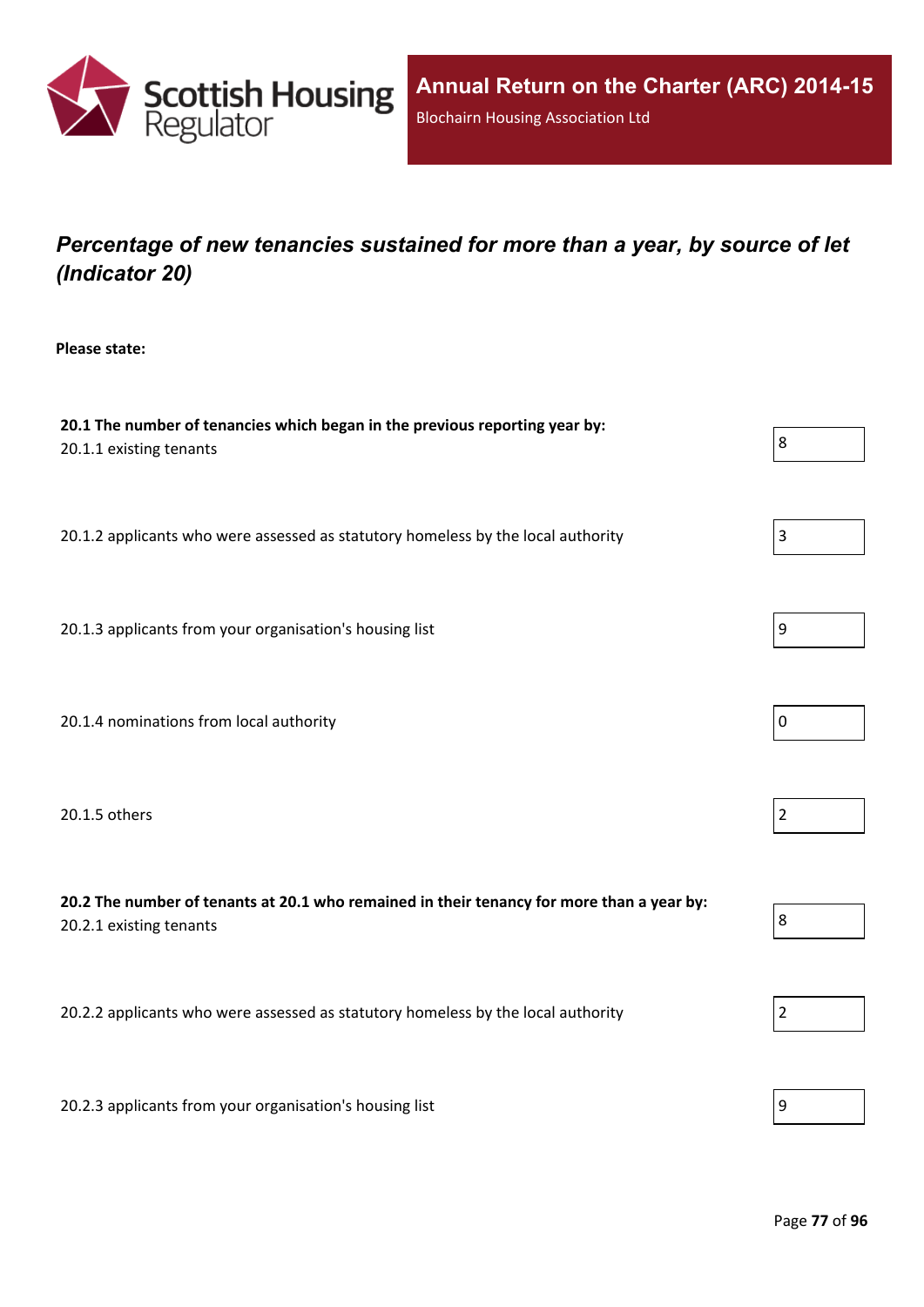## *Percentage of new tenancies sustained for more than a year, by source of let (Indicator 20)*

**Please state:**

**20.1 The number of tenancies which began in the previous reporting year by:**

| | |
|---|---|
| 20.1.1 existing tenants | 8 |
| 20.1.2 applicants who were assessed as statutory homeless by the local authority | 3 |
| 20.1.3 applicants from your organisation's housing list | 9 |
| 20.1.4 nominations from local authority | 0 |
| 20.1.5 others | 2 |

**20.2 The number of tenants at 20.1 who remained in their tenancy for more than a year by:**

| | |
|---|---|
| 20.2.1 existing tenants | 8 |
| 20.2.2 applicants who were assessed as statutory homeless by the local authority | 2 |
| 20.2.3 applicants from your organisation's housing list | 9 |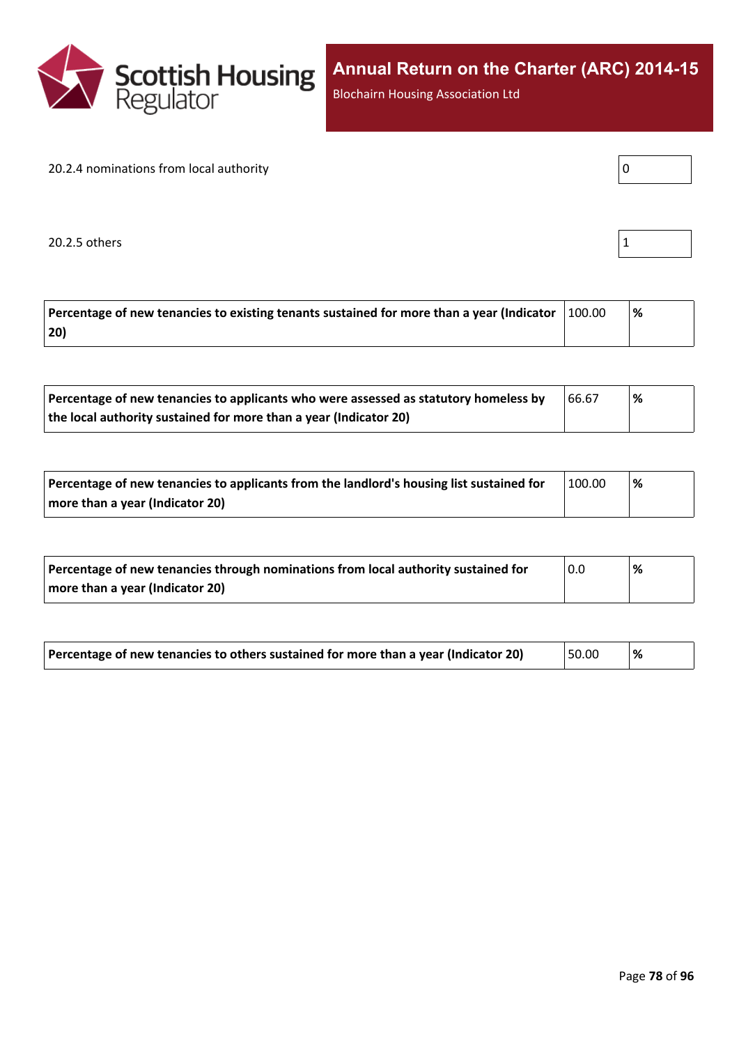20.2.4 nominations from local authority

| 0 |
|---|

20.2.5 others

| 1 |
|---|

| Percentage of new tenancies to existing tenants sustained for more than a year (Indicator 20) | 100.00 | % |
|---|---|---|

| Percentage of new tenancies to applicants who were assessed as statutory homeless by the local authority sustained for more than a year (Indicator 20) | 66.67 | % |
|---|---|---|

| Percentage of new tenancies to applicants from the landlord's housing list sustained for more than a year (Indicator 20) | 100.00 | % |
|---|---|---|

| Percentage of new tenancies through nominations from local authority sustained for more than a year (Indicator 20) | 0.0 | % |
|---|---|---|

| Percentage of new tenancies to others sustained for more than a year (Indicator 20) | 50.00 | % |
|---|---|---|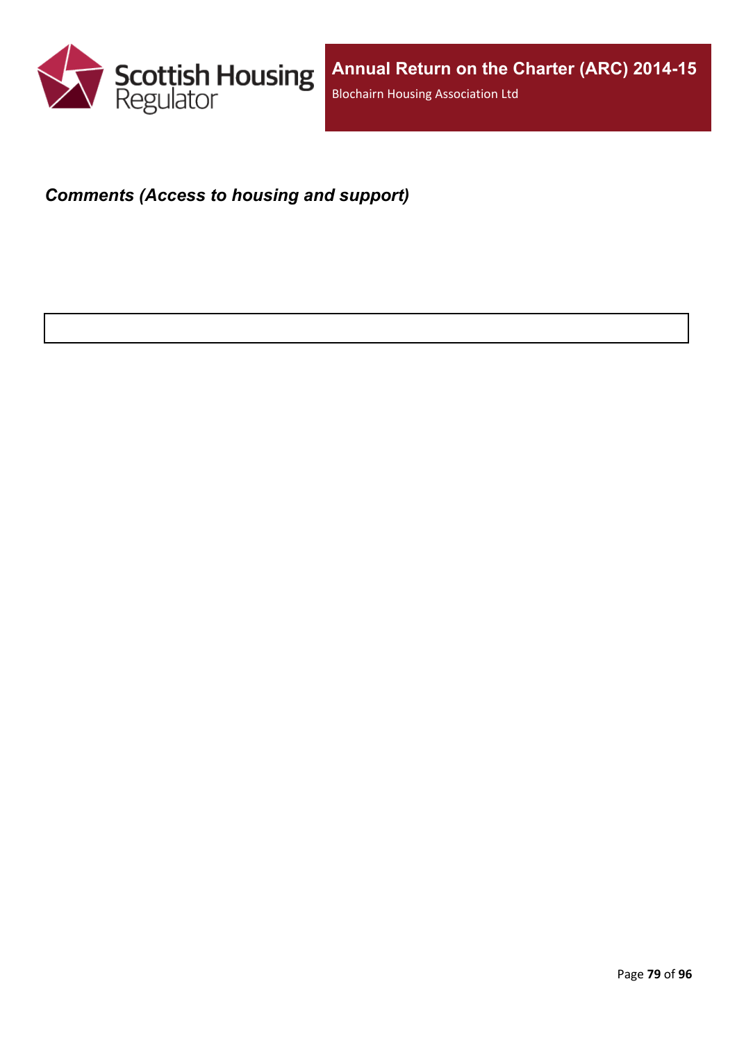***Comments (Access to housing and support)***

| |
|---|
| |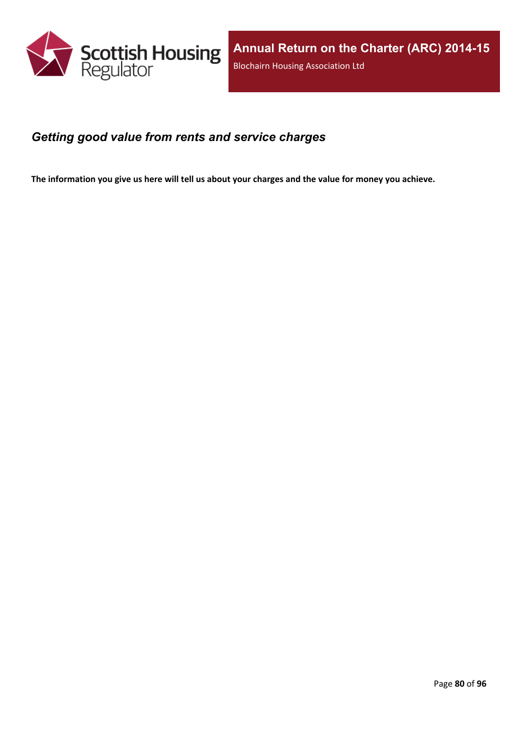## *Getting good value from rents and service charges*

**The information you give us here will tell us about your charges and the value for money you achieve.**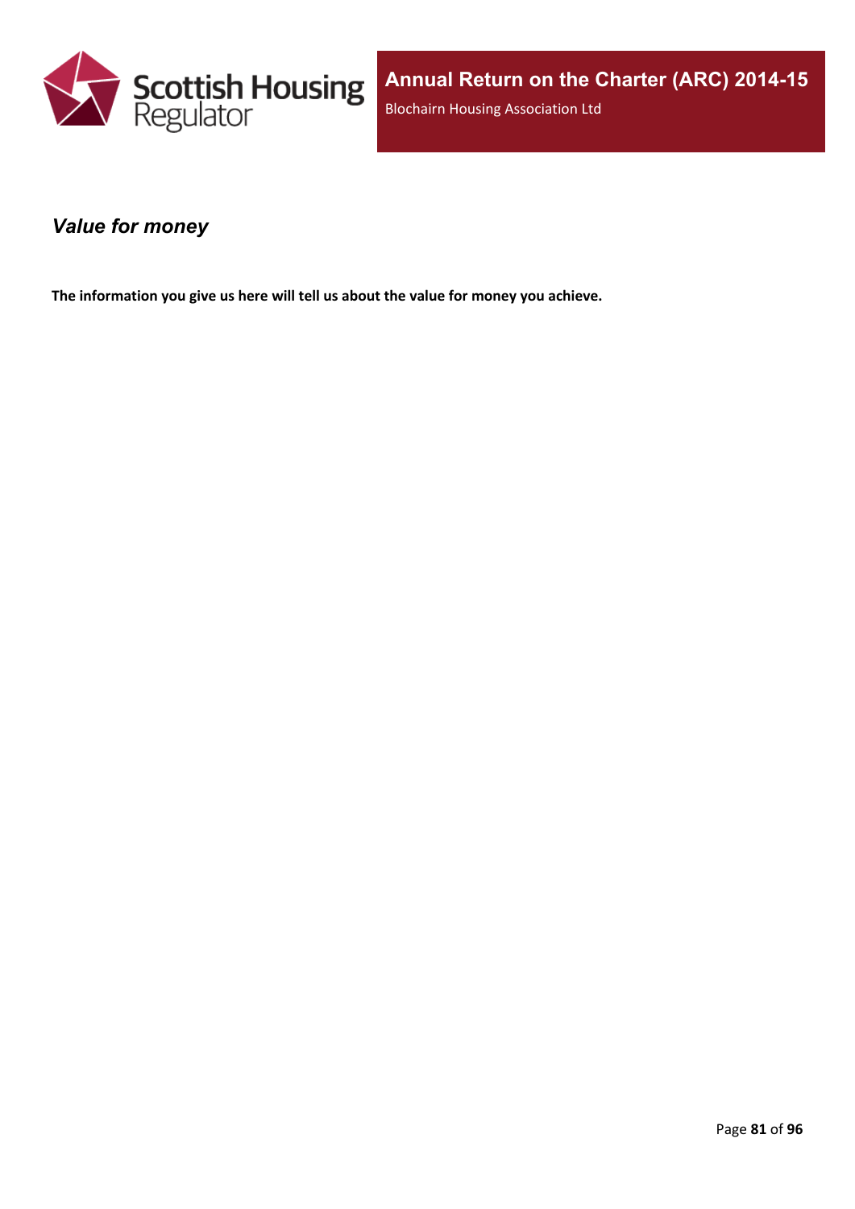### *Value for money*

**The information you give us here will tell us about the value for money you achieve.**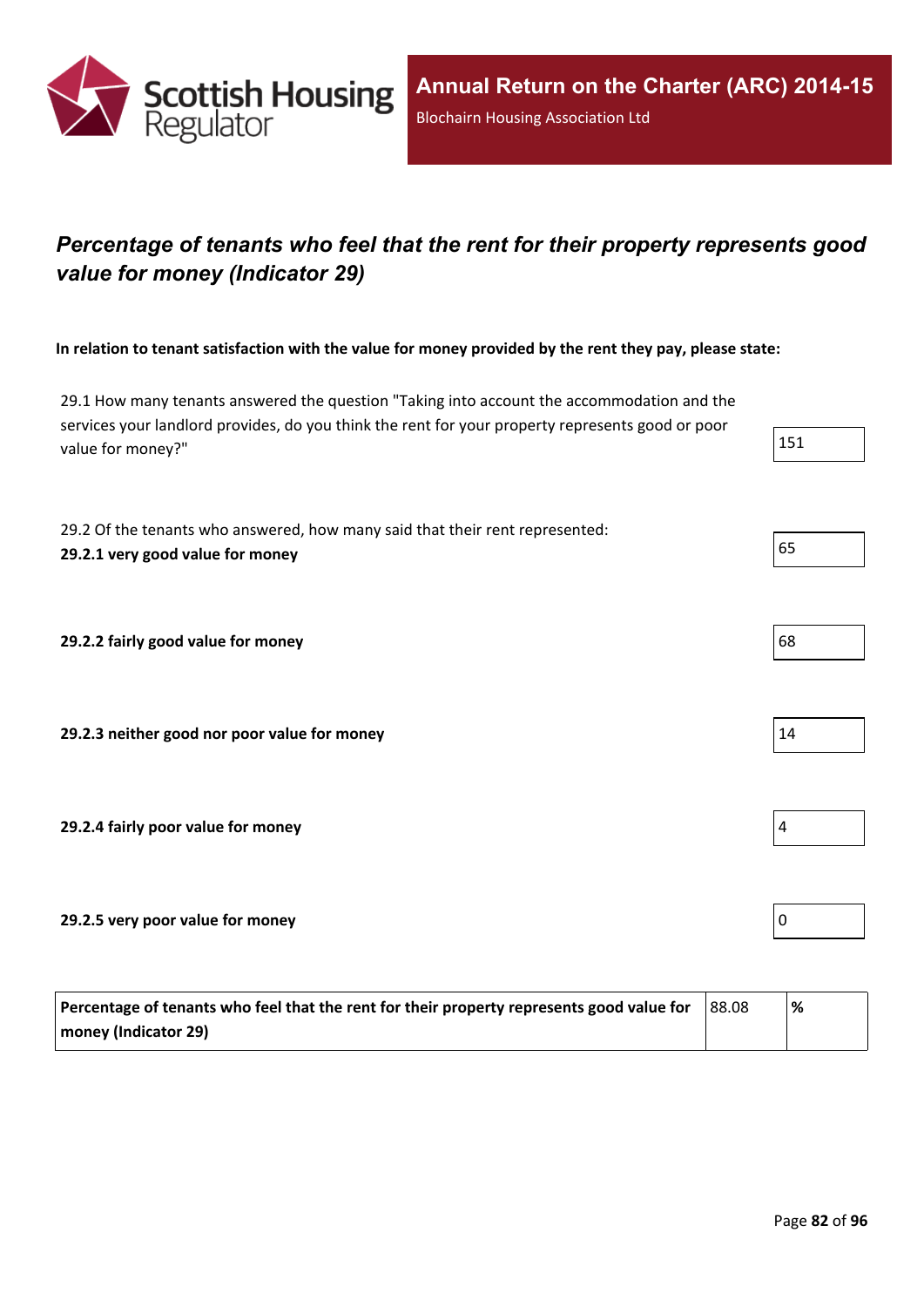## *Percentage of tenants who feel that the rent for their property represents good value for money (Indicator 29)*

**In relation to tenant satisfaction with the value for money provided by the rent they pay, please state:**

| | |
|---|---|
| 29.1 How many tenants answered the question "Taking into account the accommodation and the services your landlord provides, do you think the rent for your property represents good or poor value for money?" | 151 |
| 29.2 Of the tenants who answered, how many said that their rent represented: **29.2.1 very good value for money** | 65 |
| **29.2.2 fairly good value for money** | 68 |
| **29.2.3 neither good nor poor value for money** | 14 |
| **29.2.4 fairly poor value for money** | 4 |
| **29.2.5 very poor value for money** | 0 |

| | | |
|---|---|---|
| **Percentage of tenants who feel that the rent for their property represents good value for money (Indicator 29)** | 88.08 | **%** |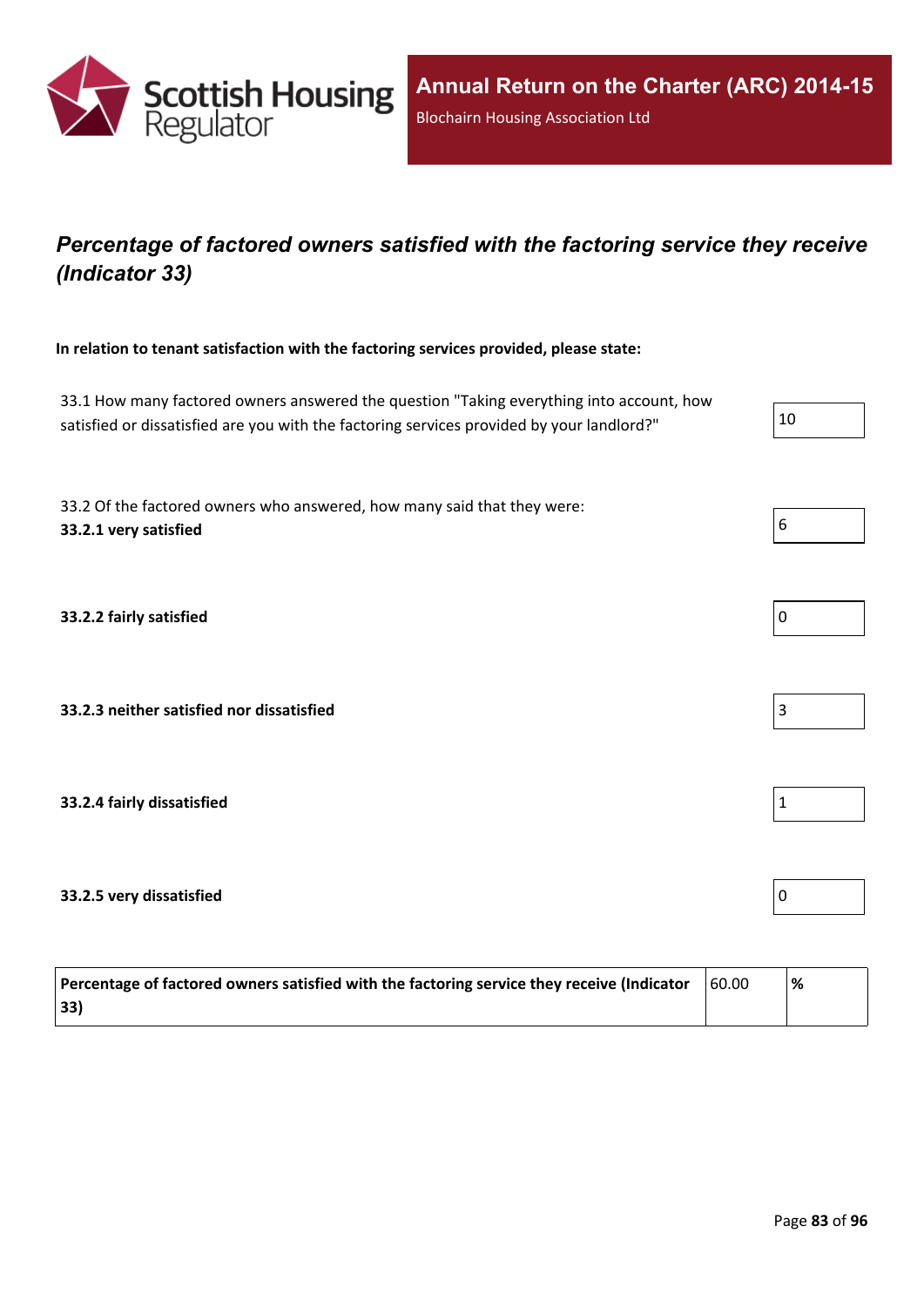## *Percentage of factored owners satisfied with the factoring service they receive (Indicator 33)*

**In relation to tenant satisfaction with the factoring services provided, please state:**

33.1 How many factored owners answered the question "Taking everything into account, how satisfied or dissatisfied are you with the factoring services provided by your landlord?" | 10

33.2 Of the factored owners who answered, how many said that they were:

**33.2.1 very satisfied** | 6

**33.2.2 fairly satisfied** | 0

**33.2.3 neither satisfied nor dissatisfied** | 3

**33.2.4 fairly dissatisfied** | 1

**33.2.5 very dissatisfied** | 0

| **Percentage of factored owners satisfied with the factoring service they receive (Indicator 33)** | 60.00 | **%** |
|---|---|---|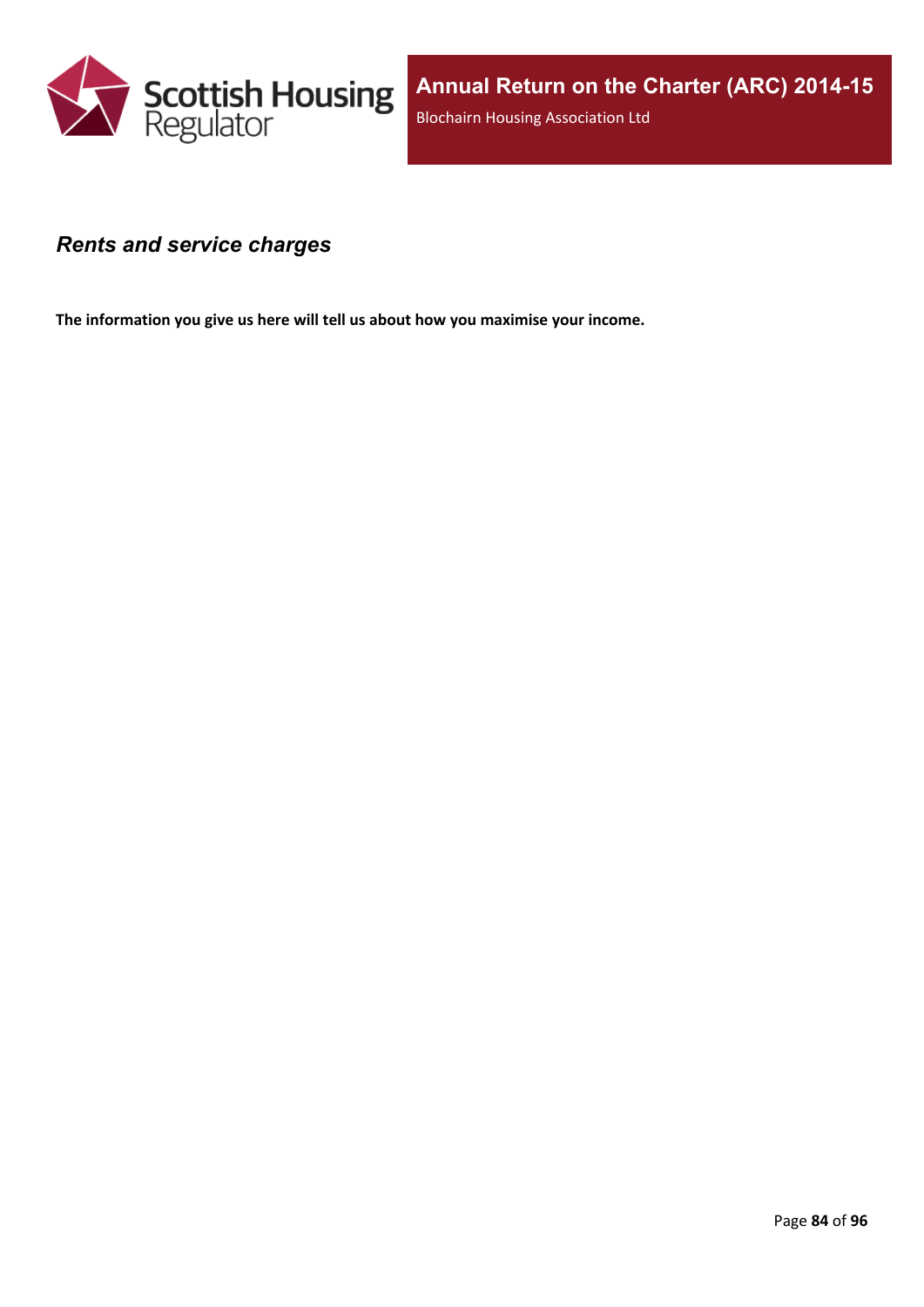## *Rents and service charges*

**The information you give us here will tell us about how you maximise your income.**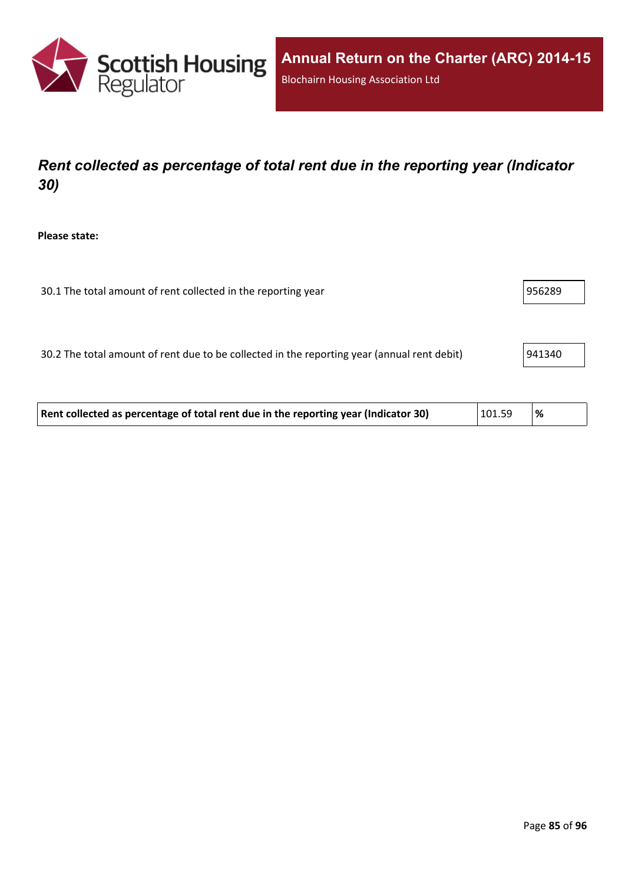## *Rent collected as percentage of total rent due in the reporting year (Indicator 30)*

**Please state:**

| | |
|---|---|
| 30.1 The total amount of rent collected in the reporting year | 956289 |
| 30.2 The total amount of rent due to be collected in the reporting year (annual rent debit) | 941340 |

| | | |
|---|---|---|
| **Rent collected as percentage of total rent due in the reporting year (Indicator 30)** | 101.59 | **%** |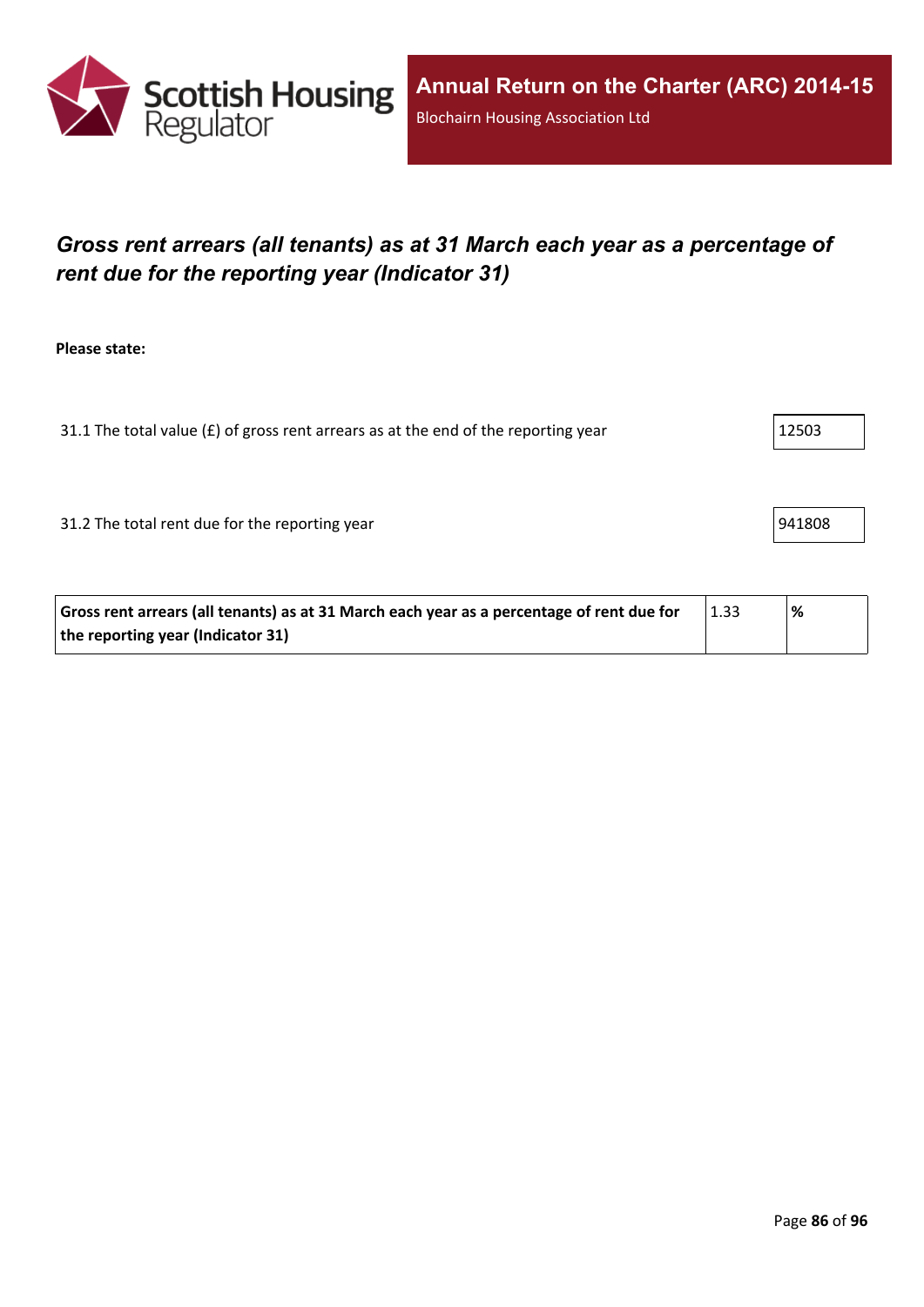Annual Return on the Charter (ARC) 2014-15

Blochairn Housing Association Ltd

## *Gross rent arrears (all tenants) as at 31 March each year as a percentage of rent due for the reporting year (Indicator 31)*

**Please state:**

| | |
|---|---|
| 31.1 The total value (£) of gross rent arrears as at the end of the reporting year | 12503 |
| 31.2 The total rent due for the reporting year | 941808 |

| | | |
|---|---|---|
| **Gross rent arrears (all tenants) as at 31 March each year as a percentage of rent due for the reporting year (Indicator 31)** | 1.33 | **%** |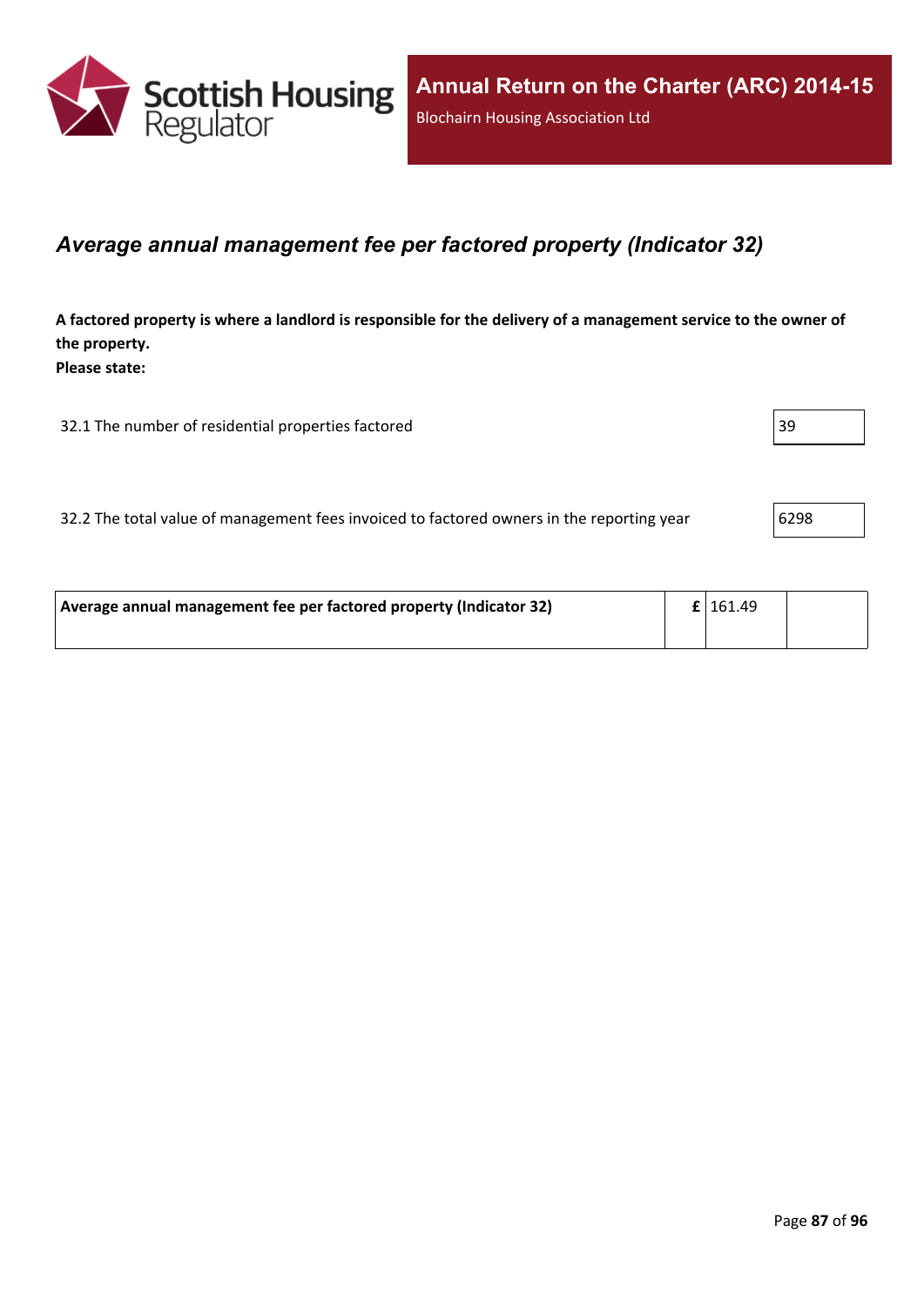## *Average annual management fee per factored property (Indicator 32)*

**A factored property is where a landlord is responsible for the delivery of a management service to the owner of the property.**
**Please state:**

| | |
|---|---|
| 32.1 The number of residential properties factored | 39 |
| 32.2 The total value of management fees invoiced to factored owners in the reporting year | 6298 |

| | | | |
|---|---|---|---|
| **Average annual management fee per factored property (Indicator 32)** | **£** | 161.49 | |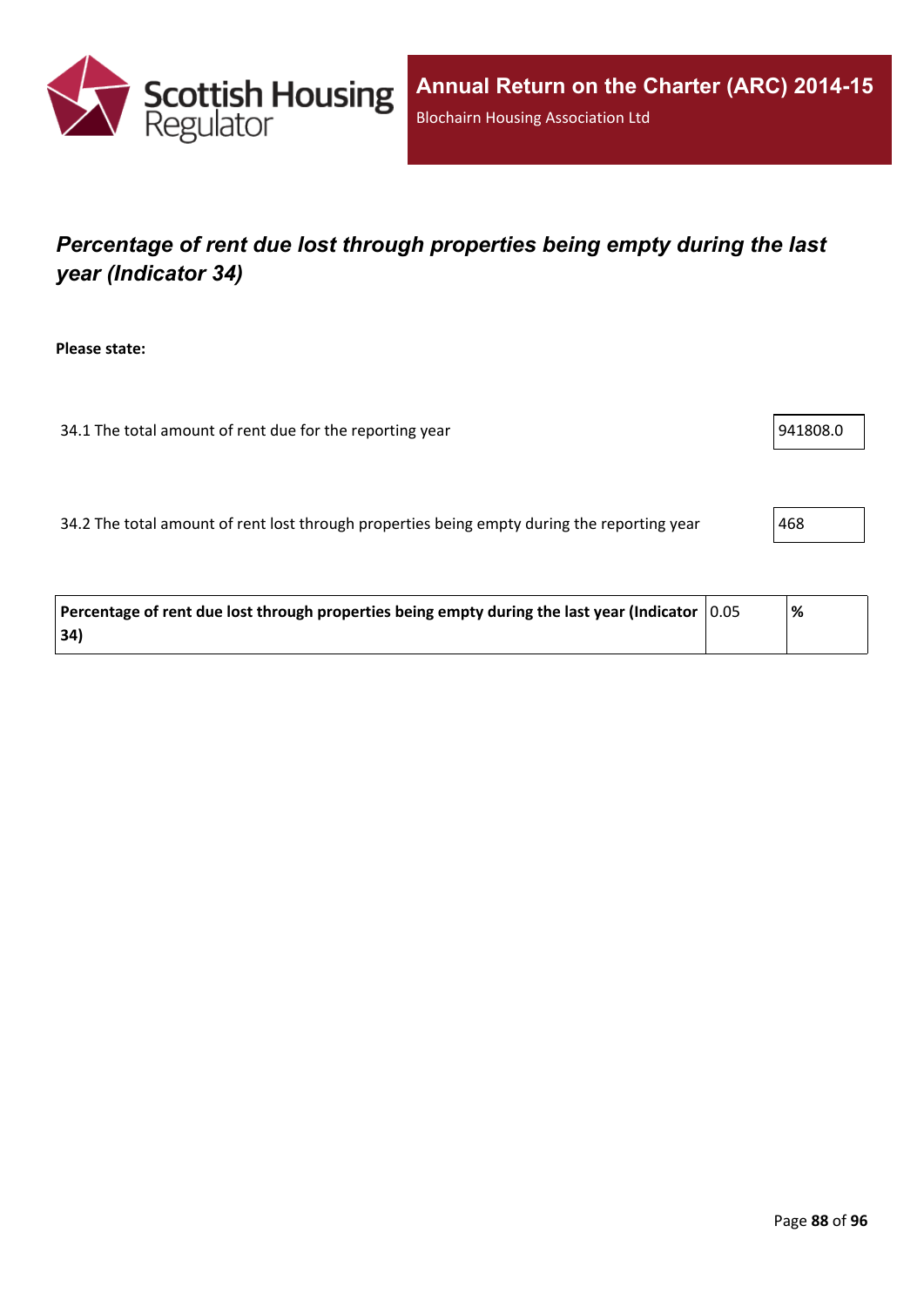## *Percentage of rent due lost through properties being empty during the last year (Indicator 34)*

**Please state:**

| | |
|---|---|
| 34.1 The total amount of rent due for the reporting year | 941808.0 |
| 34.2 The total amount of rent lost through properties being empty during the reporting year | 468 |

| | | |
|---|---|---|
| **Percentage of rent due lost through properties being empty during the last year (Indicator 34)** | 0.05 | **%** |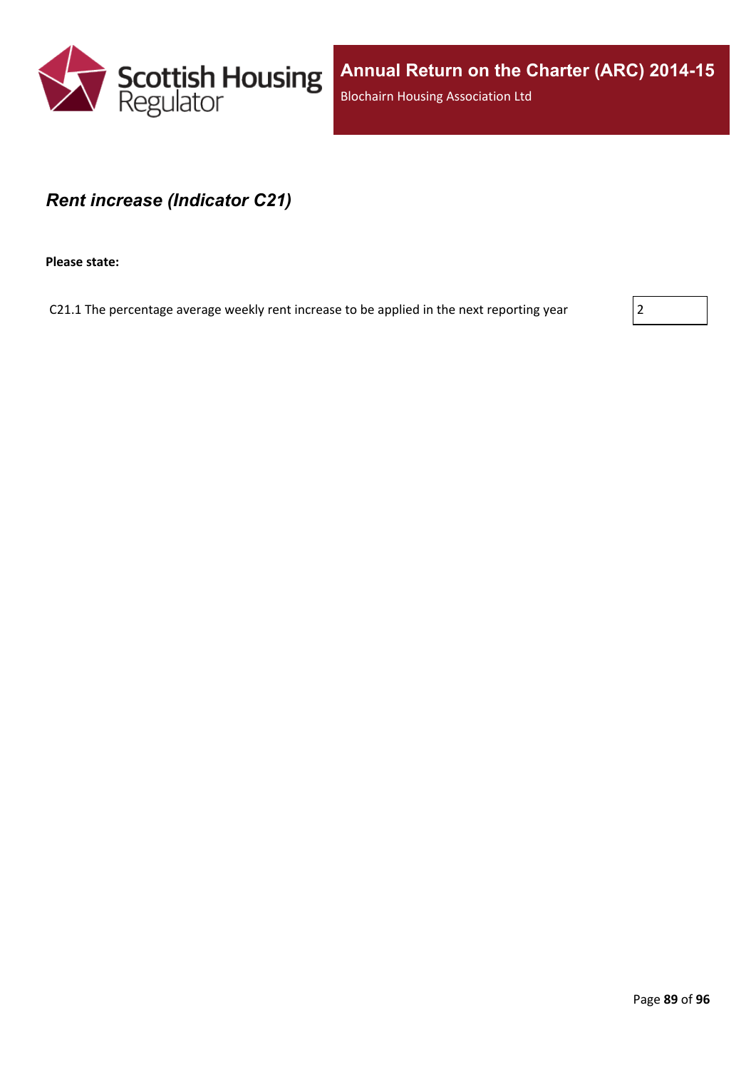## *Rent increase (Indicator C21)*

**Please state:**

| | |
|---|---|
| C21.1 The percentage average weekly rent increase to be applied in the next reporting year | 2 |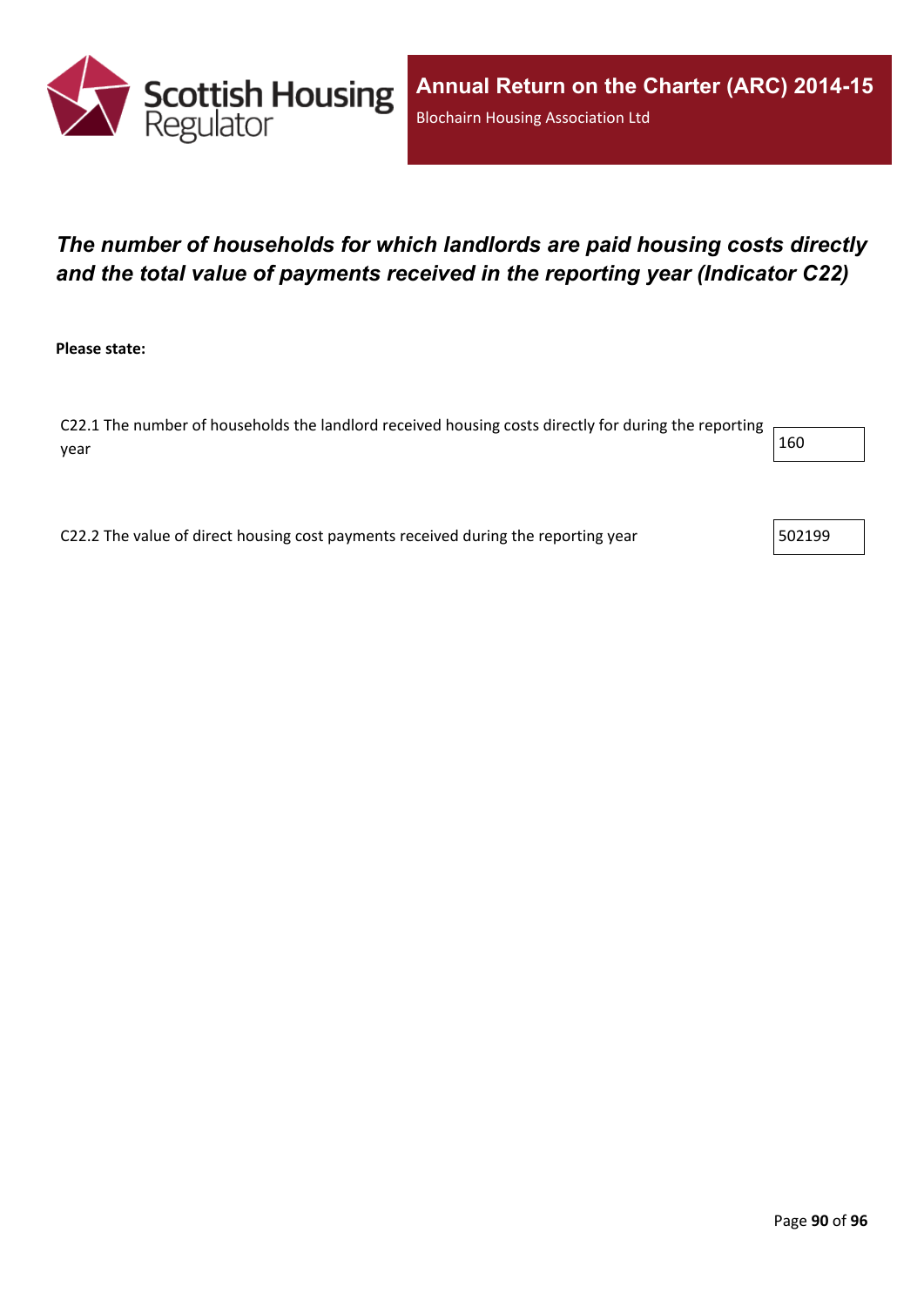## *The number of households for which landlords are paid housing costs directly and the total value of payments received in the reporting year (Indicator C22)*

**Please state:**

| | |
|---|---|
| C22.1 The number of households the landlord received housing costs directly for during the reporting year | 160 |
| C22.2 The value of direct housing cost payments received during the reporting year | 502199 |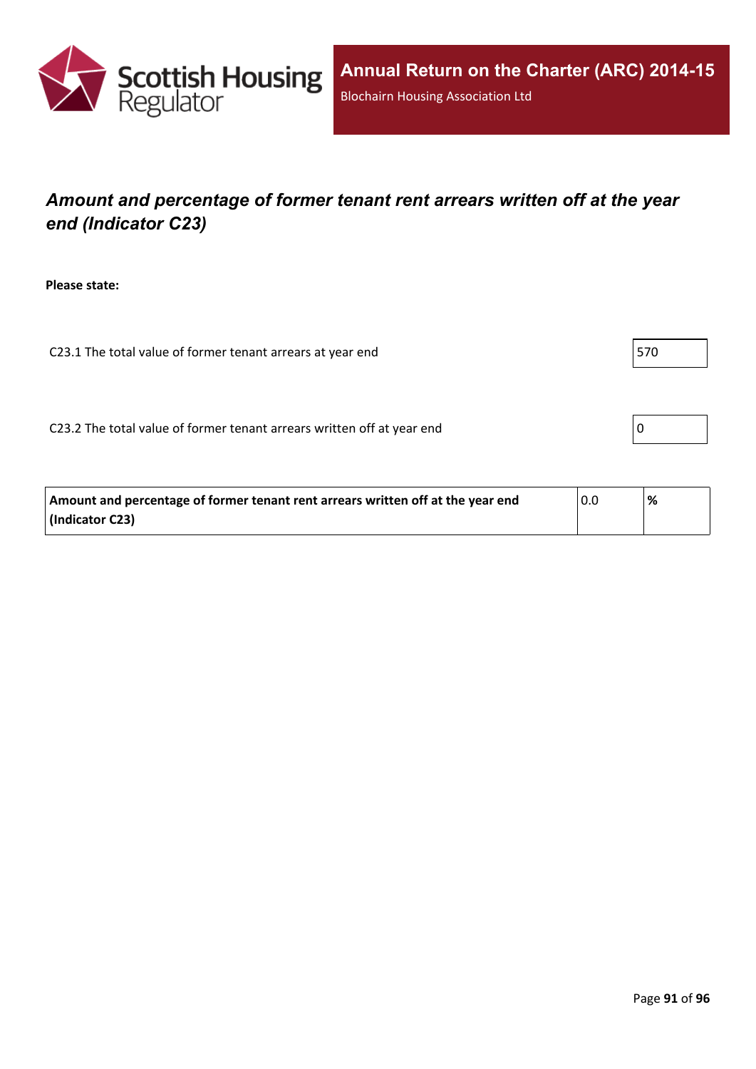## *Amount and percentage of former tenant rent arrears written off at the year end (Indicator C23)*

**Please state:**

| | |
|---|---|
| C23.1 The total value of former tenant arrears at year end | 570 |
| C23.2 The total value of former tenant arrears written off at year end | 0 |

| | | |
|---|---|---|
| **Amount and percentage of former tenant rent arrears written off at the year end (Indicator C23)** | 0.0 | **%** |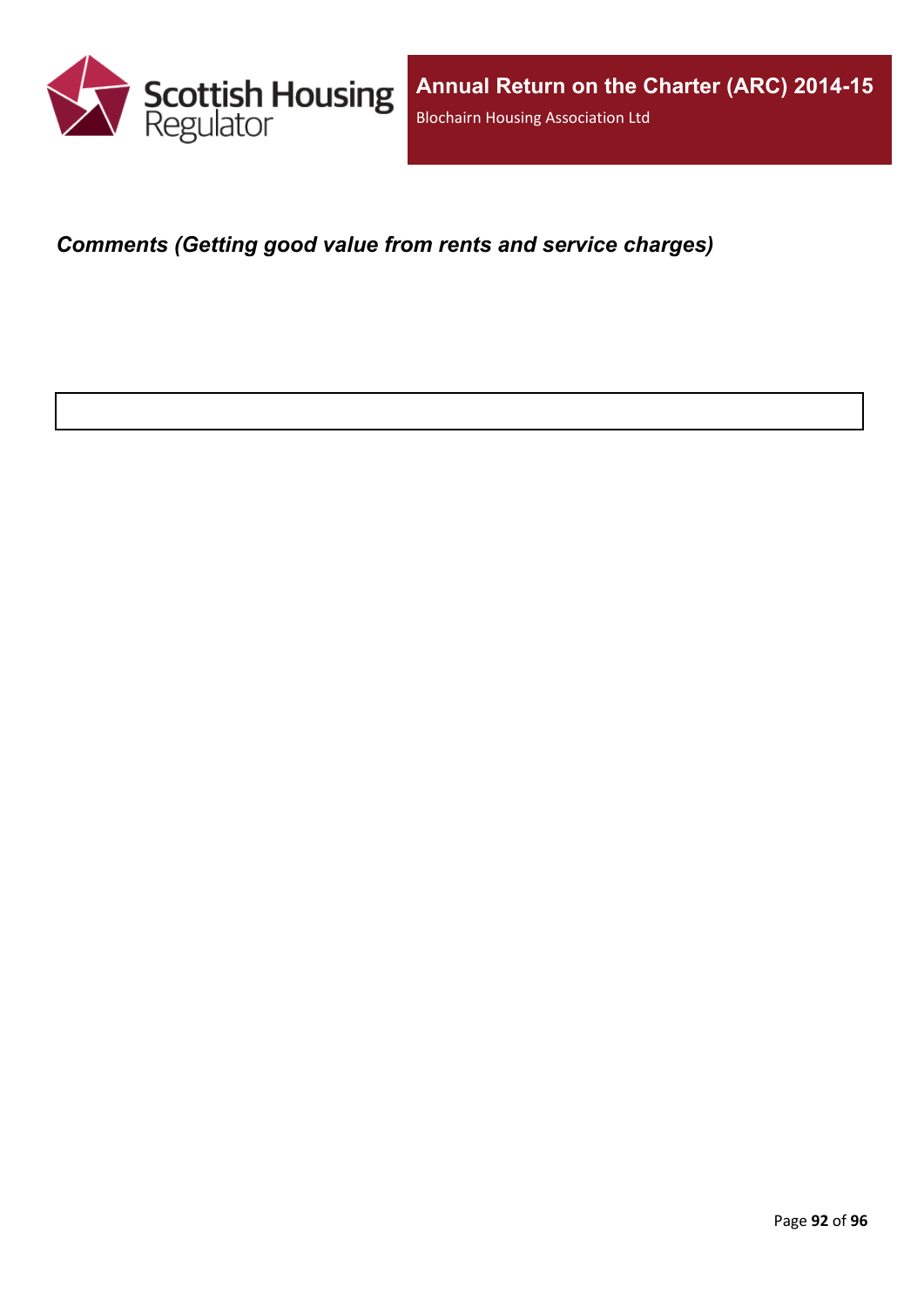***Comments (Getting good value from rents and service charges)***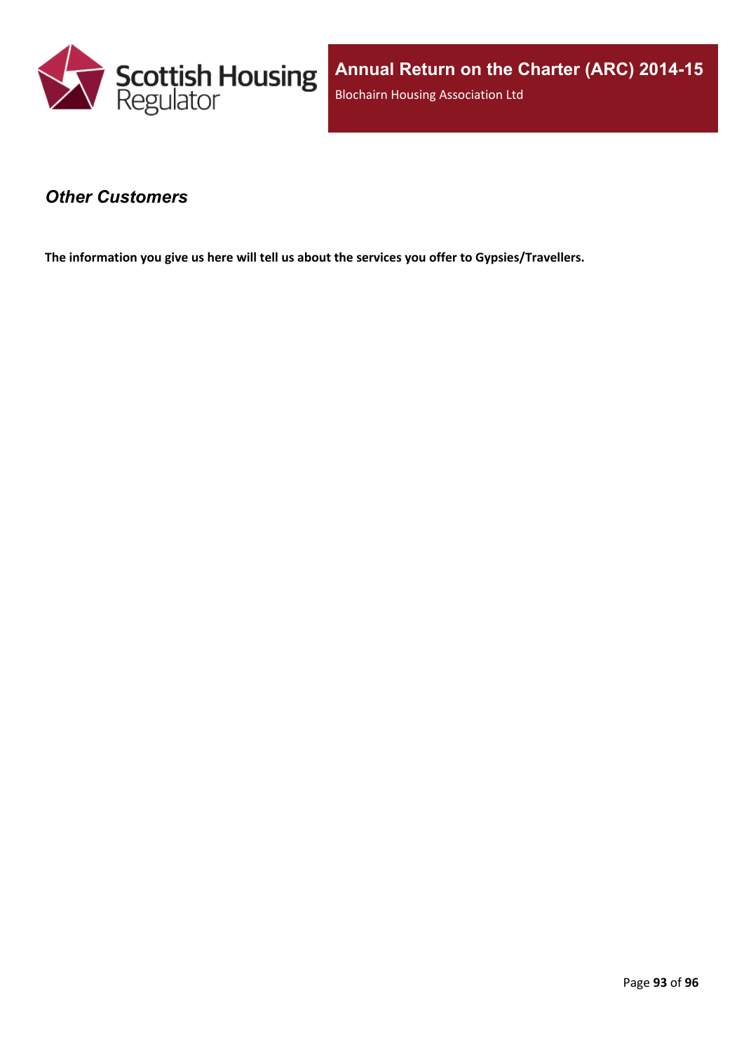## *Other Customers*

**The information you give us here will tell us about the services you offer to Gypsies/Travellers.**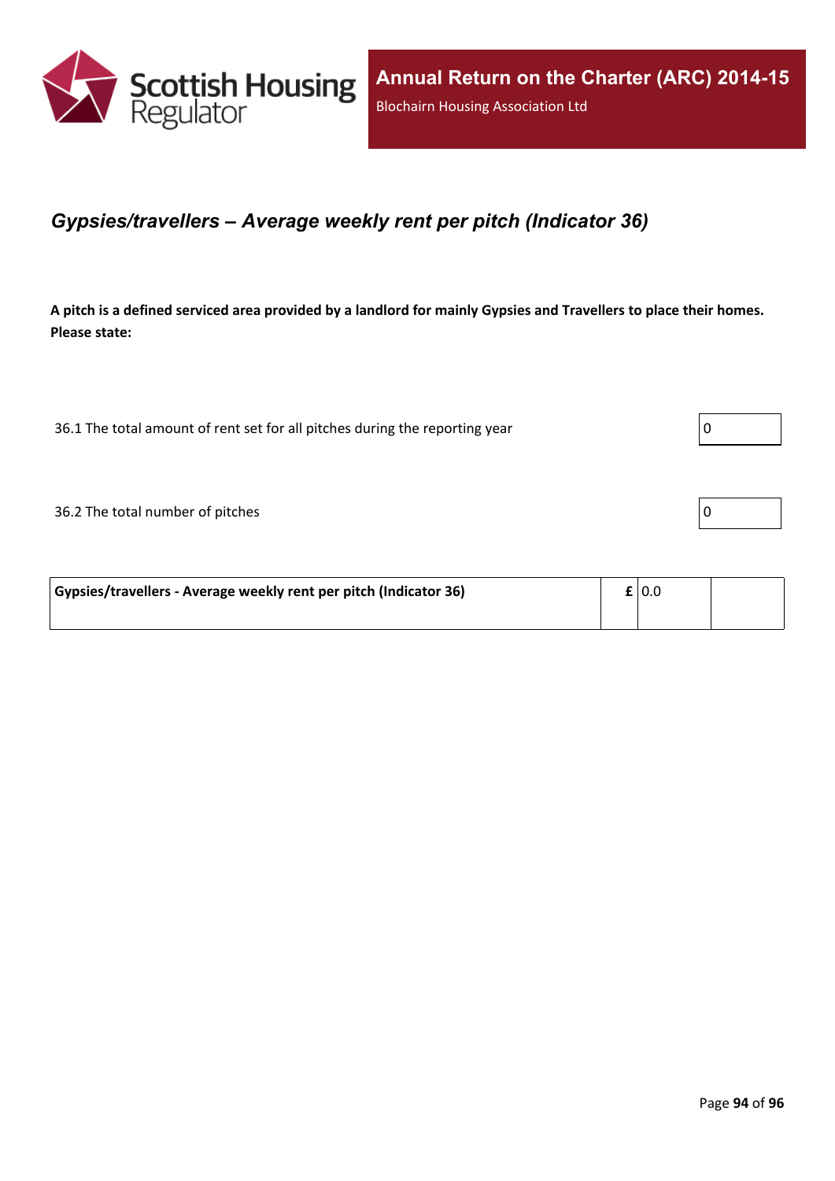## *Gypsies/travellers – Average weekly rent per pitch (Indicator 36)*

**A pitch is a defined serviced area provided by a landlord for mainly Gypsies and Travellers to place their homes. Please state:**

| | |
|---|---|
| 36.1 The total amount of rent set for all pitches during the reporting year | 0 |
| 36.2 The total number of pitches | 0 |

| | | | |
|---|---|---|---|
| **Gypsies/travellers - Average weekly rent per pitch (Indicator 36)** | **£** | 0.0 | |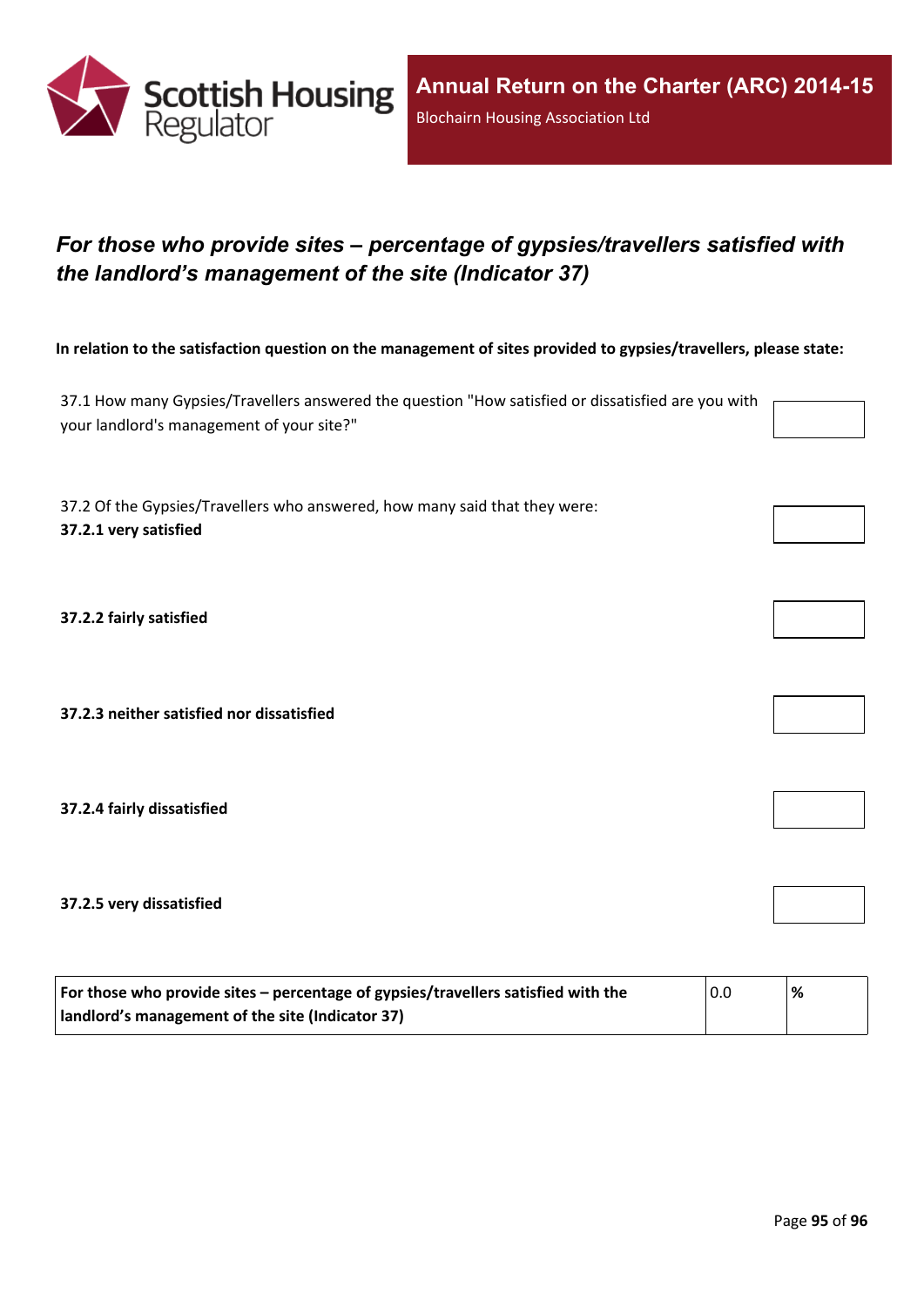## *For those who provide sites – percentage of gypsies/travellers satisfied with the landlord's management of the site (Indicator 37)*

**In relation to the satisfaction question on the management of sites provided to gypsies/travellers, please state:**

37.1 How many Gypsies/Travellers answered the question "How satisfied or dissatisfied are you with your landlord's management of your site?"

37.2 Of the Gypsies/Travellers who answered, how many said that they were:

**37.2.1 very satisfied**

**37.2.2 fairly satisfied**

**37.2.3 neither satisfied nor dissatisfied**

**37.2.4 fairly dissatisfied**

**37.2.5 very dissatisfied**

| **For those who provide sites – percentage of gypsies/travellers satisfied with the landlord's management of the site (Indicator 37)** | 0.0 | **%** |
|---|---|---|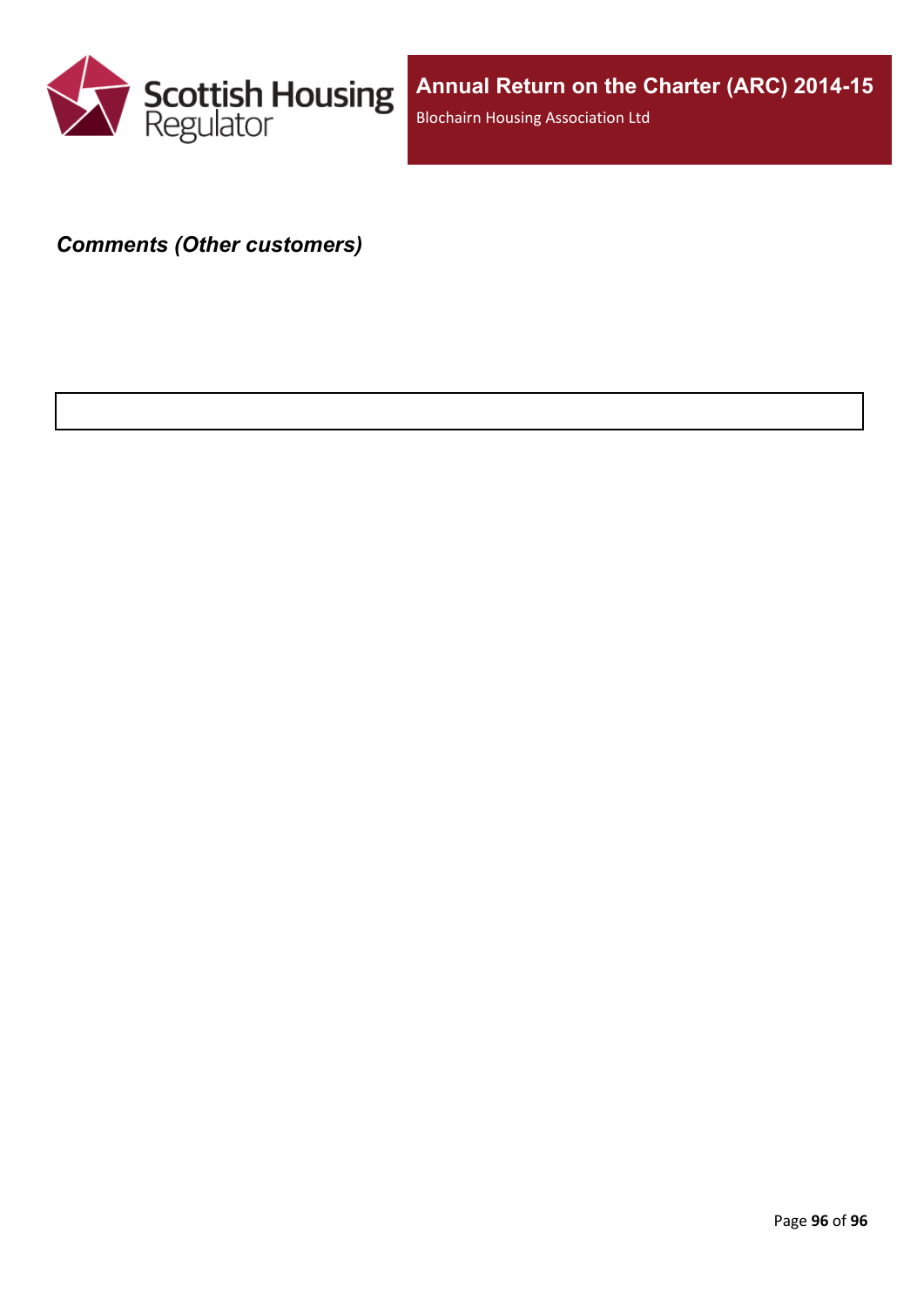*Comments (Other customers)*